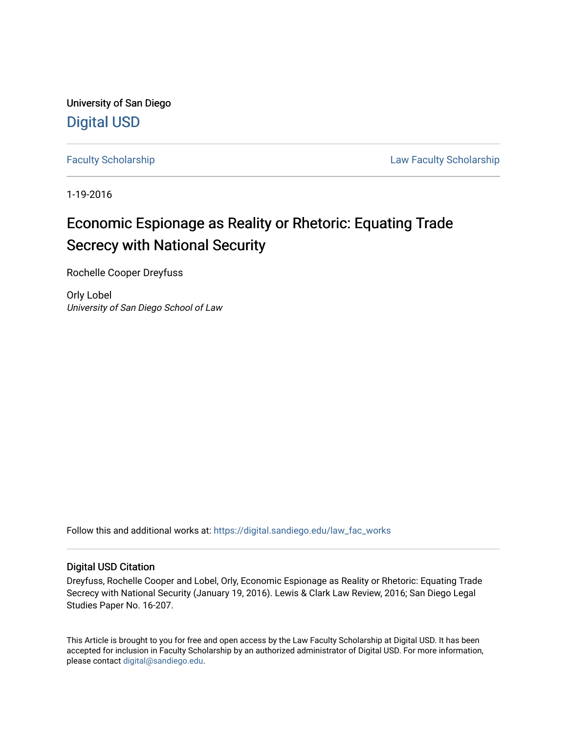University of San Diego

[Digital USD](https://digital.sandiego.edu)

[Faculty Scholarship](https://digital.sandiego.edu/law_fac_works) | [Law Faculty Scholarship](https://digital.sandiego.edu/law_fac_works)

1-19-2016

# Economic Espionage as Reality or Rhetoric: Equating Trade Secrecy with National Security

Rochelle Cooper Dreyfuss

Orly Lobel
*University of San Diego School of Law*

Follow this and additional works at: https://digital.sandiego.edu/law_fac_works

## Digital USD Citation

Dreyfuss, Rochelle Cooper and Lobel, Orly, Economic Espionage as Reality or Rhetoric: Equating Trade Secrecy with National Security (January 19, 2016). Lewis & Clark Law Review, 2016; San Diego Legal Studies Paper No. 16-207.

This Article is brought to you for free and open access by the Law Faculty Scholarship at Digital USD. It has been accepted for inclusion in Faculty Scholarship by an authorized administrator of Digital USD. For more information, please contact digital@sandiego.edu.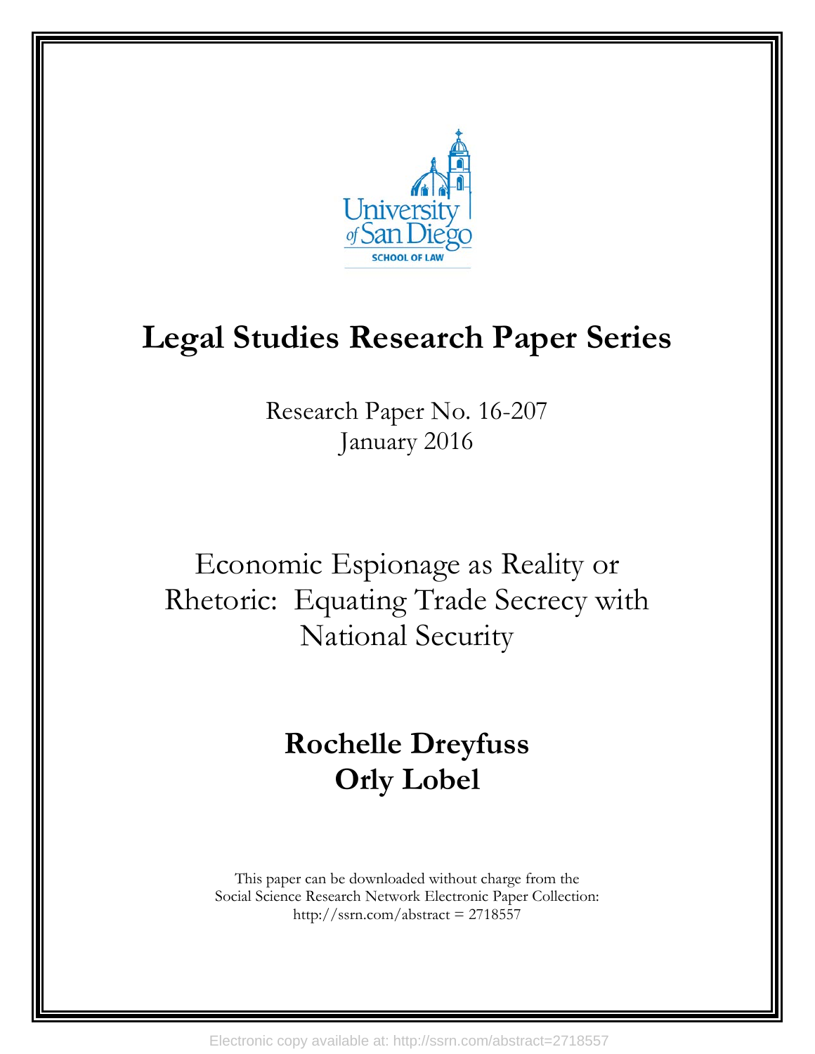University of San Diego School of Law

# Legal Studies Research Paper Series

Research Paper No. 16-207
January 2016

## Economic Espionage as Reality or Rhetoric: Equating Trade Secrecy with National Security

**Rochelle Dreyfuss**
**Orly Lobel**

This paper can be downloaded without charge from the Social Science Research Network Electronic Paper Collection: http://ssrn.com/abstract = 2718557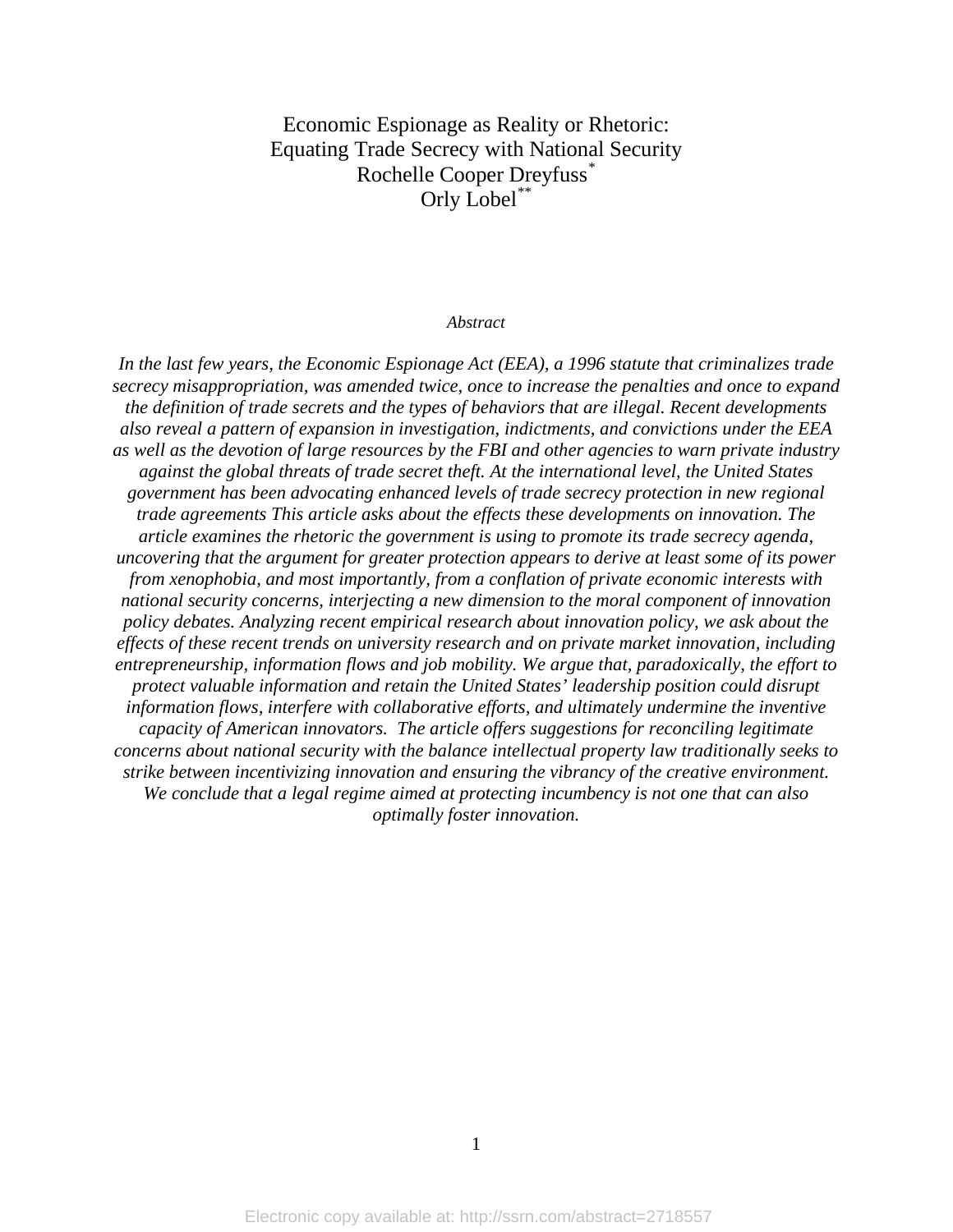# Economic Espionage as Reality or Rhetoric: Equating Trade Secrecy with National Security

Rochelle Cooper Dreyfuss[*]

Orly Lobel[**]

*Abstract*

*In the last few years, the Economic Espionage Act (EEA), a 1996 statute that criminalizes trade secrecy misappropriation, was amended twice, once to increase the penalties and once to expand the definition of trade secrets and the types of behaviors that are illegal. Recent developments also reveal a pattern of expansion in investigation, indictments, and convictions under the EEA as well as the devotion of large resources by the FBI and other agencies to warn private industry against the global threats of trade secret theft. At the international level, the United States government has been advocating enhanced levels of trade secrecy protection in new regional trade agreements This article asks about the effects these developments on innovation. The article examines the rhetoric the government is using to promote its trade secrecy agenda, uncovering that the argument for greater protection appears to derive at least some of its power from xenophobia, and most importantly, from a conflation of private economic interests with national security concerns, interjecting a new dimension to the moral component of innovation policy debates. Analyzing recent empirical research about innovation policy, we ask about the effects of these recent trends on university research and on private market innovation, including entrepreneurship, information flows and job mobility. We argue that, paradoxically, the effort to protect valuable information and retain the United States' leadership position could disrupt information flows, interfere with collaborative efforts, and ultimately undermine the inventive capacity of American innovators. The article offers suggestions for reconciling legitimate concerns about national security with the balance intellectual property law traditionally seeks to strike between incentivizing innovation and ensuring the vibrancy of the creative environment. We conclude that a legal regime aimed at protecting incumbency is not one that can also optimally foster innovation.*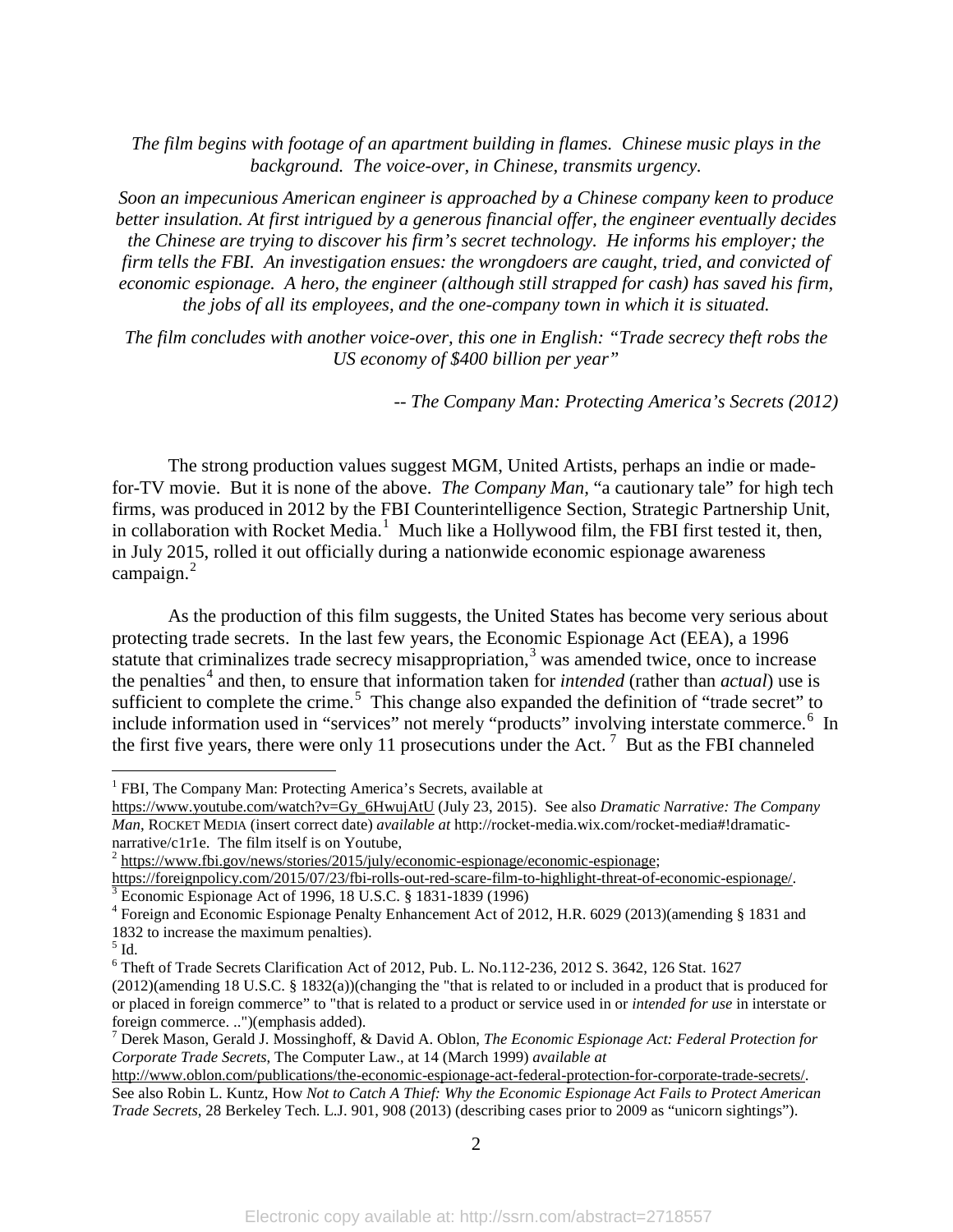*The film begins with footage of an apartment building in flames. Chinese music plays in the background. The voice-over, in Chinese, transmits urgency.*

*Soon an impecunious American engineer is approached by a Chinese company keen to produce better insulation. At first intrigued by a generous financial offer, the engineer eventually decides the Chinese are trying to discover his firm's secret technology. He informs his employer; the firm tells the FBI. An investigation ensues: the wrongdoers are caught, tried, and convicted of economic espionage. A hero, the engineer (although still strapped for cash) has saved his firm, the jobs of all its employees, and the one-company town in which it is situated.*

*The film concludes with another voice-over, this one in English: "Trade secrecy theft robs the US economy of $400 billion per year"*

-- *The Company Man: Protecting America's Secrets (2012)*

The strong production values suggest MGM, United Artists, perhaps an indie or made-for-TV movie. But it is none of the above. *The Company Man*, "a cautionary tale" for high tech firms, was produced in 2012 by the FBI Counterintelligence Section, Strategic Partnership Unit, in collaboration with Rocket Media.[1] Much like a Hollywood film, the FBI first tested it, then, in July 2015, rolled it out officially during a nationwide economic espionage awareness campaign.[2]

As the production of this film suggests, the United States has become very serious about protecting trade secrets. In the last few years, the Economic Espionage Act (EEA), a 1996 statute that criminalizes trade secrecy misappropriation,[3] was amended twice, once to increase the penalties[4] and then, to ensure that information taken for *intended* (rather than *actual*) use is sufficient to complete the crime.[5] This change also expanded the definition of "trade secret" to include information used in "services" not merely "products" involving interstate commerce.[6] In the first five years, there were only 11 prosecutions under the Act.[7] But as the FBI channeled

---

[1] FBI, The Company Man: Protecting America's Secrets, available at https://www.youtube.com/watch?v=Gy_6HwujAtU (July 23, 2015). See also *Dramatic Narrative: The Company Man*, ROCKET MEDIA (insert correct date) *available at* http://rocket-media.wix.com/rocket-media#!dramatic-narrative/c1r1e. The film itself is on Youtube,

[2] https://www.fbi.gov/news/stories/2015/july/economic-espionage/economic-espionage; https://foreignpolicy.com/2015/07/23/fbi-rolls-out-red-scare-film-to-highlight-threat-of-economic-espionage/.

[3] Economic Espionage Act of 1996, 18 U.S.C. § 1831-1839 (1996)

[4] Foreign and Economic Espionage Penalty Enhancement Act of 2012, H.R. 6029 (2013)(amending § 1831 and 1832 to increase the maximum penalties).

[5] Id.

[6] Theft of Trade Secrets Clarification Act of 2012, Pub. L. No.112-236, 2012 S. 3642, 126 Stat. 1627 (2012)(amending 18 U.S.C. § 1832(a))(changing the "that is related to or included in a product that is produced for or placed in foreign commerce" to "that is related to a product or service used in or *intended for use* in interstate or foreign commerce. ..")(emphasis added).

[7] Derek Mason, Gerald J. Mossinghoff, & David A. Oblon, *The Economic Espionage Act: Federal Protection for Corporate Trade Secrets*, The Computer Law., at 14 (March 1999) *available at* http://www.oblon.com/publications/the-economic-espionage-act-federal-protection-for-corporate-trade-secrets/. See also Robin L. Kuntz, How *Not to Catch A Thief: Why the Economic Espionage Act Fails to Protect American Trade Secrets*, 28 Berkeley Tech. L.J. 901, 908 (2013) (describing cases prior to 2009 as "unicorn sightings").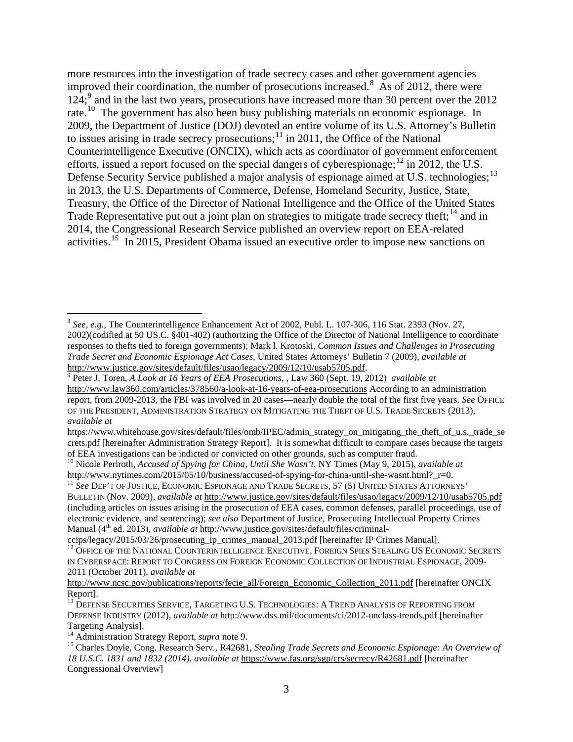more resources into the investigation of trade secrecy cases and other government agencies improved their coordination, the number of prosecutions increased.[8] As of 2012, there were 124;[9] and in the last two years, prosecutions have increased more than 30 percent over the 2012 rate.[10] The government has also been busy publishing materials on economic espionage. In 2009, the Department of Justice (DOJ) devoted an entire volume of its U.S. Attorney's Bulletin to issues arising in trade secrecy prosecutions;[11] in 2011, the Office of the National Counterintelligence Executive (ONCIX), which acts as coordinator of government enforcement efforts, issued a report focused on the special dangers of cyberespionage;[12] in 2012, the U.S. Defense Security Service published a major analysis of espionage aimed at U.S. technologies;[13] in 2013, the U.S. Departments of Commerce, Defense, Homeland Security, Justice, State, Treasury, the Office of the Director of National Intelligence and the Office of the United States Trade Representative put out a joint plan on strategies to mitigate trade secrecy theft;[14] and in 2014, the Congressional Research Service published an overview report on EEA-related activities.[15] In 2015, President Obama issued an executive order to impose new sanctions on

---

[8] *See, e.g.*, The Counterintelligence Enhancement Act of 2002, Publ. L. 107-306, 116 Stat. 2393 (Nov. 27, 2002)(codified at 50 US.C. §401-402) (authorizing the Office of the Director of National Intelligence to coordinate responses to thefts tied to foreign governments); Mark l. Krotoski, *Common Issues and Challenges in Prosecuting Trade Secret and Economic Espionage Act Cases*, United States Attorneys' Bulletin 7 (2009), *available at* http://www.justice.gov/sites/default/files/usao/legacy/2009/12/10/usab5705.pdf.

[9] Peter J. Toren, *A Look at 16 Years of EEA Prosecutions*, , Law 360 (Sept. 19, 2012) *available at* http://www.law360.com/articles/378560/a-look-at-16-years-of-eea-prosecutions According to an administration report, from 2009-2013, the FBI was involved in 20 cases—nearly double the total of the first five years. *See* OFFICE OF THE PRESIDENT, ADMINISTRATION STRATEGY ON MITIGATING THE THEFT OF U.S. TRADE SECRETS (2013), *available at* https://www.whitehouse.gov/sites/default/files/omb/IPEC/admin_strategy_on_mitigating_the_theft_of_u.s._trade_secrets.pdf [hereinafter Administration Strategy Report]. It is somewhat difficult to compare cases because the targets of EEA investigations can be indicted or convicted on other grounds, such as computer fraud.

[10] Nicole Perlroth, *Accused of Spying for China, Until She Wasn't*, NY Times (May 9, 2015), *available at* http://www.nytimes.com/2015/05/10/business/accused-of-spying-for-china-until-she-wasnt.html?_r=0.

[11] *See* DEP'T OF JUSTICE, ECONOMIC ESPIONAGE AND TRADE SECRETS, 57 (5) UNITED STATES ATTORNEYS' BULLETIN (Nov. 2009), *available at* http://www.justice.gov/sites/default/files/usao/legacy/2009/12/10/usab5705.pdf (including articles on issues arising in the prosecution of EEA cases, common defenses, parallel proceedings, use of electronic evidence, and sentencing); *see also* Department of Justice, Prosecuting Intellectual Property Crimes Manual (4th ed. 2013), *available at* http://www.justice.gov/sites/default/files/criminal-ccips/legacy/2015/03/26/prosecuting_ip_crimes_manual_2013.pdf [hereinafter IP Crimes Manual].

[12] OFFICE OF THE NATIONAL COUNTERINTELLIGENCE EXECUTIVE, FOREIGN SPIES STEALING US ECONOMIC SECRETS IN CYBERSPACE: REPORT TO CONGRESS ON FOREIGN ECONOMIC COLLECTION OF INDUSTRIAL ESPIONAGE, 2009-2011 (October 2011), *available at* http://www.ncsc.gov/publications/reports/fecie_all/Foreign_Economic_Collection_2011.pdf [hereinafter ONCIX Report].

[13] DEFENSE SECURITIES SERVICE, TARGETING U.S. TECHNOLOGIES: A TREND ANALYSIS OF REPORTING FROM DEFENSE INDUSTRY (2012), *available at* http://www.dss.mil/documents/ci/2012-unclass-trends.pdf [hereinafter Targeting Analysis].

[14] Administration Strategy Report, *supra* note 9.

[15] Charles Doyle, Cong. Research Serv., R42681, *Stealing Trade Secrets and Economic Espionage: An Overview of 18 U.S.C. 1831 and 1832 (2014)*, *available at* https://www.fas.org/sgp/crs/secrecy/R42681.pdf [hereinafter Congressional Overview]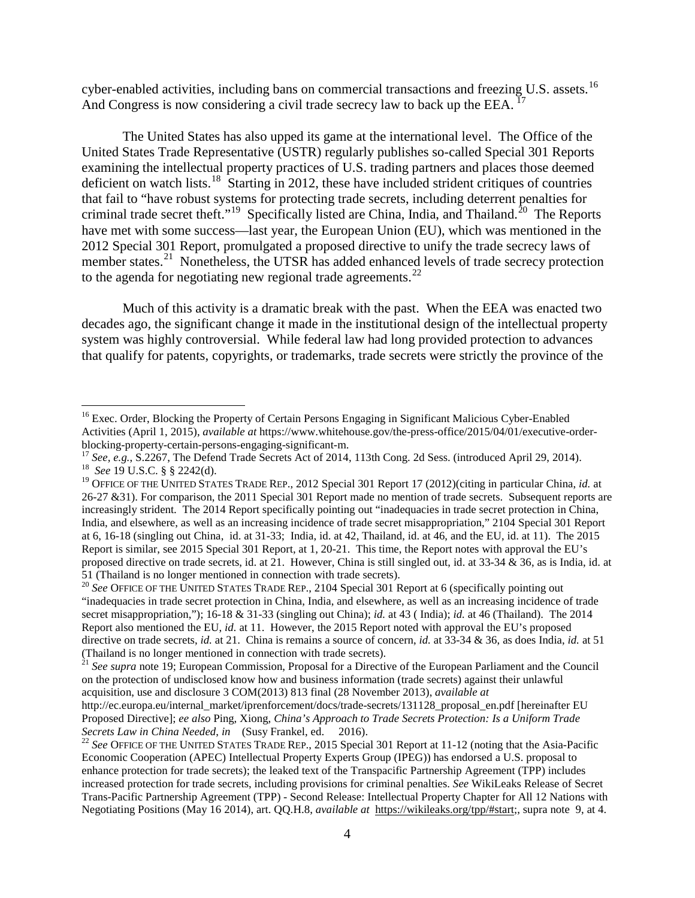cyber-enabled activities, including bans on commercial transactions and freezing U.S. assets.[16] And Congress is now considering a civil trade secrecy law to back up the EEA. [17]

The United States has also upped its game at the international level. The Office of the United States Trade Representative (USTR) regularly publishes so-called Special 301 Reports examining the intellectual property practices of U.S. trading partners and places those deemed deficient on watch lists.[18] Starting in 2012, these have included strident critiques of countries that fail to "have robust systems for protecting trade secrets, including deterrent penalties for criminal trade secret theft."[19] Specifically listed are China, India, and Thailand.[20] The Reports have met with some success—last year, the European Union (EU), which was mentioned in the 2012 Special 301 Report, promulgated a proposed directive to unify the trade secrecy laws of member states.[21] Nonetheless, the UTSR has added enhanced levels of trade secrecy protection to the agenda for negotiating new regional trade agreements.[22]

Much of this activity is a dramatic break with the past. When the EEA was enacted two decades ago, the significant change it made in the institutional design of the intellectual property system was highly controversial. While federal law had long provided protection to advances that qualify for patents, copyrights, or trademarks, trade secrets were strictly the province of the

---

[16] Exec. Order, Blocking the Property of Certain Persons Engaging in Significant Malicious Cyber-Enabled Activities (April 1, 2015), *available at* https://www.whitehouse.gov/the-press-office/2015/04/01/executive-order-blocking-property-certain-persons-engaging-significant-m.

[17] *See, e.g.*, S.2267, The Defend Trade Secrets Act of 2014, 113th Cong. 2d Sess. (introduced April 29, 2014).

[18] *See* 19 U.S.C. § § 2242(d).

[19] OFFICE OF THE UNITED STATES TRADE REP., 2012 Special 301 Report 17 (2012)(citing in particular China, *id.* at 26-27 &31). For comparison, the 2011 Special 301 Report made no mention of trade secrets. Subsequent reports are increasingly strident. The 2014 Report specifically pointing out "inadequacies in trade secret protection in China, India, and elsewhere, as well as an increasing incidence of trade secret misappropriation," 2104 Special 301 Report at 6, 16-18 (singling out China, id. at 31-33; India, id. at 42, Thailand, id. at 46, and the EU, id. at 11). The 2015 Report is similar, see 2015 Special 301 Report, at 1, 20-21. This time, the Report notes with approval the EU's proposed directive on trade secrets, id. at 21. However, China is still singled out, id. at 33-34 & 36, as is India, id. at 51 (Thailand is no longer mentioned in connection with trade secrets).

[20] *See* OFFICE OF THE UNITED STATES TRADE REP., 2104 Special 301 Report at 6 (specifically pointing out "inadequacies in trade secret protection in China, India, and elsewhere, as well as an increasing incidence of trade secret misappropriation,"); 16-18 & 31-33 (singling out China); *id.* at 43 ( India); *id.* at 46 (Thailand). The 2014 Report also mentioned the EU, *id.* at 11. However, the 2015 Report noted with approval the EU's proposed directive on trade secrets, *id.* at 21. China is remains a source of concern, *id.* at 33-34 & 36, as does India, *id.* at 51 (Thailand is no longer mentioned in connection with trade secrets).

[21] *See supra* note 19; European Commission, Proposal for a Directive of the European Parliament and the Council on the protection of undisclosed know how and business information (trade secrets) against their unlawful acquisition, use and disclosure 3 COM(2013) 813 final (28 November 2013), *available at* http://ec.europa.eu/internal_market/iprenforcement/docs/trade-secrets/131128_proposal_en.pdf [hereinafter EU Proposed Directive]; *ee also* Ping, Xiong, *China's Approach to Trade Secrets Protection: Is a Uniform Trade Secrets Law in China Needed, in* (Susy Frankel, ed. 2016).

[22] *See* OFFICE OF THE UNITED STATES TRADE REP., 2015 Special 301 Report at 11-12 (noting that the Asia-Pacific Economic Cooperation (APEC) Intellectual Property Experts Group (IPEG)) has endorsed a U.S. proposal to enhance protection for trade secrets); the leaked text of the Transpacific Partnership Agreement (TPP) includes increased protection for trade secrets, including provisions for criminal penalties. *See* WikiLeaks Release of Secret Trans-Pacific Partnership Agreement (TPP) - Second Release: Intellectual Property Chapter for All 12 Nations with Negotiating Positions (May 16 2014), art. QQ.H.8, *available at* https://wikileaks.org/tpp/#start;, supra note 9, at 4.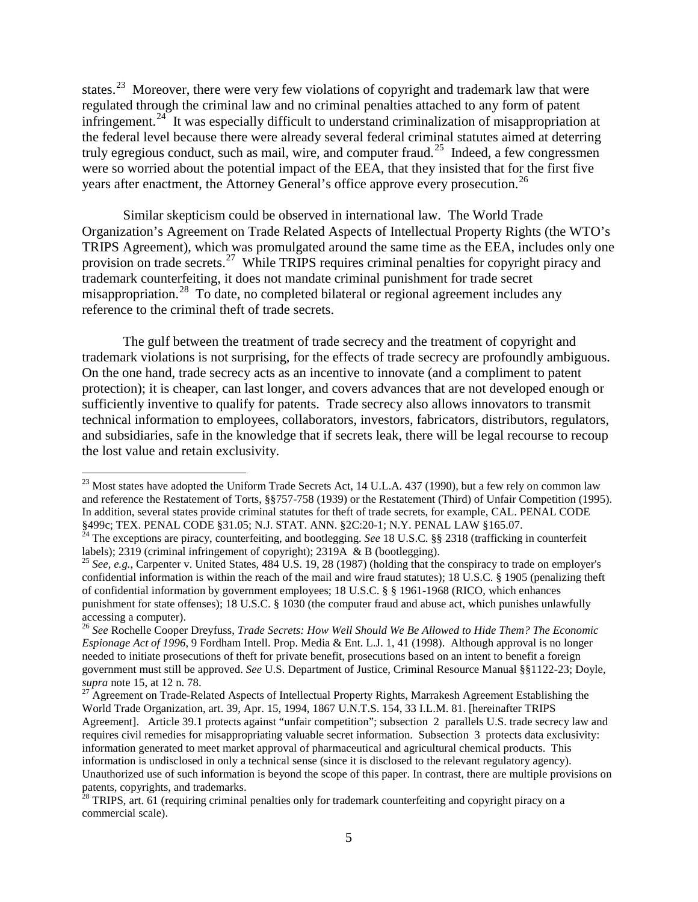states.[23] Moreover, there were very few violations of copyright and trademark law that were regulated through the criminal law and no criminal penalties attached to any form of patent infringement.[24] It was especially difficult to understand criminalization of misappropriation at the federal level because there were already several federal criminal statutes aimed at deterring truly egregious conduct, such as mail, wire, and computer fraud.[25] Indeed, a few congressmen were so worried about the potential impact of the EEA, that they insisted that for the first five years after enactment, the Attorney General's office approve every prosecution.[26]

Similar skepticism could be observed in international law. The World Trade Organization's Agreement on Trade Related Aspects of Intellectual Property Rights (the WTO's TRIPS Agreement), which was promulgated around the same time as the EEA, includes only one provision on trade secrets.[27] While TRIPS requires criminal penalties for copyright piracy and trademark counterfeiting, it does not mandate criminal punishment for trade secret misappropriation.[28] To date, no completed bilateral or regional agreement includes any reference to the criminal theft of trade secrets.

The gulf between the treatment of trade secrecy and the treatment of copyright and trademark violations is not surprising, for the effects of trade secrecy are profoundly ambiguous. On the one hand, trade secrecy acts as an incentive to innovate (and a compliment to patent protection); it is cheaper, can last longer, and covers advances that are not developed enough or sufficiently inventive to qualify for patents. Trade secrecy also allows innovators to transmit technical information to employees, collaborators, investors, fabricators, distributors, regulators, and subsidiaries, safe in the knowledge that if secrets leak, there will be legal recourse to recoup the lost value and retain exclusivity.

---

[23] Most states have adopted the Uniform Trade Secrets Act, 14 U.L.A. 437 (1990), but a few rely on common law and reference the Restatement of Torts, §§757-758 (1939) or the Restatement (Third) of Unfair Competition (1995). In addition, several states provide criminal statutes for theft of trade secrets, for example, CAL. PENAL CODE §499c; TEX. PENAL CODE §31.05; N.J. STAT. ANN. §2C:20-1; N.Y. PENAL LAW §165.07.

[24] The exceptions are piracy, counterfeiting, and bootlegging. *See* 18 U.S.C. §§ 2318 (trafficking in counterfeit labels); 2319 (criminal infringement of copyright); 2319A & B (bootlegging).

[25] *See, e.g.*, Carpenter v. United States, 484 U.S. 19, 28 (1987) (holding that the conspiracy to trade on employer's confidential information is within the reach of the mail and wire fraud statutes); 18 U.S.C. § 1905 (penalizing theft of confidential information by government employees; 18 U.S.C. § § 1961-1968 (RICO, which enhances punishment for state offenses); 18 U.S.C. § 1030 (the computer fraud and abuse act, which punishes unlawfully accessing a computer).

[26] *See* Rochelle Cooper Dreyfuss, *Trade Secrets: How Well Should We Be Allowed to Hide Them? The Economic Espionage Act of 1996*, 9 Fordham Intell. Prop. Media & Ent. L.J. 1, 41 (1998). Although approval is no longer needed to initiate prosecutions of theft for private benefit, prosecutions based on an intent to benefit a foreign government must still be approved. *See* U.S. Department of Justice, Criminal Resource Manual §§1122-23; Doyle, *supra* note 15, at 12 n. 78.

[27] Agreement on Trade-Related Aspects of Intellectual Property Rights, Marrakesh Agreement Establishing the World Trade Organization, art. 39, Apr. 15, 1994, 1867 U.N.T.S. 154, 33 I.L.M. 81. [hereinafter TRIPS Agreement]. Article 39.1 protects against "unfair competition"; subsection 2 parallels U.S. trade secrecy law and requires civil remedies for misappropriating valuable secret information. Subsection 3 protects data exclusivity: information generated to meet market approval of pharmaceutical and agricultural chemical products. This information is undisclosed in only a technical sense (since it is disclosed to the relevant regulatory agency). Unauthorized use of such information is beyond the scope of this paper. In contrast, there are multiple provisions on patents, copyrights, and trademarks.

[28] TRIPS, art. 61 (requiring criminal penalties only for trademark counterfeiting and copyright piracy on a commercial scale).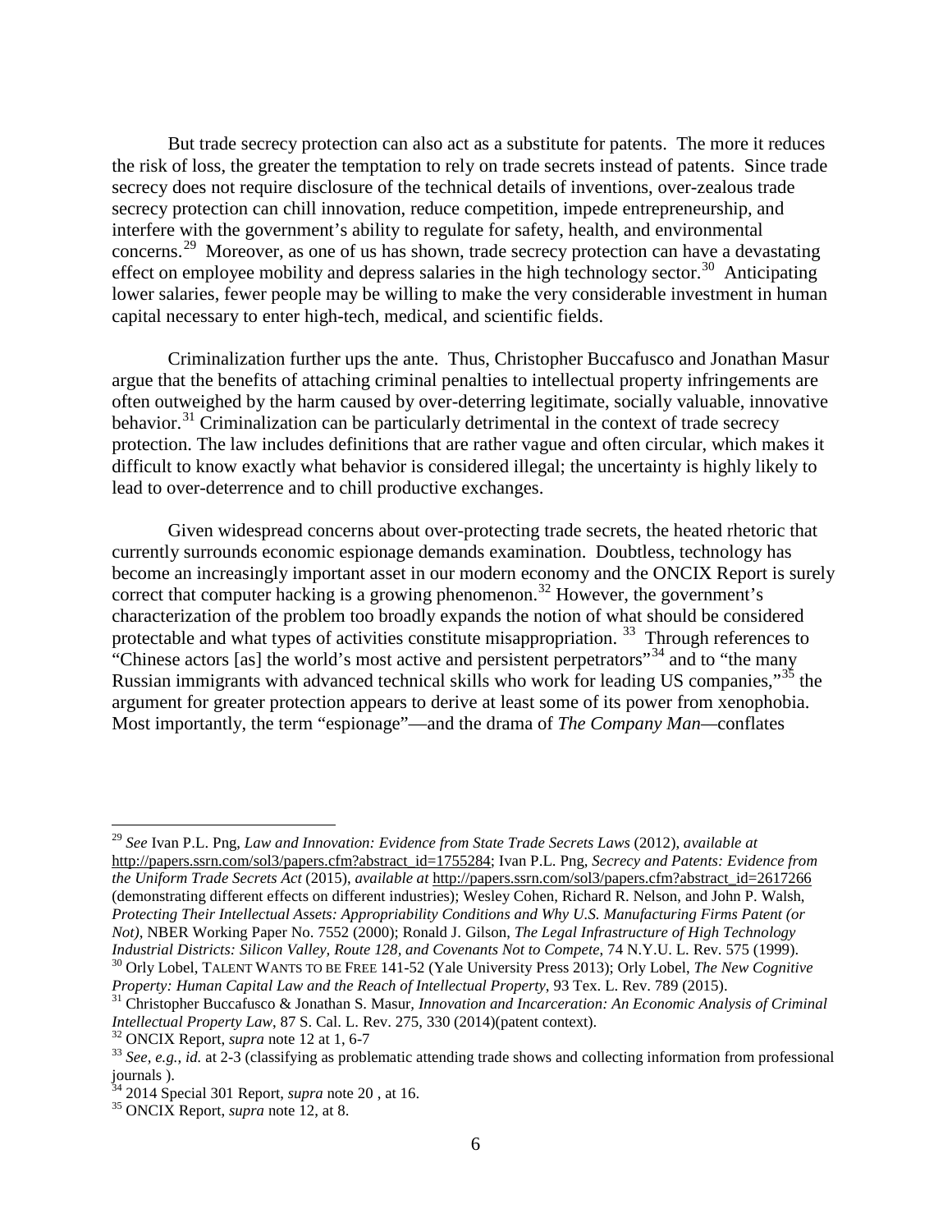But trade secrecy protection can also act as a substitute for patents. The more it reduces the risk of loss, the greater the temptation to rely on trade secrets instead of patents. Since trade secrecy does not require disclosure of the technical details of inventions, over-zealous trade secrecy protection can chill innovation, reduce competition, impede entrepreneurship, and interfere with the government's ability to regulate for safety, health, and environmental concerns.[29] Moreover, as one of us has shown, trade secrecy protection can have a devastating effect on employee mobility and depress salaries in the high technology sector.[30] Anticipating lower salaries, fewer people may be willing to make the very considerable investment in human capital necessary to enter high-tech, medical, and scientific fields.

Criminalization further ups the ante. Thus, Christopher Buccafusco and Jonathan Masur argue that the benefits of attaching criminal penalties to intellectual property infringements are often outweighed by the harm caused by over-deterring legitimate, socially valuable, innovative behavior.[31] Criminalization can be particularly detrimental in the context of trade secrecy protection. The law includes definitions that are rather vague and often circular, which makes it difficult to know exactly what behavior is considered illegal; the uncertainty is highly likely to lead to over-deterrence and to chill productive exchanges.

Given widespread concerns about over-protecting trade secrets, the heated rhetoric that currently surrounds economic espionage demands examination. Doubtless, technology has become an increasingly important asset in our modern economy and the ONCIX Report is surely correct that computer hacking is a growing phenomenon.[32] However, the government's characterization of the problem too broadly expands the notion of what should be considered protectable and what types of activities constitute misappropriation.[33] Through references to "Chinese actors [as] the world's most active and persistent perpetrators"[34] and to "the many Russian immigrants with advanced technical skills who work for leading US companies,"[35] the argument for greater protection appears to derive at least some of its power from xenophobia. Most importantly, the term "espionage"—and the drama of *The Company Man*—conflates

---

[29] *See* Ivan P.L. Png, *Law and Innovation: Evidence from State Trade Secrets Laws* (2012), *available at* http://papers.ssrn.com/sol3/papers.cfm?abstract_id=1755284; Ivan P.L. Png, *Secrecy and Patents: Evidence from the Uniform Trade Secrets Act* (2015), *available at* http://papers.ssrn.com/sol3/papers.cfm?abstract_id=2617266 (demonstrating different effects on different industries); Wesley Cohen, Richard R. Nelson, and John P. Walsh, *Protecting Their Intellectual Assets: Appropriability Conditions and Why U.S. Manufacturing Firms Patent (or Not)*, NBER Working Paper No. 7552 (2000); Ronald J. Gilson, *The Legal Infrastructure of High Technology Industrial Districts: Silicon Valley, Route 128, and Covenants Not to Compete*, 74 N.Y.U. L. Rev. 575 (1999).

[30] Orly Lobel, TALENT WANTS TO BE FREE 141-52 (Yale University Press 2013); Orly Lobel, *The New Cognitive Property: Human Capital Law and the Reach of Intellectual Property*, 93 Tex. L. Rev. 789 (2015).

[31] Christopher Buccafusco & Jonathan S. Masur, *Innovation and Incarceration: An Economic Analysis of Criminal Intellectual Property Law*, 87 S. Cal. L. Rev. 275, 330 (2014)(patent context).

[32] ONCIX Report, *supra* note 12 at 1, 6-7

[33] *See, e.g.*, *id.* at 2-3 (classifying as problematic attending trade shows and collecting information from professional journals ).

[34] 2014 Special 301 Report, *supra* note 20 , at 16.

[35] ONCIX Report, *supra* note 12, at 8.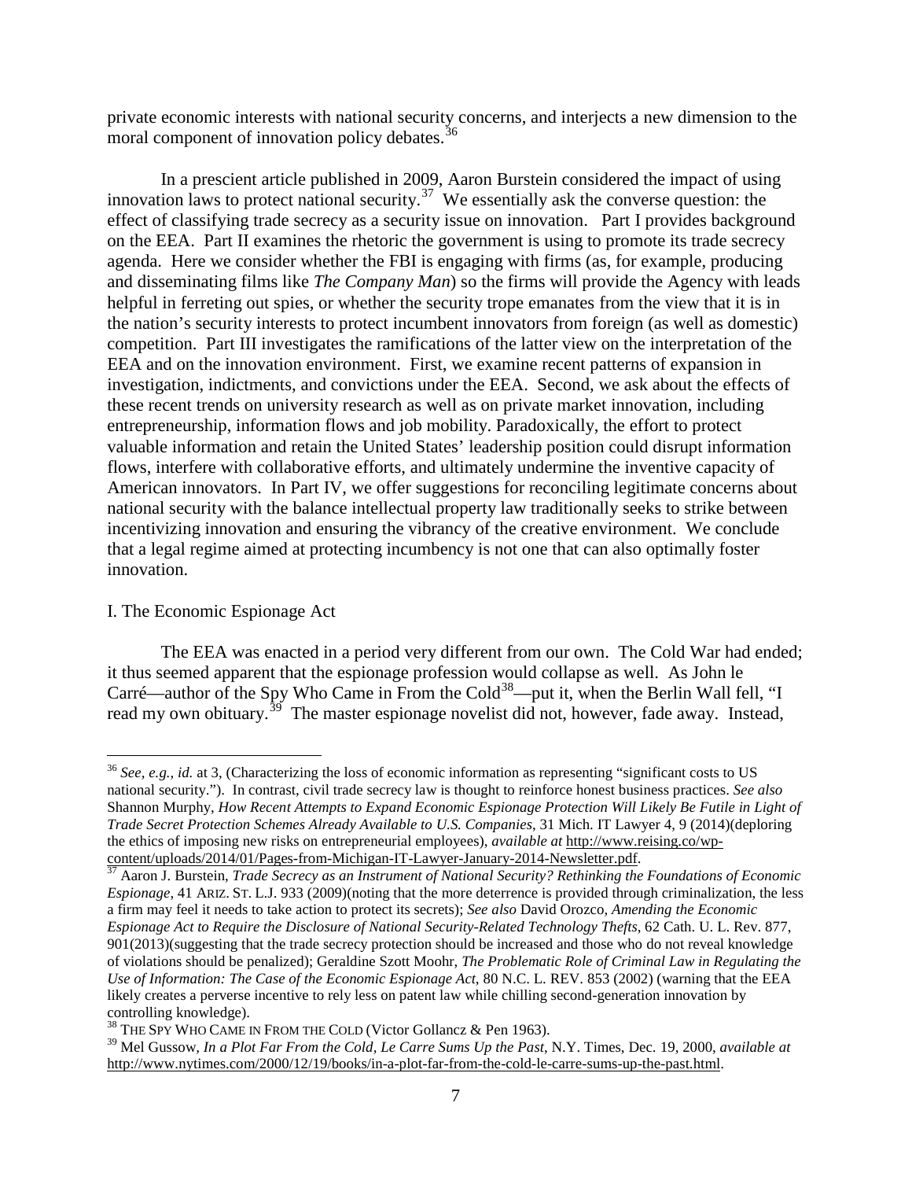private economic interests with national security concerns, and interjects a new dimension to the moral component of innovation policy debates.[36]

In a prescient article published in 2009, Aaron Burstein considered the impact of using innovation laws to protect national security.[37] We essentially ask the converse question: the effect of classifying trade secrecy as a security issue on innovation. Part I provides background on the EEA. Part II examines the rhetoric the government is using to promote its trade secrecy agenda. Here we consider whether the FBI is engaging with firms (as, for example, producing and disseminating films like *The Company Man*) so the firms will provide the Agency with leads helpful in ferreting out spies, or whether the security trope emanates from the view that it is in the nation's security interests to protect incumbent innovators from foreign (as well as domestic) competition. Part III investigates the ramifications of the latter view on the interpretation of the EEA and on the innovation environment. First, we examine recent patterns of expansion in investigation, indictments, and convictions under the EEA. Second, we ask about the effects of these recent trends on university research as well as on private market innovation, including entrepreneurship, information flows and job mobility. Paradoxically, the effort to protect valuable information and retain the United States' leadership position could disrupt information flows, interfere with collaborative efforts, and ultimately undermine the inventive capacity of American innovators. In Part IV, we offer suggestions for reconciling legitimate concerns about national security with the balance intellectual property law traditionally seeks to strike between incentivizing innovation and ensuring the vibrancy of the creative environment. We conclude that a legal regime aimed at protecting incumbency is not one that can also optimally foster innovation.

## I. The Economic Espionage Act

The EEA was enacted in a period very different from our own. The Cold War had ended; it thus seemed apparent that the espionage profession would collapse as well. As John le Carré—author of the Spy Who Came in From the Cold[38]—put it, when the Berlin Wall fell, "I read my own obituary.[39] The master espionage novelist did not, however, fade away. Instead,

---

[36] *See, e.g., id.* at 3, (Characterizing the loss of economic information as representing "significant costs to US national security."). In contrast, civil trade secrecy law is thought to reinforce honest business practices. *See also* Shannon Murphy, *How Recent Attempts to Expand Economic Espionage Protection Will Likely Be Futile in Light of Trade Secret Protection Schemes Already Available to U.S. Companies*, 31 Mich. IT Lawyer 4, 9 (2014)(deploring the ethics of imposing new risks on entrepreneurial employees), *available at* http://www.reising.co/wp-content/uploads/2014/01/Pages-from-Michigan-IT-Lawyer-January-2014-Newsletter.pdf.

[37] Aaron J. Burstein, *Trade Secrecy as an Instrument of National Security? Rethinking the Foundations of Economic Espionage*, 41 ARIZ. ST. L.J. 933 (2009)(noting that the more deterrence is provided through criminalization, the less a firm may feel it needs to take action to protect its secrets); *See also* David Orozco, *Amending the Economic Espionage Act to Require the Disclosure of National Security-Related Technology Thefts*, 62 Cath. U. L. Rev. 877, 901(2013)(suggesting that the trade secrecy protection should be increased and those who do not reveal knowledge of violations should be penalized); Geraldine Szott Moohr, *The Problematic Role of Criminal Law in Regulating the Use of Information: The Case of the Economic Espionage Act*, 80 N.C. L. REV. 853 (2002) (warning that the EEA likely creates a perverse incentive to rely less on patent law while chilling second-generation innovation by controlling knowledge).

[38] THE SPY WHO CAME IN FROM THE COLD (Victor Gollancz & Pen 1963).

[39] Mel Gussow, *In a Plot Far From the Cold, Le Carre Sums Up the Past*, N.Y. Times, Dec. 19, 2000, *available at* http://www.nytimes.com/2000/12/19/books/in-a-plot-far-from-the-cold-le-carre-sums-up-the-past.html.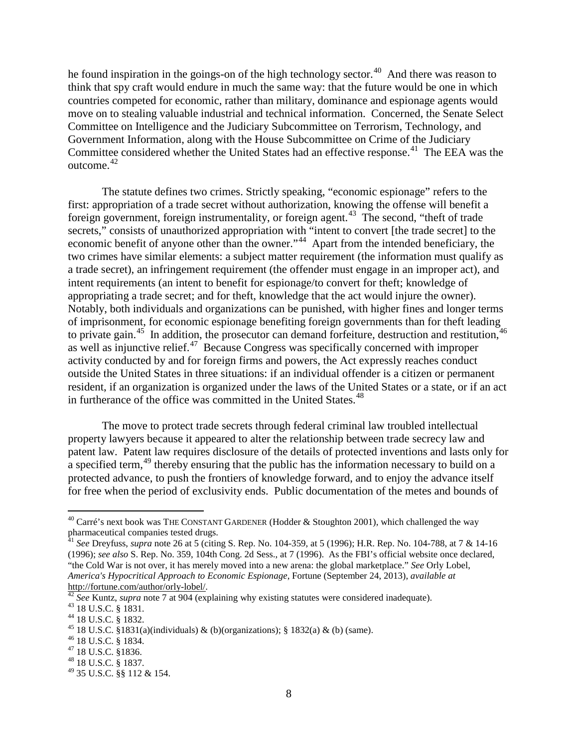he found inspiration in the goings-on of the high technology sector.[40] And there was reason to think that spy craft would endure in much the same way: that the future would be one in which countries competed for economic, rather than military, dominance and espionage agents would move on to stealing valuable industrial and technical information. Concerned, the Senate Select Committee on Intelligence and the Judiciary Subcommittee on Terrorism, Technology, and Government Information, along with the House Subcommittee on Crime of the Judiciary Committee considered whether the United States had an effective response.[41] The EEA was the outcome.[42]

The statute defines two crimes. Strictly speaking, "economic espionage" refers to the first: appropriation of a trade secret without authorization, knowing the offense will benefit a foreign government, foreign instrumentality, or foreign agent.[43] The second, "theft of trade secrets," consists of unauthorized appropriation with "intent to convert [the trade secret] to the economic benefit of anyone other than the owner."[44] Apart from the intended beneficiary, the two crimes have similar elements: a subject matter requirement (the information must qualify as a trade secret), an infringement requirement (the offender must engage in an improper act), and intent requirements (an intent to benefit for espionage/to convert for theft; knowledge of appropriating a trade secret; and for theft, knowledge that the act would injure the owner). Notably, both individuals and organizations can be punished, with higher fines and longer terms of imprisonment, for economic espionage benefiting foreign governments than for theft leading to private gain.[45] In addition, the prosecutor can demand forfeiture, destruction and restitution,[46] as well as injunctive relief.[47] Because Congress was specifically concerned with improper activity conducted by and for foreign firms and powers, the Act expressly reaches conduct outside the United States in three situations: if an individual offender is a citizen or permanent resident, if an organization is organized under the laws of the United States or a state, or if an act in furtherance of the office was committed in the United States.[48]

The move to protect trade secrets through federal criminal law troubled intellectual property lawyers because it appeared to alter the relationship between trade secrecy law and patent law. Patent law requires disclosure of the details of protected inventions and lasts only for a specified term,[49] thereby ensuring that the public has the information necessary to build on a protected advance, to push the frontiers of knowledge forward, and to enjoy the advance itself for free when the period of exclusivity ends. Public documentation of the metes and bounds of

---

[40] Carré's next book was THE CONSTANT GARDENER (Hodder & Stoughton 2001), which challenged the way pharmaceutical companies tested drugs.

[41] *See* Dreyfuss, *supra* note 26 at 5 (citing S. Rep. No. 104-359, at 5 (1996); H.R. Rep. No. 104-788, at 7 & 14-16 (1996); *see also* S. Rep. No. 359, 104th Cong. 2d Sess., at 7 (1996). As the FBI's official website once declared, "the Cold War is not over, it has merely moved into a new arena: the global marketplace." *See* Orly Lobel, *America's Hypocritical Approach to Economic Espionage*, Fortune (September 24, 2013), *available at* http://fortune.com/author/orly-lobel/.

[42] *See* Kuntz, *supra* note 7 at 904 (explaining why existing statutes were considered inadequate).

[43] 18 U.S.C. § 1831.

[44] 18 U.S.C. § 1832.

[45] 18 U.S.C. §1831(a)(individuals) & (b)(organizations); § 1832(a) & (b) (same).

[46] 18 U.S.C. § 1834.

[47] 18 U.S.C. §1836.

[48] 18 U.S.C. § 1837.

[49] 35 U.S.C. §§ 112 & 154.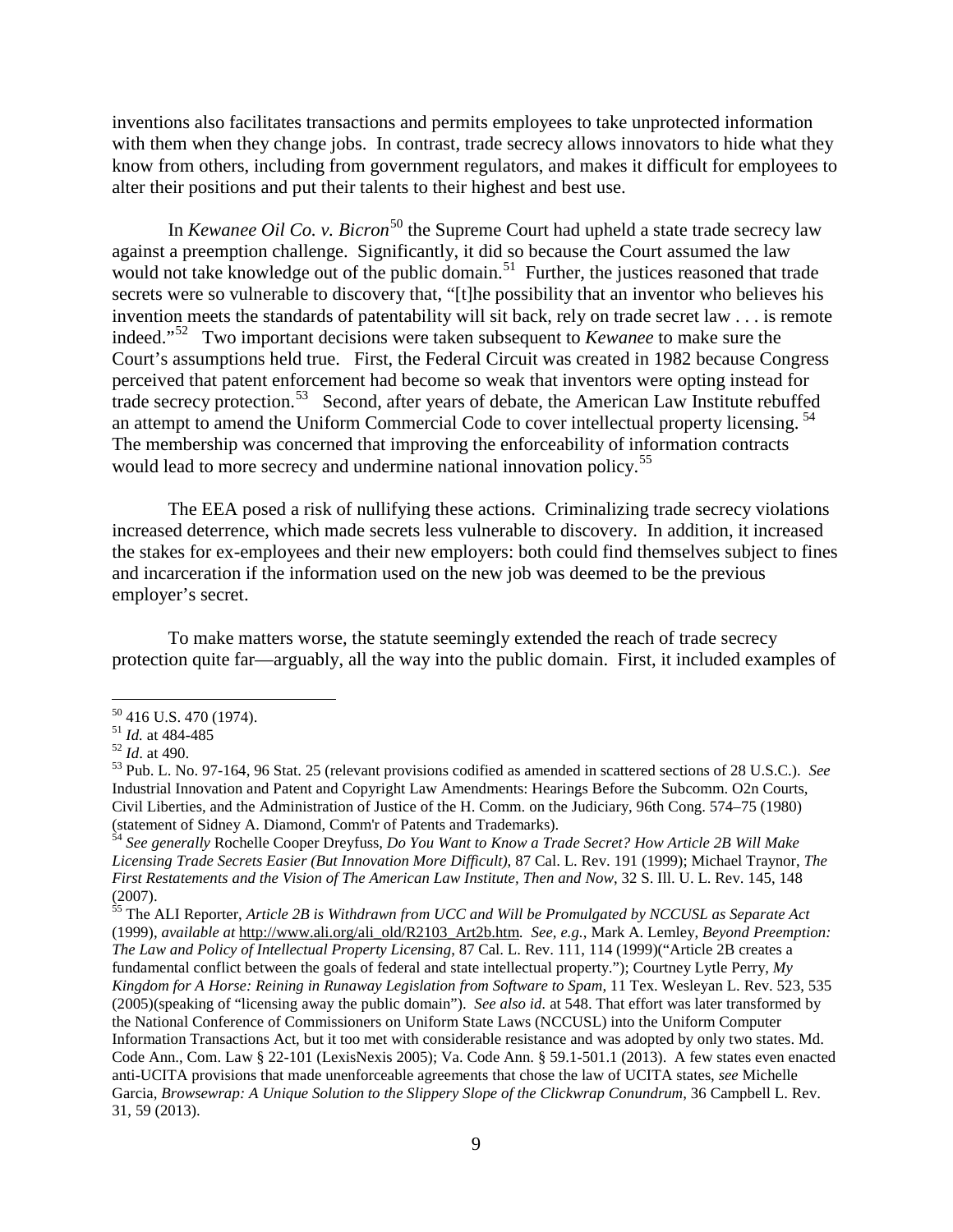inventions also facilitates transactions and permits employees to take unprotected information with them when they change jobs. In contrast, trade secrecy allows innovators to hide what they know from others, including from government regulators, and makes it difficult for employees to alter their positions and put their talents to their highest and best use.

In *Kewanee Oil Co. v. Bicron*[50] the Supreme Court had upheld a state trade secrecy law against a preemption challenge. Significantly, it did so because the Court assumed the law would not take knowledge out of the public domain.[51] Further, the justices reasoned that trade secrets were so vulnerable to discovery that, "[t]he possibility that an inventor who believes his invention meets the standards of patentability will sit back, rely on trade secret law . . . is remote indeed."[52] Two important decisions were taken subsequent to *Kewanee* to make sure the Court's assumptions held true. First, the Federal Circuit was created in 1982 because Congress perceived that patent enforcement had become so weak that inventors were opting instead for trade secrecy protection.[53] Second, after years of debate, the American Law Institute rebuffed an attempt to amend the Uniform Commercial Code to cover intellectual property licensing.[54] The membership was concerned that improving the enforceability of information contracts would lead to more secrecy and undermine national innovation policy.[55]

The EEA posed a risk of nullifying these actions. Criminalizing trade secrecy violations increased deterrence, which made secrets less vulnerable to discovery. In addition, it increased the stakes for ex-employees and their new employers: both could find themselves subject to fines and incarceration if the information used on the new job was deemed to be the previous employer's secret.

To make matters worse, the statute seemingly extended the reach of trade secrecy protection quite far—arguably, all the way into the public domain. First, it included examples of

---

[50] 416 U.S. 470 (1974).

[51] *Id.* at 484-485

[52] *Id*. at 490.

[53] Pub. L. No. 97-164, 96 Stat. 25 (relevant provisions codified as amended in scattered sections of 28 U.S.C.). *See* Industrial Innovation and Patent and Copyright Law Amendments: Hearings Before the Subcomm. O2n Courts, Civil Liberties, and the Administration of Justice of the H. Comm. on the Judiciary, 96th Cong. 574–75 (1980) (statement of Sidney A. Diamond, Comm'r of Patents and Trademarks).

[54] *See generally* Rochelle Cooper Dreyfuss, *Do You Want to Know a Trade Secret? How Article 2B Will Make Licensing Trade Secrets Easier (But Innovation More Difficult)*, 87 Cal. L. Rev. 191 (1999); Michael Traynor, *The First Restatements and the Vision of The American Law Institute, Then and Now*, 32 S. Ill. U. L. Rev. 145, 148 (2007).

[55] The ALI Reporter, *Article 2B is Withdrawn from UCC and Will be Promulgated by NCCUSL as Separate Act* (1999), *available at* http://www.ali.org/ali_old/R2103_Art2b.htm. *See, e.g.*, Mark A. Lemley, *Beyond Preemption: The Law and Policy of Intellectual Property Licensing*, 87 Cal. L. Rev. 111, 114 (1999)("Article 2B creates a fundamental conflict between the goals of federal and state intellectual property."); Courtney Lytle Perry, *My Kingdom for A Horse: Reining in Runaway Legislation from Software to Spam*, 11 Tex. Wesleyan L. Rev. 523, 535 (2005)(speaking of "licensing away the public domain"). *See also id.* at 548. That effort was later transformed by the National Conference of Commissioners on Uniform State Laws (NCCUSL) into the Uniform Computer Information Transactions Act, but it too met with considerable resistance and was adopted by only two states. Md. Code Ann., Com. Law § 22-101 (LexisNexis 2005); Va. Code Ann. § 59.1-501.1 (2013). A few states even enacted anti-UCITA provisions that made unenforceable agreements that chose the law of UCITA states, *see* Michelle Garcia, *Browsewrap: A Unique Solution to the Slippery Slope of the Clickwrap Conundrum*, 36 Campbell L. Rev. 31, 59 (2013).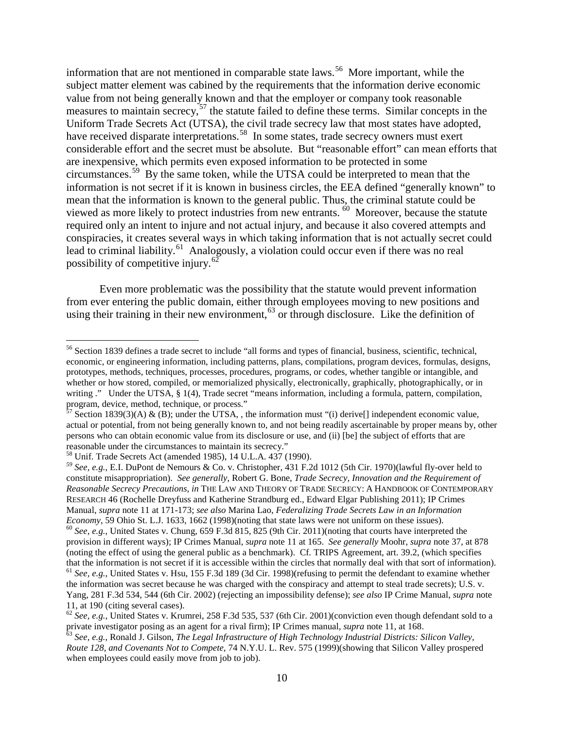information that are not mentioned in comparable state laws.[56] More important, while the subject matter element was cabined by the requirements that the information derive economic value from not being generally known and that the employer or company took reasonable measures to maintain secrecy,[57] the statute failed to define these terms. Similar concepts in the Uniform Trade Secrets Act (UTSA), the civil trade secrecy law that most states have adopted, have received disparate interpretations.[58] In some states, trade secrecy owners must exert considerable effort and the secret must be absolute. But "reasonable effort" can mean efforts that are inexpensive, which permits even exposed information to be protected in some circumstances.[59] By the same token, while the UTSA could be interpreted to mean that the information is not secret if it is known in business circles, the EEA defined "generally known" to mean that the information is known to the general public. Thus, the criminal statute could be viewed as more likely to protect industries from new entrants.[60] Moreover, because the statute required only an intent to injure and not actual injury, and because it also covered attempts and conspiracies, it creates several ways in which taking information that is not actually secret could lead to criminal liability.[61] Analogously, a violation could occur even if there was no real possibility of competitive injury.[62]

Even more problematic was the possibility that the statute would prevent information from ever entering the public domain, either through employees moving to new positions and using their training in their new environment,[63] or through disclosure. Like the definition of

---

[56] Section 1839 defines a trade secret to include "all forms and types of financial, business, scientific, technical, economic, or engineering information, including patterns, plans, compilations, program devices, formulas, designs, prototypes, methods, techniques, processes, procedures, programs, or codes, whether tangible or intangible, and whether or how stored, compiled, or memorialized physically, electronically, graphically, photographically, or in writing ." Under the UTSA, § 1(4), Trade secret "means information, including a formula, pattern, compilation, program, device, method, technique, or process."

[57] Section 1839(3)(A) & (B); under the UTSA, , the information must "(i) derive[] independent economic value, actual or potential, from not being generally known to, and not being readily ascertainable by proper means by, other persons who can obtain economic value from its disclosure or use, and (ii) [be] the subject of efforts that are reasonable under the circumstances to maintain its secrecy."

[58] Unif. Trade Secrets Act (amended 1985), 14 U.L.A. 437 (1990).

[59] *See, e.g.*, E.I. DuPont de Nemours & Co. v. Christopher, 431 F.2d 1012 (5th Cir. 1970)(lawful fly-over held to constitute misappropriation). *See generally*, Robert G. Bone, *Trade Secrecy, Innovation and the Requirement of Reasonable Secrecy Precautions*, *in* THE LAW AND THEORY OF TRADE SECRECY: A HANDBOOK OF CONTEMPORARY RESEARCH 46 (Rochelle Dreyfuss and Katherine Strandburg ed., Edward Elgar Publishing 2011); IP Crimes Manual, *supra* note 11 at 171-173; *see also* Marina Lao, *Federalizing Trade Secrets Law in an Information Economy*, 59 Ohio St. L.J. 1633, 1662 (1998)(noting that state laws were not uniform on these issues).

[60] *See, e.g.*, United States v. Chung, 659 F.3d 815, 825 (9th Cir. 2011)(noting that courts have interpreted the provision in different ways); IP Crimes Manual, *supra* note 11 at 165. *See generally* Moohr, *supra* note 37, at 878 (noting the effect of using the general public as a benchmark). Cf. TRIPS Agreement, art. 39.2, (which specifies that the information is not secret if it is accessible within the circles that normally deal with that sort of information).

[61] *See, e.g.*, United States v. Hsu, 155 F.3d 189 (3d Cir. 1998)(refusing to permit the defendant to examine whether the information was secret because he was charged with the conspiracy and attempt to steal trade secrets); U.S. v. Yang, 281 F.3d 534, 544 (6th Cir. 2002) (rejecting an impossibility defense); *see also* IP Crime Manual, *supra* note 11, at 190 (citing several cases).

[62] *See, e.g.*, United States v. Krumrei, 258 F.3d 535, 537 (6th Cir. 2001)(conviction even though defendant sold to a private investigator posing as an agent for a rival firm); IP Crimes manual, *supra* note 11, at 168.

[63] *See, e.g.*, Ronald J. Gilson, *The Legal Infrastructure of High Technology Industrial Districts: Silicon Valley, Route 128, and Covenants Not to Compete*, 74 N.Y.U. L. Rev. 575 (1999)(showing that Silicon Valley prospered when employees could easily move from job to job).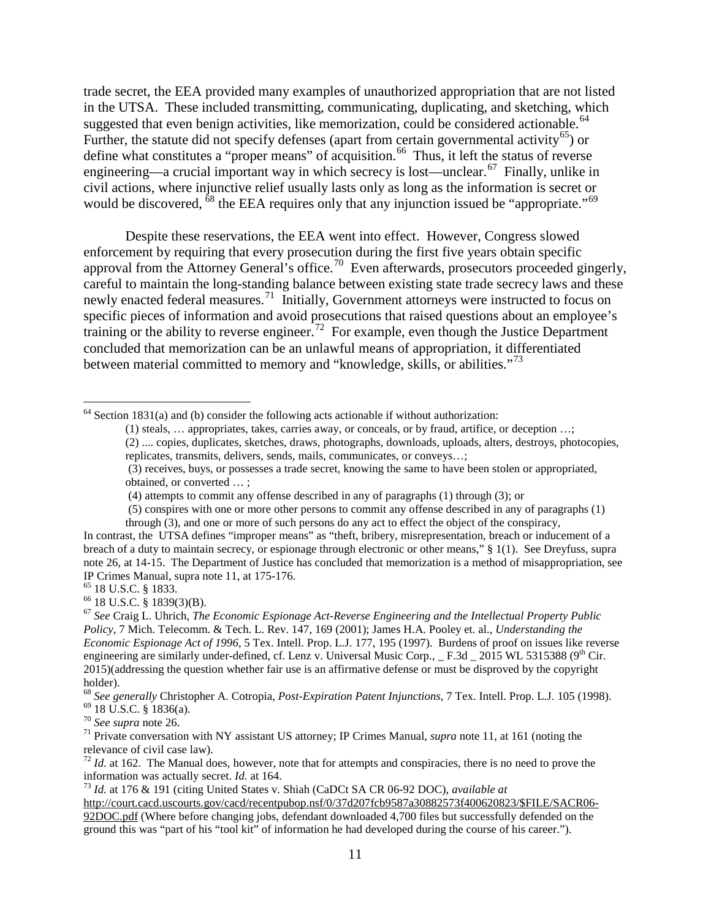trade secret, the EEA provided many examples of unauthorized appropriation that are not listed in the UTSA. These included transmitting, communicating, duplicating, and sketching, which suggested that even benign activities, like memorization, could be considered actionable.[64] Further, the statute did not specify defenses (apart from certain governmental activity[65]) or define what constitutes a "proper means" of acquisition.[66] Thus, it left the status of reverse engineering—a crucial important way in which secrecy is lost—unclear.[67] Finally, unlike in civil actions, where injunctive relief usually lasts only as long as the information is secret or would be discovered,[68] the EEA requires only that any injunction issued be "appropriate."[69]

Despite these reservations, the EEA went into effect. However, Congress slowed enforcement by requiring that every prosecution during the first five years obtain specific approval from the Attorney General's office.[70] Even afterwards, prosecutors proceeded gingerly, careful to maintain the long-standing balance between existing state trade secrecy laws and these newly enacted federal measures.[71] Initially, Government attorneys were instructed to focus on specific pieces of information and avoid prosecutions that raised questions about an employee's training or the ability to reverse engineer.[72] For example, even though the Justice Department concluded that memorization can be an unlawful means of appropriation, it differentiated between material committed to memory and "knowledge, skills, or abilities."[73]

---

[64] Section 1831(a) and (b) consider the following acts actionable if without authorization:

> (1) steals, … appropriates, takes, carries away, or conceals, or by fraud, artifice, or deception …;
>
> (2) .... copies, duplicates, sketches, draws, photographs, downloads, uploads, alters, destroys, photocopies, replicates, transmits, delivers, sends, mails, communicates, or conveys…;
>
> (3) receives, buys, or possesses a trade secret, knowing the same to have been stolen or appropriated, obtained, or converted … ;
>
> (4) attempts to commit any offense described in any of paragraphs (1) through (3); or
>
> (5) conspires with one or more other persons to commit any offense described in any of paragraphs (1) through (3), and one or more of such persons do any act to effect the object of the conspiracy,

In contrast, the UTSA defines "improper means" as "theft, bribery, misrepresentation, breach or inducement of a breach of a duty to maintain secrecy, or espionage through electronic or other means," § 1(1). See Dreyfuss, supra note 26, at 14-15. The Department of Justice has concluded that memorization is a method of misappropriation, see IP Crimes Manual, supra note 11, at 175-176.

[65] 18 U.S.C. § 1833.

[66] 18 U.S.C. § 1839(3)(B).

[67] *See* Craig L. Uhrich, *The Economic Espionage Act-Reverse Engineering and the Intellectual Property Public Policy*, 7 Mich. Telecomm. & Tech. L. Rev. 147, 169 (2001); James H.A. Pooley et. al., *Understanding the Economic Espionage Act of 1996*, 5 Tex. Intell. Prop. L.J. 177, 195 (1997). Burdens of proof on issues like reverse engineering are similarly under-defined, cf. Lenz v. Universal Music Corp., _ F.3d _ 2015 WL 5315388 (9th Cir. 2015)(addressing the question whether fair use is an affirmative defense or must be disproved by the copyright holder).

[68] *See generally* Christopher A. Cotropia, *Post-Expiration Patent Injunctions*, 7 Tex. Intell. Prop. L.J. 105 (1998).

[69] 18 U.S.C. § 1836(a).

[70] *See supra* note 26.

[71] Private conversation with NY assistant US attorney; IP Crimes Manual, *supra* note 11, at 161 (noting the relevance of civil case law).

[72] *Id.* at 162. The Manual does, however, note that for attempts and conspiracies, there is no need to prove the information was actually secret. *Id.* at 164.

[73] *Id.* at 176 & 191 (citing United States v. Shiah (CaDCt SA CR 06-92 DOC), *available at* http://court.cacd.uscourts.gov/cacd/recentpubop.nsf/0/37d207fcb9587a30882573f400620823/$FILE/SACR06-92DOC.pdf (Where before changing jobs, defendant downloaded 4,700 files but successfully defended on the ground this was "part of his "tool kit" of information he had developed during the course of his career.").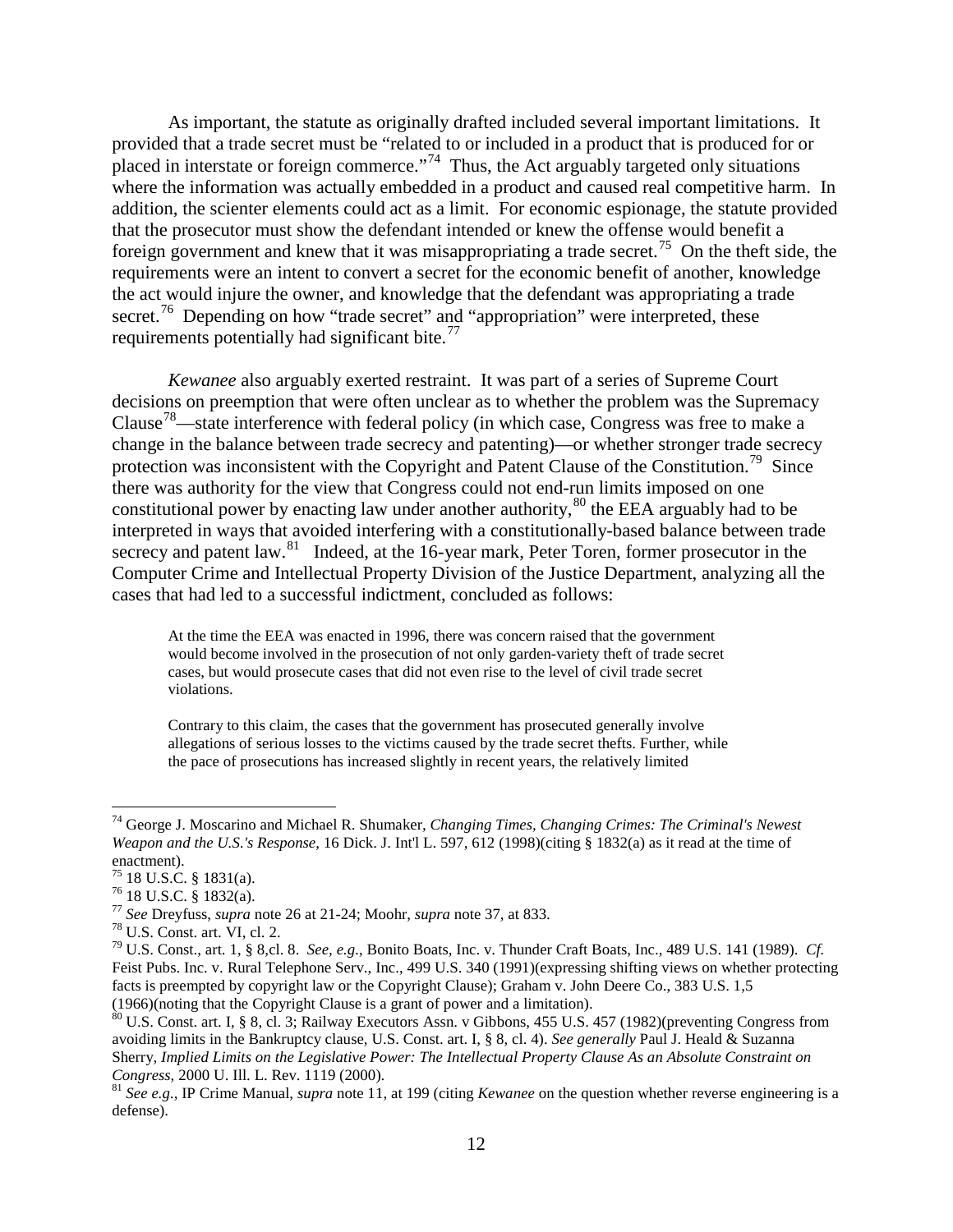As important, the statute as originally drafted included several important limitations. It provided that a trade secret must be "related to or included in a product that is produced for or placed in interstate or foreign commerce."[74] Thus, the Act arguably targeted only situations where the information was actually embedded in a product and caused real competitive harm. In addition, the scienter elements could act as a limit. For economic espionage, the statute provided that the prosecutor must show the defendant intended or knew the offense would benefit a foreign government and knew that it was misappropriating a trade secret.[75] On the theft side, the requirements were an intent to convert a secret for the economic benefit of another, knowledge the act would injure the owner, and knowledge that the defendant was appropriating a trade secret.[76] Depending on how "trade secret" and "appropriation" were interpreted, these requirements potentially had significant bite.[77]

*Kewanee* also arguably exerted restraint. It was part of a series of Supreme Court decisions on preemption that were often unclear as to whether the problem was the Supremacy Clause[78]—state interference with federal policy (in which case, Congress was free to make a change in the balance between trade secrecy and patenting)—or whether stronger trade secrecy protection was inconsistent with the Copyright and Patent Clause of the Constitution.[79] Since there was authority for the view that Congress could not end-run limits imposed on one constitutional power by enacting law under another authority,[80] the EEA arguably had to be interpreted in ways that avoided interfering with a constitutionally-based balance between trade secrecy and patent law.[81] Indeed, at the 16-year mark, Peter Toren, former prosecutor in the Computer Crime and Intellectual Property Division of the Justice Department, analyzing all the cases that had led to a successful indictment, concluded as follows:

> At the time the EEA was enacted in 1996, there was concern raised that the government would become involved in the prosecution of not only garden-variety theft of trade secret cases, but would prosecute cases that did not even rise to the level of civil trade secret violations.
>
> Contrary to this claim, the cases that the government has prosecuted generally involve allegations of serious losses to the victims caused by the trade secret thefts. Further, while the pace of prosecutions has increased slightly in recent years, the relatively limited

---

[74] George J. Moscarino and Michael R. Shumaker, *Changing Times, Changing Crimes: The Criminal's Newest Weapon and the U.S.'s Response*, 16 Dick. J. Int'l L. 597, 612 (1998)(citing § 1832(a) as it read at the time of enactment).

[75] 18 U.S.C. § 1831(a).

[76] 18 U.S.C. § 1832(a).

[77] *See* Dreyfuss, *supra* note 26 at 21-24; Moohr, *supra* note 37, at 833.

[78] U.S. Const. art. VI, cl. 2.

[79] U.S. Const., art. 1, § 8,cl. 8. *See, e.g.*, Bonito Boats, Inc. v. Thunder Craft Boats, Inc., 489 U.S. 141 (1989). *Cf.* Feist Pubs. Inc. v. Rural Telephone Serv., Inc., 499 U.S. 340 (1991)(expressing shifting views on whether protecting facts is preempted by copyright law or the Copyright Clause); Graham v. John Deere Co., 383 U.S. 1,5 (1966)(noting that the Copyright Clause is a grant of power and a limitation).

[80] U.S. Const. art. I, § 8, cl. 3; Railway Executors Assn. v Gibbons, 455 U.S. 457 (1982)(preventing Congress from avoiding limits in the Bankruptcy clause, U.S. Const. art. I, § 8, cl. 4). *See generally* Paul J. Heald & Suzanna Sherry, *Implied Limits on the Legislative Power: The Intellectual Property Clause As an Absolute Constraint on Congress*, 2000 U. Ill. L. Rev. 1119 (2000).

[81] *See e.g.*, IP Crime Manual, *supra* note 11, at 199 (citing *Kewanee* on the question whether reverse engineering is a defense).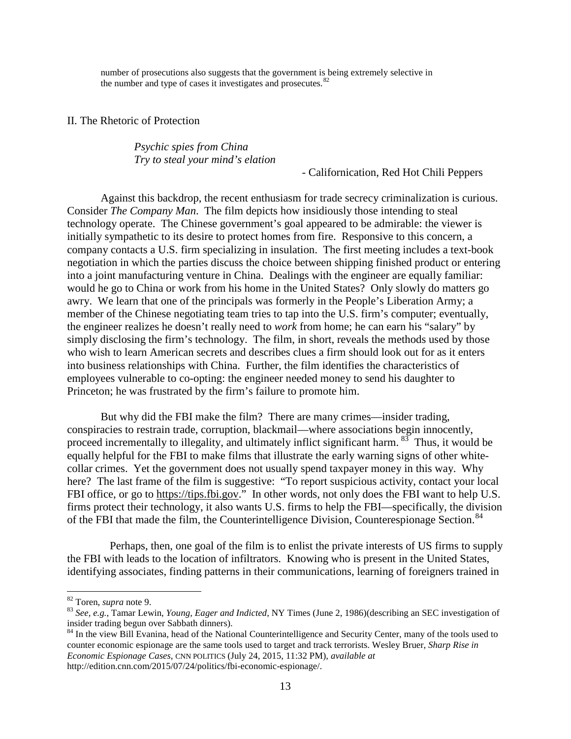number of prosecutions also suggests that the government is being extremely selective in the number and type of cases it investigates and prosecutes.[82]

## II. The Rhetoric of Protection

> *Psychic spies from China*
> *Try to steal your mind's elation*
>
> \- Californication, Red Hot Chili Peppers

Against this backdrop, the recent enthusiasm for trade secrecy criminalization is curious. Consider *The Company Man*. The film depicts how insidiously those intending to steal technology operate. The Chinese government's goal appeared to be admirable: the viewer is initially sympathetic to its desire to protect homes from fire. Responsive to this concern, a company contacts a U.S. firm specializing in insulation. The first meeting includes a text-book negotiation in which the parties discuss the choice between shipping finished product or entering into a joint manufacturing venture in China. Dealings with the engineer are equally familiar: would he go to China or work from his home in the United States? Only slowly do matters go awry. We learn that one of the principals was formerly in the People's Liberation Army; a member of the Chinese negotiating team tries to tap into the U.S. firm's computer; eventually, the engineer realizes he doesn't really need to *work* from home; he can earn his "salary" by simply disclosing the firm's technology. The film, in short, reveals the methods used by those who wish to learn American secrets and describes clues a firm should look out for as it enters into business relationships with China. Further, the film identifies the characteristics of employees vulnerable to co-opting: the engineer needed money to send his daughter to Princeton; he was frustrated by the firm's failure to promote him.

But why did the FBI make the film? There are many crimes—insider trading, conspiracies to restrain trade, corruption, blackmail—where associations begin innocently, proceed incrementally to illegality, and ultimately inflict significant harm.[83] Thus, it would be equally helpful for the FBI to make films that illustrate the early warning signs of other white-collar crimes. Yet the government does not usually spend taxpayer money in this way. Why here? The last frame of the film is suggestive: "To report suspicious activity, contact your local FBI office, or go to https://tips.fbi.gov." In other words, not only does the FBI want to help U.S. firms protect their technology, it also wants U.S. firms to help the FBI—specifically, the division of the FBI that made the film, the Counterintelligence Division, Counterespionage Section.[84]

Perhaps, then, one goal of the film is to enlist the private interests of US firms to supply the FBI with leads to the location of infiltrators. Knowing who is present in the United States, identifying associates, finding patterns in their communications, learning of foreigners trained in

---

[82] Toren, *supra* note 9.

[83] *See, e.g.*, Tamar Lewin, *Young, Eager and Indicted*, NY Times (June 2, 1986)(describing an SEC investigation of insider trading begun over Sabbath dinners).

[84] In the view Bill Evanina, head of the National Counterintelligence and Security Center, many of the tools used to counter economic espionage are the same tools used to target and track terrorists. Wesley Bruer, *Sharp Rise in Economic Espionage Cases*, CNN POLITICS (July 24, 2015, 11:32 PM), *available at* http://edition.cnn.com/2015/07/24/politics/fbi-economic-espionage/.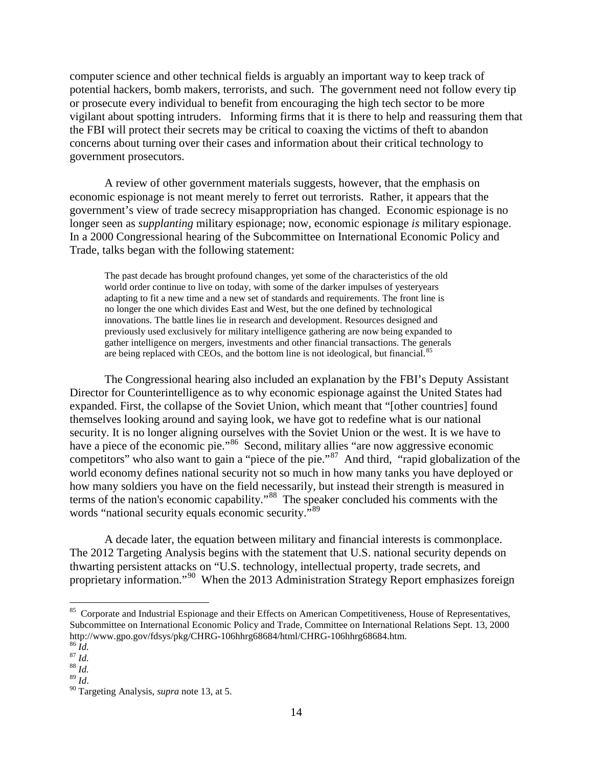computer science and other technical fields is arguably an important way to keep track of potential hackers, bomb makers, terrorists, and such. The government need not follow every tip or prosecute every individual to benefit from encouraging the high tech sector to be more vigilant about spotting intruders. Informing firms that it is there to help and reassuring them that the FBI will protect their secrets may be critical to coaxing the victims of theft to abandon concerns about turning over their cases and information about their critical technology to government prosecutors.

A review of other government materials suggests, however, that the emphasis on economic espionage is not meant merely to ferret out terrorists. Rather, it appears that the government's view of trade secrecy misappropriation has changed. Economic espionage is no longer seen as *supplanting* military espionage; now, economic espionage *is* military espionage. In a 2000 Congressional hearing of the Subcommittee on International Economic Policy and Trade, talks began with the following statement:

> The past decade has brought profound changes, yet some of the characteristics of the old world order continue to live on today, with some of the darker impulses of yesteryears adapting to fit a new time and a new set of standards and requirements. The front line is no longer the one which divides East and West, but the one defined by technological innovations. The battle lines lie in research and development. Resources designed and previously used exclusively for military intelligence gathering are now being expanded to gather intelligence on mergers, investments and other financial transactions. The generals are being replaced with CEOs, and the bottom line is not ideological, but financial.[85]

The Congressional hearing also included an explanation by the FBI's Deputy Assistant Director for Counterintelligence as to why economic espionage against the United States had expanded. First, the collapse of the Soviet Union, which meant that "[other countries] found themselves looking around and saying look, we have got to redefine what is our national security. It is no longer aligning ourselves with the Soviet Union or the west. It is we have to have a piece of the economic pie."[86] Second, military allies "are now aggressive economic competitors" who also want to gain a "piece of the pie."[87] And third, "rapid globalization of the world economy defines national security not so much in how many tanks you have deployed or how many soldiers you have on the field necessarily, but instead their strength is measured in terms of the nation's economic capability."[88] The speaker concluded his comments with the words "national security equals economic security."[89]

A decade later, the equation between military and financial interests is commonplace. The 2012 Targeting Analysis begins with the statement that U.S. national security depends on thwarting persistent attacks on "U.S. technology, intellectual property, trade secrets, and proprietary information."[90] When the 2013 Administration Strategy Report emphasizes foreign

---

[85] Corporate and Industrial Espionage and their Effects on American Competitiveness, House of Representatives, Subcommittee on International Economic Policy and Trade, Committee on International Relations Sept. 13, 2000 http://www.gpo.gov/fdsys/pkg/CHRG-106hhrg68684/html/CHRG-106hhrg68684.htm.

[86] *Id.*

[87] *Id.*

[88] *Id.*

[89] *Id*.

[90] Targeting Analysis, *supra* note 13, at 5.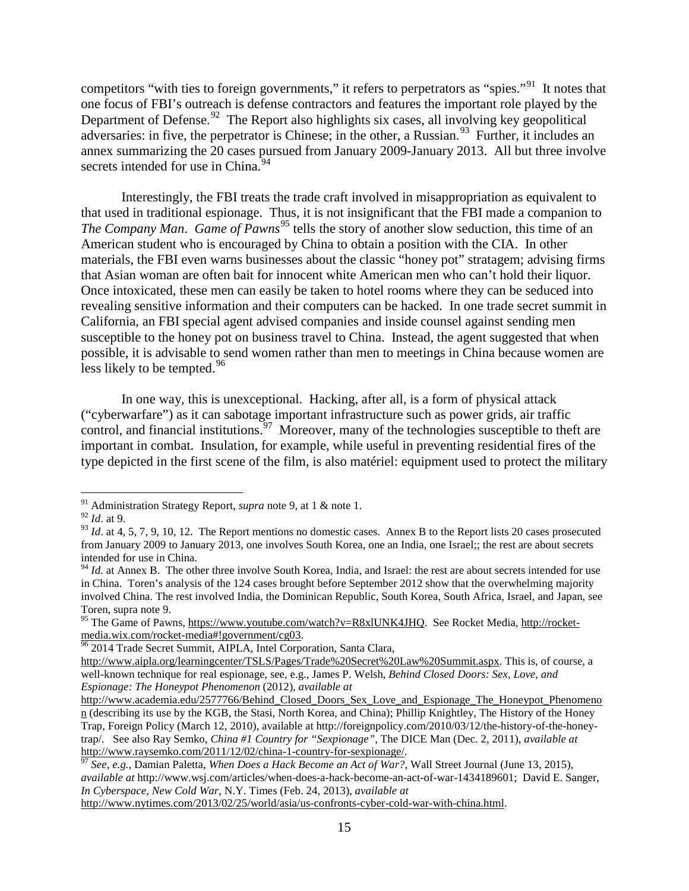competitors "with ties to foreign governments," it refers to perpetrators as "spies."[91] It notes that one focus of FBI's outreach is defense contractors and features the important role played by the Department of Defense.[92] The Report also highlights six cases, all involving key geopolitical adversaries: in five, the perpetrator is Chinese; in the other, a Russian.[93] Further, it includes an annex summarizing the 20 cases pursued from January 2009-January 2013. All but three involve secrets intended for use in China.[94]

Interestingly, the FBI treats the trade craft involved in misappropriation as equivalent to that used in traditional espionage. Thus, it is not insignificant that the FBI made a companion to *The Company Man*. *Game of Pawns*[95] tells the story of another slow seduction, this time of an American student who is encouraged by China to obtain a position with the CIA. In other materials, the FBI even warns businesses about the classic "honey pot" stratagem; advising firms that Asian woman are often bait for innocent white American men who can't hold their liquor. Once intoxicated, these men can easily be taken to hotel rooms where they can be seduced into revealing sensitive information and their computers can be hacked. In one trade secret summit in California, an FBI special agent advised companies and inside counsel against sending men susceptible to the honey pot on business travel to China. Instead, the agent suggested that when possible, it is advisable to send women rather than men to meetings in China because women are less likely to be tempted.[96]

In one way, this is unexceptional. Hacking, after all, is a form of physical attack ("cyberwarfare") as it can sabotage important infrastructure such as power grids, air traffic control, and financial institutions.[97] Moreover, many of the technologies susceptible to theft are important in combat. Insulation, for example, while useful in preventing residential fires of the type depicted in the first scene of the film, is also matériel: equipment used to protect the military

---

[91] Administration Strategy Report, *supra* note 9, at 1 & note 1.

[92] *Id*. at 9.

[93] *Id*. at 4, 5, 7, 9, 10, 12. The Report mentions no domestic cases. Annex B to the Report lists 20 cases prosecuted from January 2009 to January 2013, one involves South Korea, one an India, one Israel;; the rest are about secrets intended for use in China.

[94] *Id.* at Annex B. The other three involve South Korea, India, and Israel: the rest are about secrets intended for use in China. Toren's analysis of the 124 cases brought before September 2012 show that the overwhelming majority involved China. The rest involved India, the Dominican Republic, South Korea, South Africa, Israel, and Japan, see Toren, supra note 9.

[95] The Game of Pawns, https://www.youtube.com/watch?v=R8xlUNK4JHQ. See Rocket Media, http://rocket-media.wix.com/rocket-media#!government/cg03.

[96] 2014 Trade Secret Summit, AIPLA, Intel Corporation, Santa Clara, http://www.aipla.org/learningcenter/TSLS/Pages/Trade%20Secret%20Law%20Summit.aspx. This is, of course, a well-known technique for real espionage, see, e.g., James P. Welsh, *Behind Closed Doors: Sex, Love, and Espionage: The Honeypot Phenomenon* (2012), *available at* http://www.academia.edu/2577766/Behind_Closed_Doors_Sex_Love_and_Espionage_The_Honeypot_Phenomenon (describing its use by the KGB, the Stasi, North Korea, and China); Phillip Knightley, The History of the Honey Trap, Foreign Policy (March 12, 2010), available at http://foreignpolicy.com/2010/03/12/the-history-of-the-honey-trap/. See also Ray Semko, *China #1 Country for "Sexpionage"*, The DICE Man (Dec. 2, 2011), *available at* http://www.raysemko.com/2011/12/02/china-1-country-for-sexpionage/.

[97] *See, e.g.*, Damian Paletta, *When Does a Hack Become an Act of War?*, Wall Street Journal (June 13, 2015), *available at* http://www.wsj.com/articles/when-does-a-hack-become-an-act-of-war-1434189601; David E. Sanger, *In Cyberspace, New Cold War*, N.Y. Times (Feb. 24, 2013), *available at* http://www.nytimes.com/2013/02/25/world/asia/us-confronts-cyber-cold-war-with-china.html.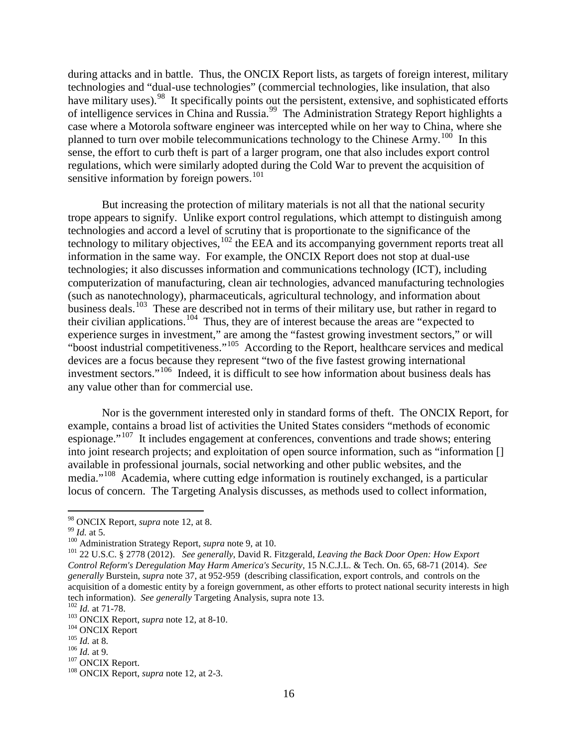during attacks and in battle. Thus, the ONCIX Report lists, as targets of foreign interest, military technologies and "dual-use technologies" (commercial technologies, like insulation, that also have military uses).[98] It specifically points out the persistent, extensive, and sophisticated efforts of intelligence services in China and Russia.[99] The Administration Strategy Report highlights a case where a Motorola software engineer was intercepted while on her way to China, where she planned to turn over mobile telecommunications technology to the Chinese Army.[100] In this sense, the effort to curb theft is part of a larger program, one that also includes export control regulations, which were similarly adopted during the Cold War to prevent the acquisition of sensitive information by foreign powers.[101]

But increasing the protection of military materials is not all that the national security trope appears to signify. Unlike export control regulations, which attempt to distinguish among technologies and accord a level of scrutiny that is proportionate to the significance of the technology to military objectives,[102] the EEA and its accompanying government reports treat all information in the same way. For example, the ONCIX Report does not stop at dual-use technologies; it also discusses information and communications technology (ICT), including computerization of manufacturing, clean air technologies, advanced manufacturing technologies (such as nanotechnology), pharmaceuticals, agricultural technology, and information about business deals.[103] These are described not in terms of their military use, but rather in regard to their civilian applications.[104] Thus, they are of interest because the areas are "expected to experience surges in investment," are among the "fastest growing investment sectors," or will "boost industrial competitiveness."[105] According to the Report, healthcare services and medical devices are a focus because they represent "two of the five fastest growing international investment sectors."[106] Indeed, it is difficult to see how information about business deals has any value other than for commercial use.

Nor is the government interested only in standard forms of theft. The ONCIX Report, for example, contains a broad list of activities the United States considers "methods of economic espionage."[107] It includes engagement at conferences, conventions and trade shows; entering into joint research projects; and exploitation of open source information, such as "information [] available in professional journals, social networking and other public websites, and the media."[108] Academia, where cutting edge information is routinely exchanged, is a particular locus of concern. The Targeting Analysis discusses, as methods used to collect information,

---

[98] ONCIX Report, *supra* note 12, at 8.

[99] *Id.* at 5.

[100] Administration Strategy Report, *supra* note 9, at 10.

[101] 22 U.S.C. § 2778 (2012). *See generally*, David R. Fitzgerald, *Leaving the Back Door Open: How Export Control Reform's Deregulation May Harm America's Security*, 15 N.C.J.L. & Tech. On. 65, 68-71 (2014). *See generally* Burstein, *supra* note 37, at 952-959 (describing classification, export controls, and controls on the acquisition of a domestic entity by a foreign government, as other efforts to protect national security interests in high tech information). *See generally* Targeting Analysis, supra note 13.

[102] *Id.* at 71-78.

[103] ONCIX Report, *supra* note 12, at 8-10.

[104] ONCIX Report

[105] *Id.* at 8.

[106] *Id.* at 9.

[107] ONCIX Report.

[108] ONCIX Report, *supra* note 12, at 2-3.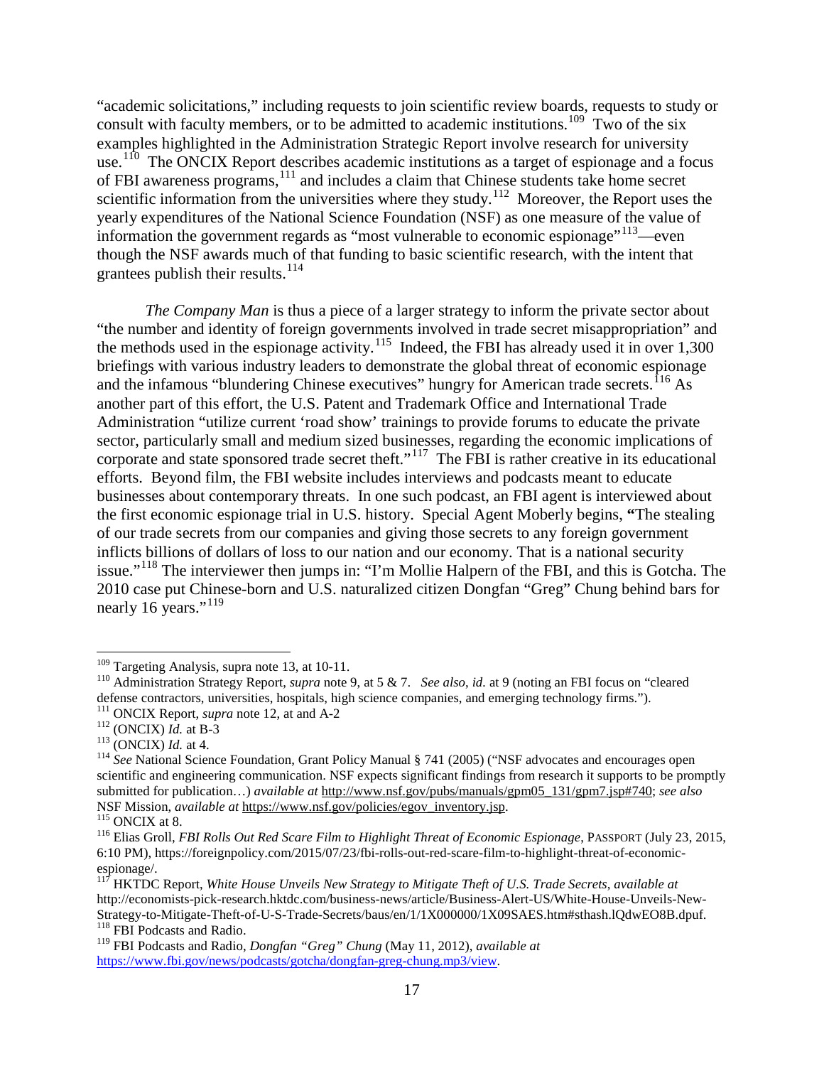"academic solicitations," including requests to join scientific review boards, requests to study or consult with faculty members, or to be admitted to academic institutions.[109] Two of the six examples highlighted in the Administration Strategic Report involve research for university use.[110] The ONCIX Report describes academic institutions as a target of espionage and a focus of FBI awareness programs,[111] and includes a claim that Chinese students take home secret scientific information from the universities where they study.[112] Moreover, the Report uses the yearly expenditures of the National Science Foundation (NSF) as one measure of the value of information the government regards as "most vulnerable to economic espionage"[113]—even though the NSF awards much of that funding to basic scientific research, with the intent that grantees publish their results.[114]

*The Company Man* is thus a piece of a larger strategy to inform the private sector about "the number and identity of foreign governments involved in trade secret misappropriation" and the methods used in the espionage activity.[115] Indeed, the FBI has already used it in over 1,300 briefings with various industry leaders to demonstrate the global threat of economic espionage and the infamous "blundering Chinese executives" hungry for American trade secrets.[116] As another part of this effort, the U.S. Patent and Trademark Office and International Trade Administration "utilize current 'road show' trainings to provide forums to educate the private sector, particularly small and medium sized businesses, regarding the economic implications of corporate and state sponsored trade secret theft."[117] The FBI is rather creative in its educational efforts. Beyond film, the FBI website includes interviews and podcasts meant to educate businesses about contemporary threats. In one such podcast, an FBI agent is interviewed about the first economic espionage trial in U.S. history. Special Agent Moberly begins, **"**The stealing of our trade secrets from our companies and giving those secrets to any foreign government inflicts billions of dollars of loss to our nation and our economy. That is a national security issue."[118] The interviewer then jumps in: "I'm Mollie Halpern of the FBI, and this is Gotcha. The 2010 case put Chinese-born and U.S. naturalized citizen Dongfan "Greg" Chung behind bars for nearly 16 years."[119]

---

[109] Targeting Analysis, supra note 13, at 10-11.

[110] Administration Strategy Report, *supra* note 9, at 5 & 7. *See also*, *id.* at 9 (noting an FBI focus on "cleared defense contractors, universities, hospitals, high science companies, and emerging technology firms.").

[111] ONCIX Report, *supra* note 12, at and A-2

[112] (ONCIX) *Id.* at B-3

[113] (ONCIX) *Id.* at 4.

[114] *See* National Science Foundation, Grant Policy Manual § 741 (2005) ("NSF advocates and encourages open scientific and engineering communication. NSF expects significant findings from research it supports to be promptly submitted for publication…) *available at* http://www.nsf.gov/pubs/manuals/gpm05_131/gpm7.jsp#740; *see also* NSF Mission, *available at* https://www.nsf.gov/policies/egov_inventory.jsp.

[115] ONCIX at 8.

[116] Elias Groll, *FBI Rolls Out Red Scare Film to Highlight Threat of Economic Espionage*, PASSPORT (July 23, 2015, 6:10 PM), https://foreignpolicy.com/2015/07/23/fbi-rolls-out-red-scare-film-to-highlight-threat-of-economic-espionage/.

[117] HKTDC Report, *White House Unveils New Strategy to Mitigate Theft of U.S. Trade Secrets*, *available at* http://economists-pick-research.hktdc.com/business-news/article/Business-Alert-US/White-House-Unveils-New-Strategy-to-Mitigate-Theft-of-U-S-Trade-Secrets/baus/en/1/1X000000/1X09SAES.htm#sthash.lQdwEO8B.dpuf.

[118] FBI Podcasts and Radio.

[119] FBI Podcasts and Radio, *Dongfan "Greg" Chung* (May 11, 2012), *available at* https://www.fbi.gov/news/podcasts/gotcha/dongfan-greg-chung.mp3/view.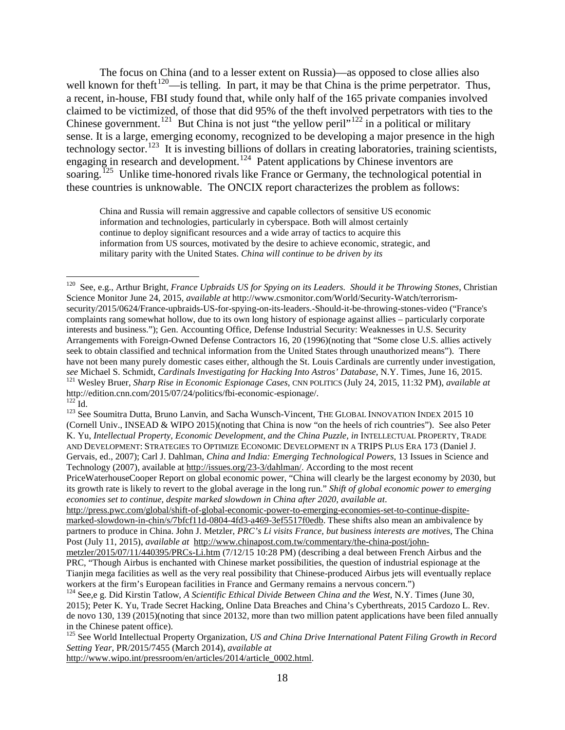The focus on China (and to a lesser extent on Russia)—as opposed to close allies also well known for theft[120]—is telling. In part, it may be that China is the prime perpetrator. Thus, a recent, in-house, FBI study found that, while only half of the 165 private companies involved claimed to be victimized, of those that did 95% of the theft involved perpetrators with ties to the Chinese government.[121] But China is not just "the yellow peril"[122] in a political or military sense. It is a large, emerging economy, recognized to be developing a major presence in the high technology sector.[123] It is investing billions of dollars in creating laboratories, training scientists, engaging in research and development.[124] Patent applications by Chinese inventors are soaring.[125] Unlike time-honored rivals like France or Germany, the technological potential in these countries is unknowable. The ONCIX report characterizes the problem as follows:

> China and Russia will remain aggressive and capable collectors of sensitive US economic information and technologies, particularly in cyberspace. Both will almost certainly continue to deploy significant resources and a wide array of tactics to acquire this information from US sources, motivated by the desire to achieve economic, strategic, and military parity with the United States. *China will continue to be driven by its*

---

[120] See, e.g., Arthur Bright, *France Upbraids US for Spying on its Leaders. Should it be Throwing Stones*, Christian Science Monitor June 24, 2015, *available at* http://www.csmonitor.com/World/Security-Watch/terrorism-security/2015/0624/France-upbraids-US-for-spying-on-its-leaders.-Should-it-be-throwing-stones-video ("France's complaints rang somewhat hollow, due to its own long history of espionage against allies – particularly corporate interests and business."); Gen. Accounting Office, Defense Industrial Security: Weaknesses in U.S. Security Arrangements with Foreign-Owned Defense Contractors 16, 20 (1996)(noting that "Some close U.S. allies actively seek to obtain classified and technical information from the United States through unauthorized means"). There have not been many purely domestic cases either, although the St. Louis Cardinals are currently under investigation, *see* Michael S. Schmidt, *Cardinals Investigating for Hacking Into Astros' Database*, N.Y. Times, June 16, 2015.

[121] Wesley Bruer, *Sharp Rise in Economic Espionage Cases*, CNN POLITICS (July 24, 2015, 11:32 PM), *available at* http://edition.cnn.com/2015/07/24/politics/fbi-economic-espionage/.

[122] Id.

[123] See Soumitra Dutta, Bruno Lanvin, and Sacha Wunsch-Vincent, THE GLOBAL INNOVATION INDEX 2015 10 (Cornell Univ., INSEAD & WIPO 2015)(noting that China is now "on the heels of rich countries"). See also Peter K. Yu, *Intellectual Property, Economic Development, and the China Puzzle, in* INTELLECTUAL PROPERTY, TRADE AND DEVELOPMENT: STRATEGIES TO OPTIMIZE ECONOMIC DEVELOPMENT IN A TRIPS PLUS ERA 173 (Daniel J. Gervais, ed., 2007); Carl J. Dahlman, *China and India: Emerging Technological Powers*, 13 Issues in Science and Technology (2007), available at http://issues.org/23-3/dahlman/. According to the most recent PriceWaterhouseCooper Report on global economic power, "China will clearly be the largest economy by 2030, but its growth rate is likely to revert to the global average in the long run." *Shift of global economic power to emerging economies set to continue, despite marked slowdown in China after 2020, available at*. http://press.pwc.com/global/shift-of-global-economic-power-to-emerging-economies-set-to-continue-dispite-marked-slowdown-in-chin/s/7bfcf11d-0804-4fd3-a469-3ef5517f0edb. These shifts also mean an ambivalence by partners to produce in China. John J. Metzler, *PRC's Li visits France, but business interests are motives*, The China Post (July 11, 2015), *available at* http://www.chinapost.com.tw/commentary/the-china-post/john-metzler/2015/07/11/440395/PRCs-Li.htm (7/12/15 10:28 PM) (describing a deal between French Airbus and the PRC, "Though Airbus is enchanted with Chinese market possibilities, the question of industrial espionage at the Tianjin mega facilities as well as the very real possibility that Chinese-produced Airbus jets will eventually replace workers at the firm's European facilities in France and Germany remains a nervous concern.")

[124] See,e g. Did Kirstin Tatlow, *A Scientific Ethical Divide Between China and the West*, N.Y. Times (June 30, 2015); Peter K. Yu, Trade Secret Hacking, Online Data Breaches and China's Cyberthreats, 2015 Cardozo L. Rev. de novo 130, 139 (2015)(noting that since 20132, more than two million patent applications have been filed annually in the Chinese patent office).

[125] See World Intellectual Property Organization, *US and China Drive International Patent Filing Growth in Record Setting Year*, PR/2015/7455 (March 2014), *available at* http://www.wipo.int/pressroom/en/articles/2014/article_0002.html.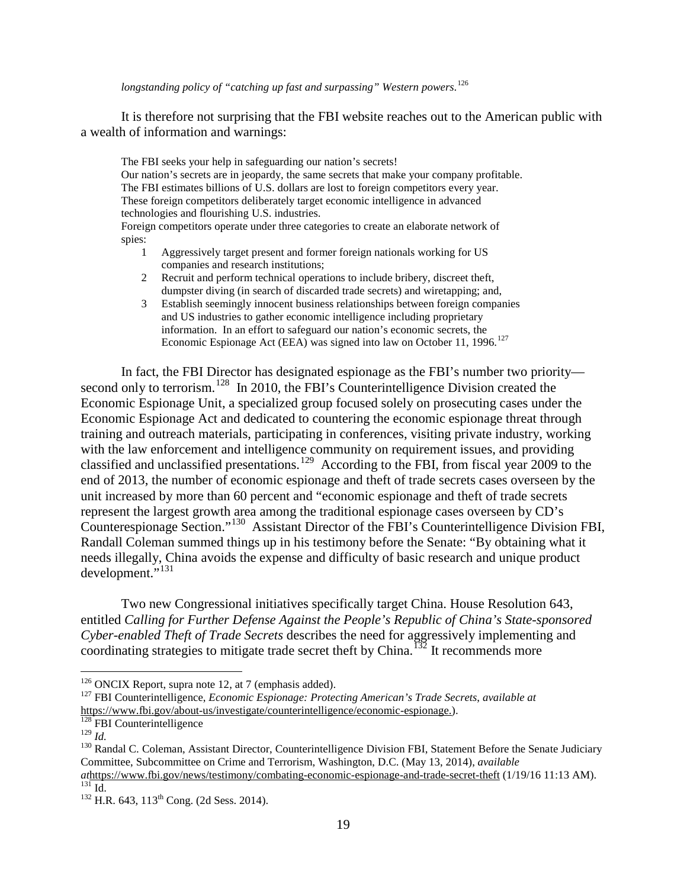*longstanding policy of "catching up fast and surpassing" Western powers.*[126]

It is therefore not surprising that the FBI website reaches out to the American public with a wealth of information and warnings:

> The FBI seeks your help in safeguarding our nation's secrets!
> Our nation's secrets are in jeopardy, the same secrets that make your company profitable.
> The FBI estimates billions of U.S. dollars are lost to foreign competitors every year.
> These foreign competitors deliberately target economic intelligence in advanced technologies and flourishing U.S. industries.
> Foreign competitors operate under three categories to create an elaborate network of spies:
>
> 1. Aggressively target present and former foreign nationals working for US companies and research institutions;
> 2. Recruit and perform technical operations to include bribery, discreet theft, dumpster diving (in search of discarded trade secrets) and wiretapping; and,
> 3. Establish seemingly innocent business relationships between foreign companies and US industries to gather economic intelligence including proprietary information. In an effort to safeguard our nation's economic secrets, the Economic Espionage Act (EEA) was signed into law on October 11, 1996.[127]

In fact, the FBI Director has designated espionage as the FBI's number two priority—second only to terrorism.[128] In 2010, the FBI's Counterintelligence Division created the Economic Espionage Unit, a specialized group focused solely on prosecuting cases under the Economic Espionage Act and dedicated to countering the economic espionage threat through training and outreach materials, participating in conferences, visiting private industry, working with the law enforcement and intelligence community on requirement issues, and providing classified and unclassified presentations.[129] According to the FBI, from fiscal year 2009 to the end of 2013, the number of economic espionage and theft of trade secrets cases overseen by the unit increased by more than 60 percent and "economic espionage and theft of trade secrets represent the largest growth area among the traditional espionage cases overseen by CD's Counterespionage Section."[130] Assistant Director of the FBI's Counterintelligence Division FBI, Randall Coleman summed things up in his testimony before the Senate: "By obtaining what it needs illegally, China avoids the expense and difficulty of basic research and unique product development."[131]

Two new Congressional initiatives specifically target China. House Resolution 643, entitled *Calling for Further Defense Against the People's Republic of China's State-sponsored Cyber-enabled Theft of Trade Secrets* describes the need for aggressively implementing and coordinating strategies to mitigate trade secret theft by China.[132] It recommends more

---

[126] ONCIX Report, supra note 12, at 7 (emphasis added).

[127] FBI Counterintelligence, *Economic Espionage: Protecting American's Trade Secrets*, *available at* https://www.fbi.gov/about-us/investigate/counterintelligence/economic-espionage.).

[128] FBI Counterintelligence

[129] *Id.*

[130] Randal C. Coleman, Assistant Director, Counterintelligence Division FBI, Statement Before the Senate Judiciary Committee, Subcommittee on Crime and Terrorism, Washington, D.C. (May 13, 2014), *available at*https://www.fbi.gov/news/testimony/combating-economic-espionage-and-trade-secret-theft (1/19/16 11:13 AM).

[131] Id.

[132] H.R. 643, 113th Cong. (2d Sess. 2014).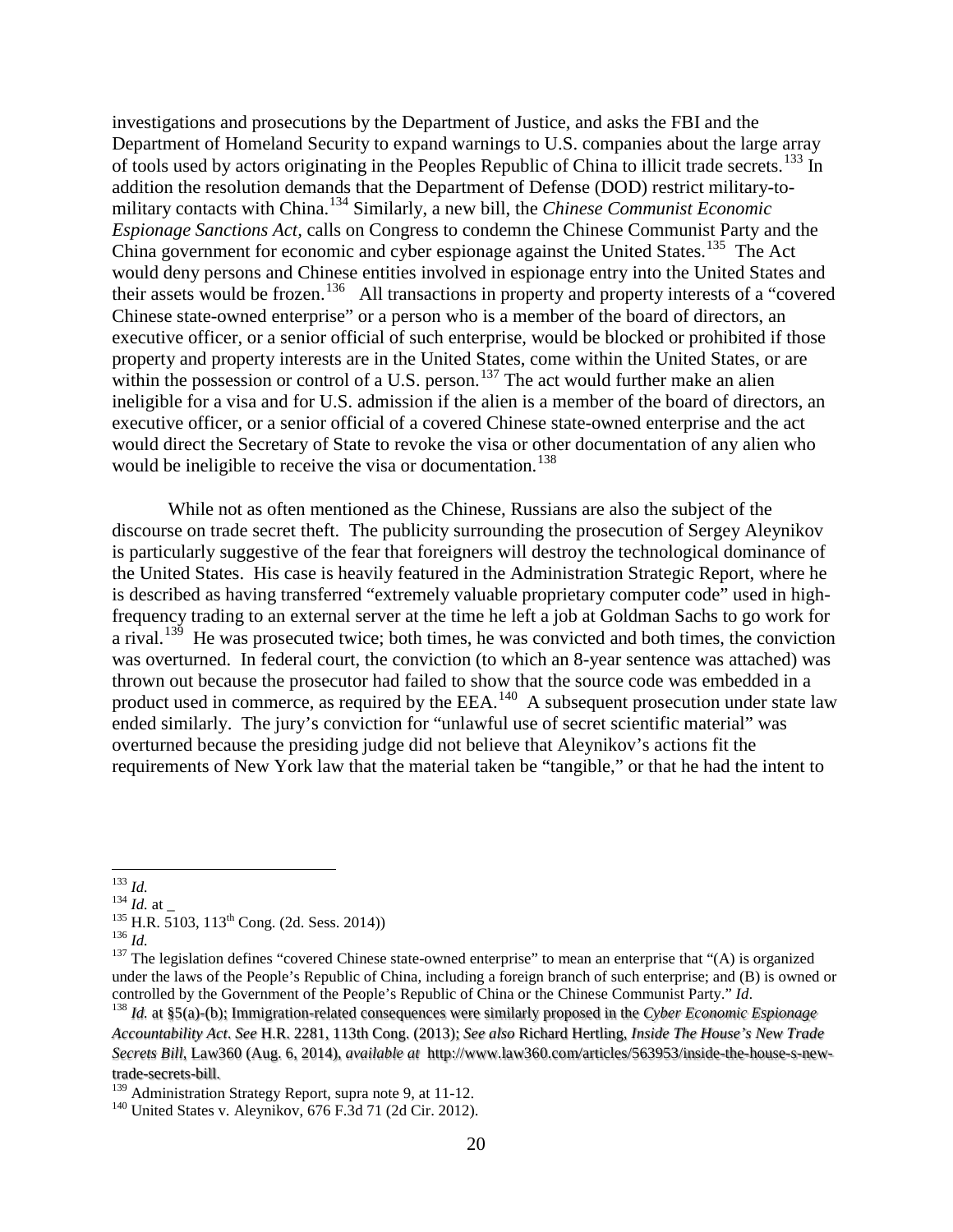investigations and prosecutions by the Department of Justice, and asks the FBI and the Department of Homeland Security to expand warnings to U.S. companies about the large array of tools used by actors originating in the Peoples Republic of China to illicit trade secrets.[133] In addition the resolution demands that the Department of Defense (DOD) restrict military-to-military contacts with China.[134] Similarly, a new bill, the *Chinese Communist Economic Espionage Sanctions Act*, calls on Congress to condemn the Chinese Communist Party and the China government for economic and cyber espionage against the United States.[135] The Act would deny persons and Chinese entities involved in espionage entry into the United States and their assets would be frozen.[136] All transactions in property and property interests of a "covered Chinese state-owned enterprise" or a person who is a member of the board of directors, an executive officer, or a senior official of such enterprise, would be blocked or prohibited if those property and property interests are in the United States, come within the United States, or are within the possession or control of a U.S. person.[137] The act would further make an alien ineligible for a visa and for U.S. admission if the alien is a member of the board of directors, an executive officer, or a senior official of a covered Chinese state-owned enterprise and the act would direct the Secretary of State to revoke the visa or other documentation of any alien who would be ineligible to receive the visa or documentation.[138]

While not as often mentioned as the Chinese, Russians are also the subject of the discourse on trade secret theft. The publicity surrounding the prosecution of Sergey Aleynikov is particularly suggestive of the fear that foreigners will destroy the technological dominance of the United States. His case is heavily featured in the Administration Strategic Report, where he is described as having transferred "extremely valuable proprietary computer code" used in high-frequency trading to an external server at the time he left a job at Goldman Sachs to go work for a rival.[139] He was prosecuted twice; both times, he was convicted and both times, the conviction was overturned. In federal court, the conviction (to which an 8-year sentence was attached) was thrown out because the prosecutor had failed to show that the source code was embedded in a product used in commerce, as required by the EEA.[140] A subsequent prosecution under state law ended similarly. The jury's conviction for "unlawful use of secret scientific material" was overturned because the presiding judge did not believe that Aleynikov's actions fit the requirements of New York law that the material taken be "tangible," or that he had the intent to

---

[133] *Id.*

[134] *Id.* at _

[135] H.R. 5103, 113th Cong. (2d. Sess. 2014))

[136] *Id.*

[137] The legislation defines "covered Chinese state-owned enterprise" to mean an enterprise that "(A) is organized under the laws of the People's Republic of China, including a foreign branch of such enterprise; and (B) is owned or controlled by the Government of the People's Republic of China or the Chinese Communist Party." *Id*.

[138] *Id.* at §5(a)-(b); Immigration-related consequences were similarly proposed in the *Cyber Economic Espionage Accountability Act*. *See* H.R. 2281, 113th Cong. (2013); *See also* Richard Hertling, *Inside The House's New Trade Secrets Bill*, Law360 (Aug. 6, 2014), *available at* http://www.law360.com/articles/563953/inside-the-house-s-new-trade-secrets-bill.

[139] Administration Strategy Report, supra note 9, at 11-12.

[140] United States v. Aleynikov, 676 F.3d 71 (2d Cir. 2012).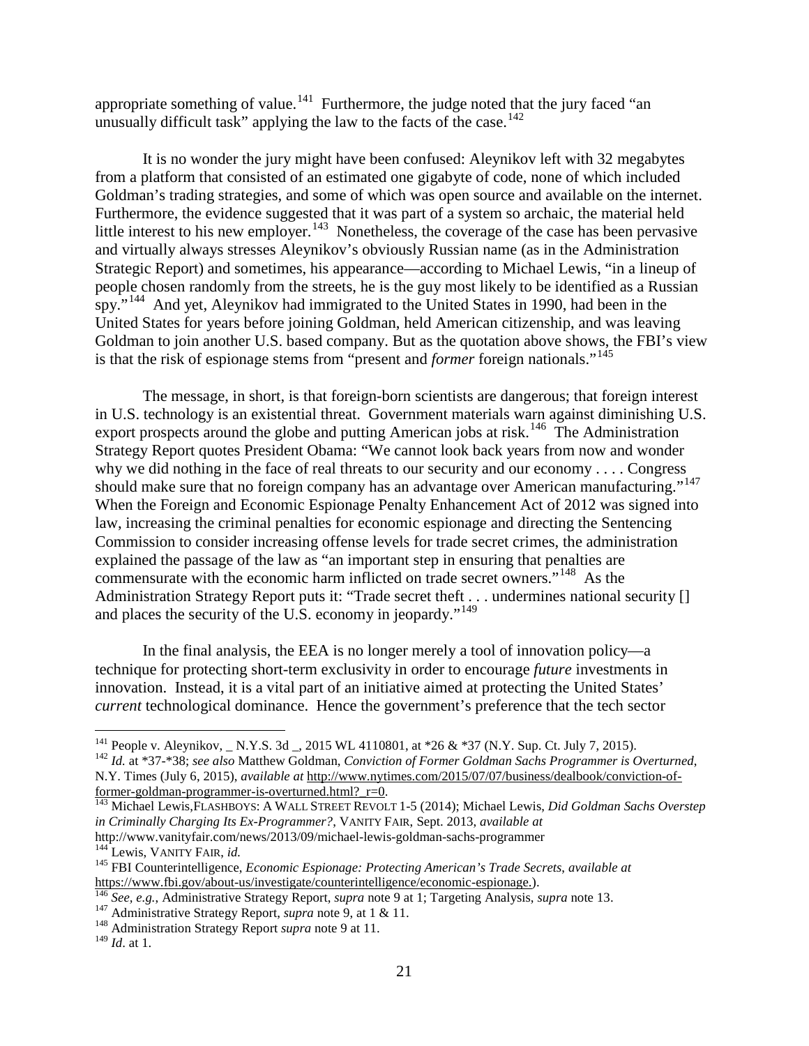appropriate something of value.[141] Furthermore, the judge noted that the jury faced "an unusually difficult task" applying the law to the facts of the case.[142]

It is no wonder the jury might have been confused: Aleynikov left with 32 megabytes from a platform that consisted of an estimated one gigabyte of code, none of which included Goldman's trading strategies, and some of which was open source and available on the internet. Furthermore, the evidence suggested that it was part of a system so archaic, the material held little interest to his new employer.[143] Nonetheless, the coverage of the case has been pervasive and virtually always stresses Aleynikov's obviously Russian name (as in the Administration Strategic Report) and sometimes, his appearance—according to Michael Lewis, "in a lineup of people chosen randomly from the streets, he is the guy most likely to be identified as a Russian spy."[144] And yet, Aleynikov had immigrated to the United States in 1990, had been in the United States for years before joining Goldman, held American citizenship, and was leaving Goldman to join another U.S. based company. But as the quotation above shows, the FBI's view is that the risk of espionage stems from "present and *former* foreign nationals."[145]

The message, in short, is that foreign-born scientists are dangerous; that foreign interest in U.S. technology is an existential threat. Government materials warn against diminishing U.S. export prospects around the globe and putting American jobs at risk.[146] The Administration Strategy Report quotes President Obama: "We cannot look back years from now and wonder why we did nothing in the face of real threats to our security and our economy . . . . Congress should make sure that no foreign company has an advantage over American manufacturing."[147] When the Foreign and Economic Espionage Penalty Enhancement Act of 2012 was signed into law, increasing the criminal penalties for economic espionage and directing the Sentencing Commission to consider increasing offense levels for trade secret crimes, the administration explained the passage of the law as "an important step in ensuring that penalties are commensurate with the economic harm inflicted on trade secret owners."[148] As the Administration Strategy Report puts it: "Trade secret theft . . . undermines national security [] and places the security of the U.S. economy in jeopardy."[149]

In the final analysis, the EEA is no longer merely a tool of innovation policy—a technique for protecting short-term exclusivity in order to encourage *future* investments in innovation. Instead, it is a vital part of an initiative aimed at protecting the United States' *current* technological dominance. Hence the government's preference that the tech sector

---

[141] People v. Aleynikov, _ N.Y.S. 3d _, 2015 WL 4110801, at *26 & *37 (N.Y. Sup. Ct. July 7, 2015).

[142] *Id.* at *37-*38; *see also* Matthew Goldman, *Conviction of Former Goldman Sachs Programmer is Overturned*, N.Y. Times (July 6, 2015), *available at* http://www.nytimes.com/2015/07/07/business/dealbook/conviction-of-former-goldman-programmer-is-overturned.html?_r=0.

[143] Michael Lewis, FLASHBOYS: A WALL STREET REVOLT 1-5 (2014); Michael Lewis, *Did Goldman Sachs Overstep in Criminally Charging Its Ex-Programmer?*, VANITY FAIR, Sept. 2013, *available at* http://www.vanityfair.com/news/2013/09/michael-lewis-goldman-sachs-programmer

[144] Lewis, VANITY FAIR, *id.*

[145] FBI Counterintelligence, *Economic Espionage: Protecting American's Trade Secrets*, *available at* https://www.fbi.gov/about-us/investigate/counterintelligence/economic-espionage.).

[146] *See, e.g.*, Administrative Strategy Report, *supra* note 9 at 1; Targeting Analysis, *supra* note 13.

[147] Administrative Strategy Report, *supra* note 9, at 1 & 11.

[148] Administration Strategy Report *supra* note 9 at 11.

[149] *Id*. at 1.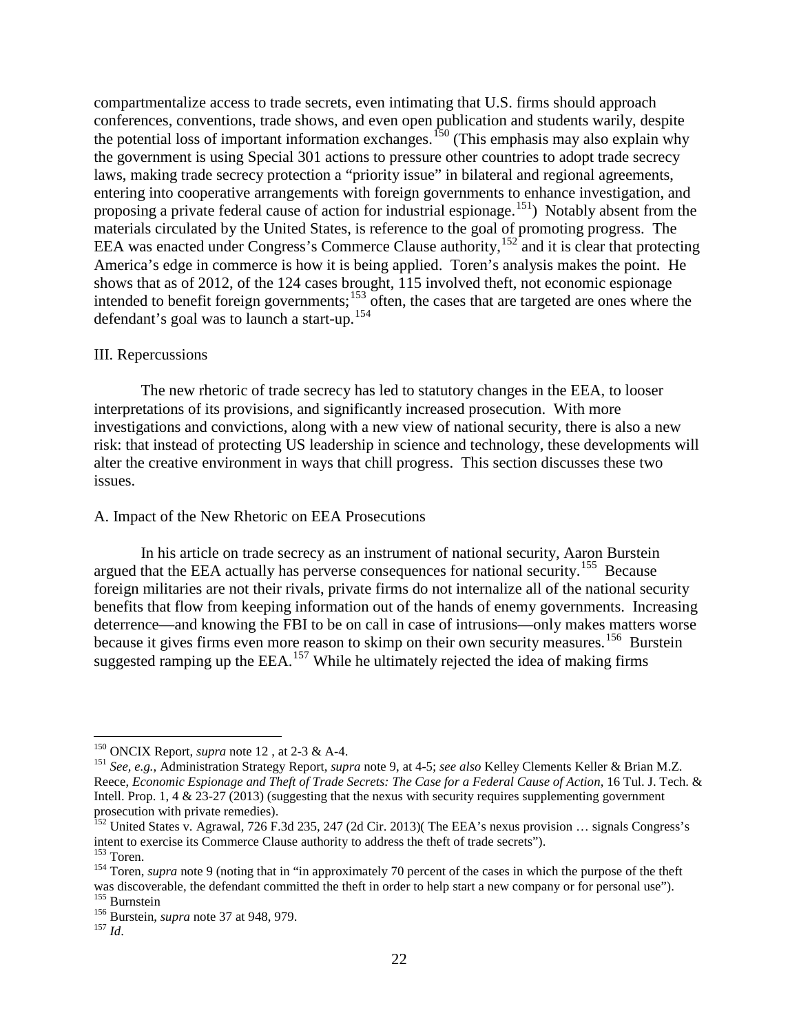compartmentalize access to trade secrets, even intimating that U.S. firms should approach conferences, conventions, trade shows, and even open publication and students warily, despite the potential loss of important information exchanges.[150] (This emphasis may also explain why the government is using Special 301 actions to pressure other countries to adopt trade secrecy laws, making trade secrecy protection a "priority issue" in bilateral and regional agreements, entering into cooperative arrangements with foreign governments to enhance investigation, and proposing a private federal cause of action for industrial espionage.[151]) Notably absent from the materials circulated by the United States, is reference to the goal of promoting progress. The EEA was enacted under Congress's Commerce Clause authority,[152] and it is clear that protecting America's edge in commerce is how it is being applied. Toren's analysis makes the point. He shows that as of 2012, of the 124 cases brought, 115 involved theft, not economic espionage intended to benefit foreign governments;[153] often, the cases that are targeted are ones where the defendant's goal was to launch a start-up.[154]

## III. Repercussions

The new rhetoric of trade secrecy has led to statutory changes in the EEA, to looser interpretations of its provisions, and significantly increased prosecution. With more investigations and convictions, along with a new view of national security, there is also a new risk: that instead of protecting US leadership in science and technology, these developments will alter the creative environment in ways that chill progress. This section discusses these two issues.

### A. Impact of the New Rhetoric on EEA Prosecutions

In his article on trade secrecy as an instrument of national security, Aaron Burstein argued that the EEA actually has perverse consequences for national security.[155] Because foreign militaries are not their rivals, private firms do not internalize all of the national security benefits that flow from keeping information out of the hands of enemy governments. Increasing deterrence—and knowing the FBI to be on call in case of intrusions—only makes matters worse because it gives firms even more reason to skimp on their own security measures.[156] Burstein suggested ramping up the EEA.[157] While he ultimately rejected the idea of making firms

---

[150] ONCIX Report, *supra* note 12 , at 2-3 & A-4.

[151] *See, e.g.*, Administration Strategy Report, *supra* note 9, at 4-5; *see also* Kelley Clements Keller & Brian M.Z. Reece, *Economic Espionage and Theft of Trade Secrets: The Case for a Federal Cause of Action*, 16 Tul. J. Tech. & Intell. Prop. 1, 4 & 23-27 (2013) (suggesting that the nexus with security requires supplementing government prosecution with private remedies).

[152] United States v. Agrawal, 726 F.3d 235, 247 (2d Cir. 2013)( The EEA's nexus provision … signals Congress's intent to exercise its Commerce Clause authority to address the theft of trade secrets").

[153] Toren.

[154] Toren, *supra* note 9 (noting that in "in approximately 70 percent of the cases in which the purpose of the theft was discoverable, the defendant committed the theft in order to help start a new company or for personal use").

[155] Burnstein

[156] Burstein, *supra* note 37 at 948, 979.

[157] *Id*.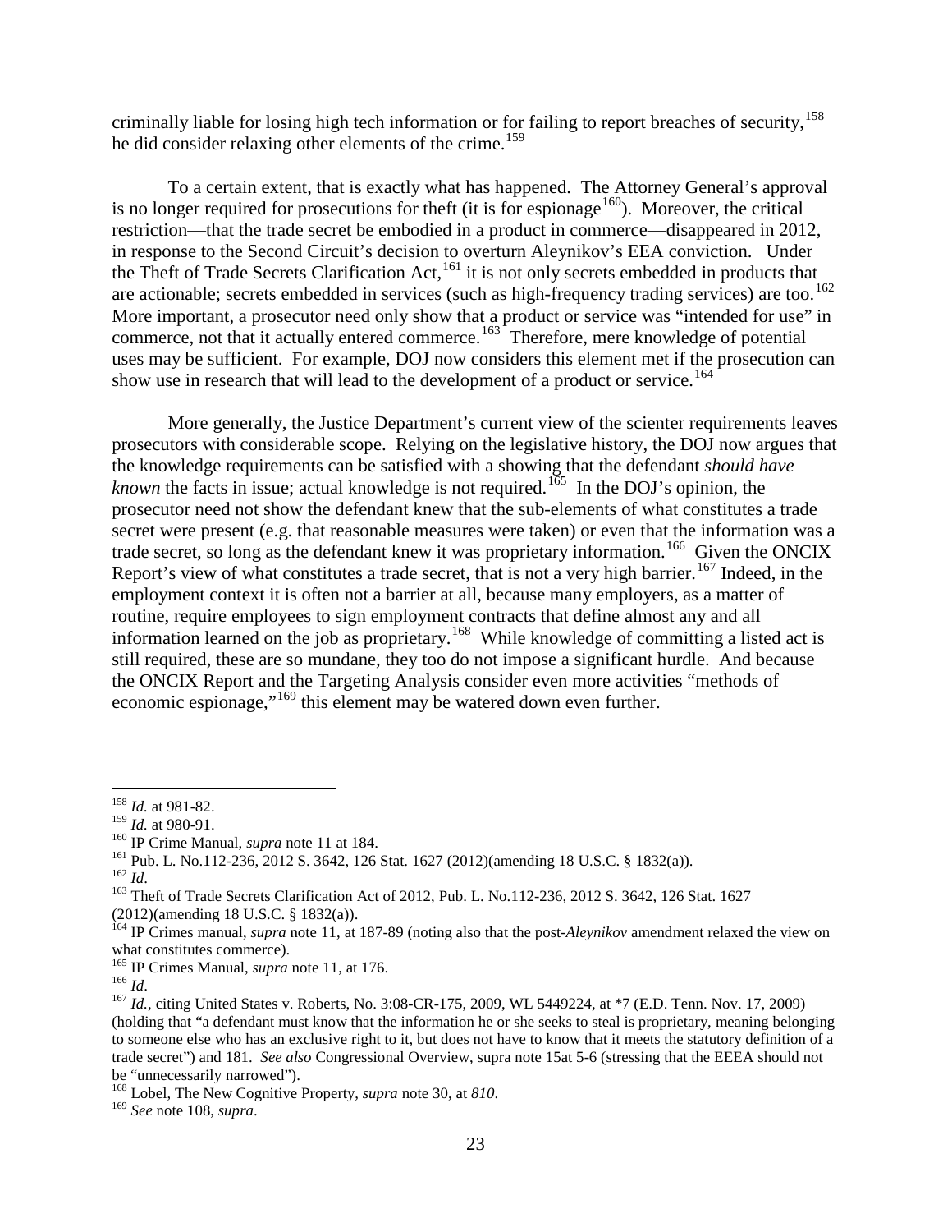criminally liable for losing high tech information or for failing to report breaches of security,[158] he did consider relaxing other elements of the crime.[159]

To a certain extent, that is exactly what has happened. The Attorney General's approval is no longer required for prosecutions for theft (it is for espionage[160]). Moreover, the critical restriction—that the trade secret be embodied in a product in commerce—disappeared in 2012, in response to the Second Circuit's decision to overturn Aleynikov's EEA conviction. Under the Theft of Trade Secrets Clarification Act,[161] it is not only secrets embedded in products that are actionable; secrets embedded in services (such as high-frequency trading services) are too.[162] More important, a prosecutor need only show that a product or service was "intended for use" in commerce, not that it actually entered commerce.[163] Therefore, mere knowledge of potential uses may be sufficient. For example, DOJ now considers this element met if the prosecution can show use in research that will lead to the development of a product or service.[164]

More generally, the Justice Department's current view of the scienter requirements leaves prosecutors with considerable scope. Relying on the legislative history, the DOJ now argues that the knowledge requirements can be satisfied with a showing that the defendant *should have known* the facts in issue; actual knowledge is not required.[165] In the DOJ's opinion, the prosecutor need not show the defendant knew that the sub-elements of what constitutes a trade secret were present (e.g. that reasonable measures were taken) or even that the information was a trade secret, so long as the defendant knew it was proprietary information.[166] Given the ONCIX Report's view of what constitutes a trade secret, that is not a very high barrier.[167] Indeed, in the employment context it is often not a barrier at all, because many employers, as a matter of routine, require employees to sign employment contracts that define almost any and all information learned on the job as proprietary.[168] While knowledge of committing a listed act is still required, these are so mundane, they too do not impose a significant hurdle. And because the ONCIX Report and the Targeting Analysis consider even more activities "methods of economic espionage,"[169] this element may be watered down even further.

---

[158] *Id.* at 981-82.

[159] *Id.* at 980-91.

[160] IP Crime Manual, *supra* note 11 at 184.

[161] Pub. L. No.112-236, 2012 S. 3642, 126 Stat. 1627 (2012)(amending 18 U.S.C. § 1832(a)).

[162] *Id*.

[163] Theft of Trade Secrets Clarification Act of 2012, Pub. L. No.112-236, 2012 S. 3642, 126 Stat. 1627 (2012)(amending 18 U.S.C. § 1832(a)).

[164] IP Crimes manual, *supra* note 11, at 187-89 (noting also that the post-*Aleynikov* amendment relaxed the view on what constitutes commerce).

[165] IP Crimes Manual, *supra* note 11, at 176.

[166] *Id*.

[167] *Id.*, citing United States v. Roberts, No. 3:08-CR-175, 2009, WL 5449224, at *7 (E.D. Tenn. Nov. 17, 2009) (holding that "a defendant must know that the information he or she seeks to steal is proprietary, meaning belonging to someone else who has an exclusive right to it, but does not have to know that it meets the statutory definition of a trade secret") and 181. *See also* Congressional Overview, supra note 15at 5-6 (stressing that the EEEA should not be "unnecessarily narrowed").

[168] Lobel, The New Cognitive Property, *supra* note 30, at *810*.

[169] *See* note 108, *supra*.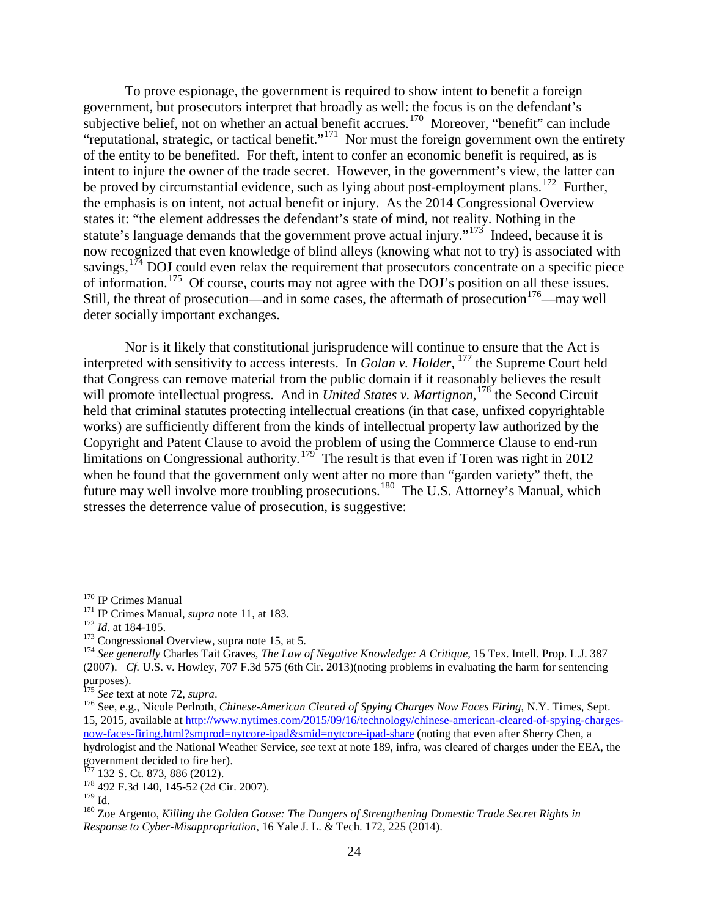To prove espionage, the government is required to show intent to benefit a foreign government, but prosecutors interpret that broadly as well: the focus is on the defendant's subjective belief, not on whether an actual benefit accrues.[170] Moreover, "benefit" can include "reputational, strategic, or tactical benefit."[171] Nor must the foreign government own the entirety of the entity to be benefited. For theft, intent to confer an economic benefit is required, as is intent to injure the owner of the trade secret. However, in the government's view, the latter can be proved by circumstantial evidence, such as lying about post-employment plans.[172] Further, the emphasis is on intent, not actual benefit or injury. As the 2014 Congressional Overview states it: "the element addresses the defendant's state of mind, not reality. Nothing in the statute's language demands that the government prove actual injury."[173] Indeed, because it is now recognized that even knowledge of blind alleys (knowing what not to try) is associated with savings,[174] DOJ could even relax the requirement that prosecutors concentrate on a specific piece of information.[175] Of course, courts may not agree with the DOJ's position on all these issues. Still, the threat of prosecution—and in some cases, the aftermath of prosecution[176]—may well deter socially important exchanges.

Nor is it likely that constitutional jurisprudence will continue to ensure that the Act is interpreted with sensitivity to access interests. In *Golan v. Holder*, [177] the Supreme Court held that Congress can remove material from the public domain if it reasonably believes the result will promote intellectual progress. And in *United States v. Martignon*,[178] the Second Circuit held that criminal statutes protecting intellectual creations (in that case, unfixed copyrightable works) are sufficiently different from the kinds of intellectual property law authorized by the Copyright and Patent Clause to avoid the problem of using the Commerce Clause to end-run limitations on Congressional authority.[179] The result is that even if Toren was right in 2012 when he found that the government only went after no more than "garden variety" theft, the future may well involve more troubling prosecutions.[180] The U.S. Attorney's Manual, which stresses the deterrence value of prosecution, is suggestive:

---

[170] IP Crimes Manual

[171] IP Crimes Manual, *supra* note 11, at 183.

[172] *Id.* at 184-185.

[173] Congressional Overview, supra note 15, at 5.

[174] *See generally* Charles Tait Graves, *The Law of Negative Knowledge: A Critique*, 15 Tex. Intell. Prop. L.J. 387 (2007). *Cf.* U.S. v. Howley, 707 F.3d 575 (6th Cir. 2013)(noting problems in evaluating the harm for sentencing purposes).

[175] *See* text at note 72, *supra*.

[176] See, e.g., Nicole Perlroth, *Chinese-American Cleared of Spying Charges Now Faces Firing*, N.Y. Times, Sept. 15, 2015, available at http://www.nytimes.com/2015/09/16/technology/chinese-american-cleared-of-spying-charges-now-faces-firing.html?smprod=nytcore-ipad&smid=nytcore-ipad-share (noting that even after Sherry Chen, a hydrologist and the National Weather Service, *see* text at note 189, infra, was cleared of charges under the EEA, the government decided to fire her).

[177] 132 S. Ct. 873, 886 (2012).

[178] 492 F.3d 140, 145-52 (2d Cir. 2007).

[179] Id.

[180] Zoe Argento, *Killing the Golden Goose: The Dangers of Strengthening Domestic Trade Secret Rights in Response to Cyber-Misappropriation*, 16 Yale J. L. & Tech. 172, 225 (2014).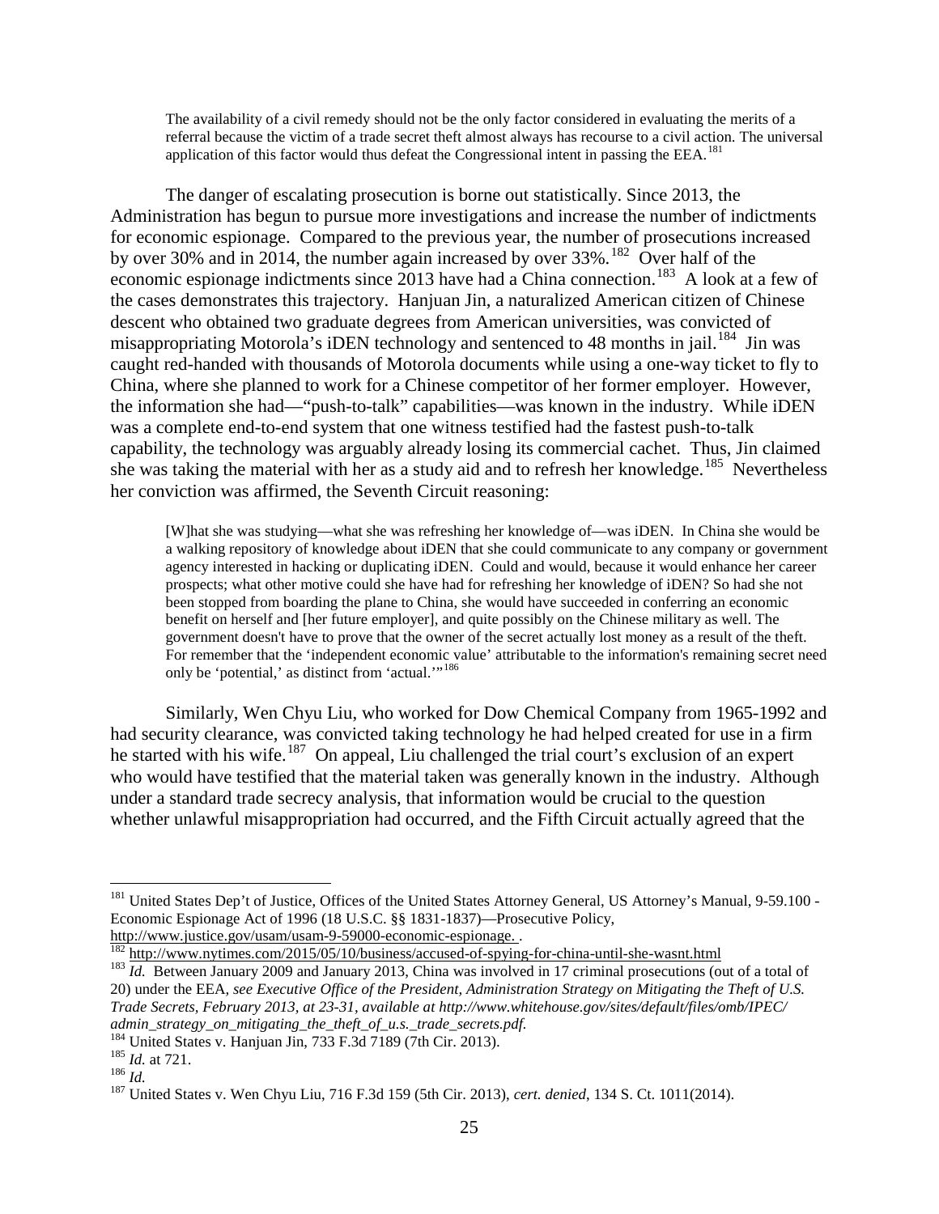> The availability of a civil remedy should not be the only factor considered in evaluating the merits of a referral because the victim of a trade secret theft almost always has recourse to a civil action. The universal application of this factor would thus defeat the Congressional intent in passing the EEA.[181]

The danger of escalating prosecution is borne out statistically. Since 2013, the Administration has begun to pursue more investigations and increase the number of indictments for economic espionage. Compared to the previous year, the number of prosecutions increased by over 30% and in 2014, the number again increased by over 33%.[182] Over half of the economic espionage indictments since 2013 have had a China connection.[183] A look at a few of the cases demonstrates this trajectory. Hanjuan Jin, a naturalized American citizen of Chinese descent who obtained two graduate degrees from American universities, was convicted of misappropriating Motorola's iDEN technology and sentenced to 48 months in jail.[184] Jin was caught red-handed with thousands of Motorola documents while using a one-way ticket to fly to China, where she planned to work for a Chinese competitor of her former employer. However, the information she had—"push-to-talk" capabilities—was known in the industry. While iDEN was a complete end-to-end system that one witness testified had the fastest push-to-talk capability, the technology was arguably already losing its commercial cachet. Thus, Jin claimed she was taking the material with her as a study aid and to refresh her knowledge.[185] Nevertheless her conviction was affirmed, the Seventh Circuit reasoning:

> [W]hat she was studying—what she was refreshing her knowledge of—was iDEN. In China she would be a walking repository of knowledge about iDEN that she could communicate to any company or government agency interested in hacking or duplicating iDEN. Could and would, because it would enhance her career prospects; what other motive could she have had for refreshing her knowledge of iDEN? So had she not been stopped from boarding the plane to China, she would have succeeded in conferring an economic benefit on herself and [her future employer], and quite possibly on the Chinese military as well. The government doesn't have to prove that the owner of the secret actually lost money as a result of the theft. For remember that the 'independent economic value' attributable to the information's remaining secret need only be 'potential,' as distinct from 'actual.'"[186]

Similarly, Wen Chyu Liu, who worked for Dow Chemical Company from 1965-1992 and had security clearance, was convicted taking technology he had helped created for use in a firm he started with his wife.[187] On appeal, Liu challenged the trial court's exclusion of an expert who would have testified that the material taken was generally known in the industry. Although under a standard trade secrecy analysis, that information would be crucial to the question whether unlawful misappropriation had occurred, and the Fifth Circuit actually agreed that the

---

[181] United States Dep't of Justice, Offices of the United States Attorney General, US Attorney's Manual, 9-59.100 - Economic Espionage Act of 1996 (18 U.S.C. §§ 1831-1837)—Prosecutive Policy, http://www.justice.gov/usam/usam-9-59000-economic-espionage. .

[182] http://www.nytimes.com/2015/05/10/business/accused-of-spying-for-china-until-she-wasnt.html

[183] *Id.* Between January 2009 and January 2013, China was involved in 17 criminal prosecutions (out of a total of 20) under the EEA, *see Executive Office of the President, Administration Strategy on Mitigating the Theft of U.S. Trade Secrets, February 2013, at 23-31, available at http://www.whitehouse.gov/sites/default/files/omb/IPEC/admin_strategy_on_mitigating_the_theft_of_u.s._trade_secrets.pdf.*

[184] United States v. Hanjuan Jin, 733 F.3d 7189 (7th Cir. 2013).

[185] *Id.* at 721.

[186] *Id.*

[187] United States v. Wen Chyu Liu, 716 F.3d 159 (5th Cir. 2013), *cert. denied*, 134 S. Ct. 1011(2014).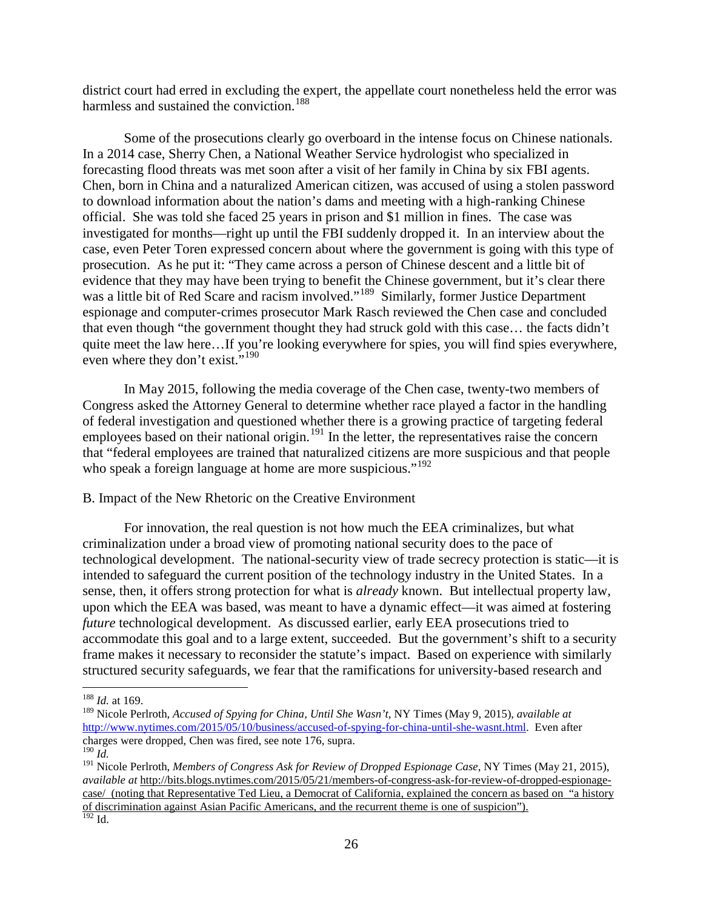district court had erred in excluding the expert, the appellate court nonetheless held the error was harmless and sustained the conviction.[188]

Some of the prosecutions clearly go overboard in the intense focus on Chinese nationals. In a 2014 case, Sherry Chen, a National Weather Service hydrologist who specialized in forecasting flood threats was met soon after a visit of her family in China by six FBI agents. Chen, born in China and a naturalized American citizen, was accused of using a stolen password to download information about the nation's dams and meeting with a high-ranking Chinese official. She was told she faced 25 years in prison and $1 million in fines. The case was investigated for months—right up until the FBI suddenly dropped it. In an interview about the case, even Peter Toren expressed concern about where the government is going with this type of prosecution. As he put it: "They came across a person of Chinese descent and a little bit of evidence that they may have been trying to benefit the Chinese government, but it's clear there was a little bit of Red Scare and racism involved."[189] Similarly, former Justice Department espionage and computer-crimes prosecutor Mark Rasch reviewed the Chen case and concluded that even though "the government thought they had struck gold with this case… the facts didn't quite meet the law here…If you're looking everywhere for spies, you will find spies everywhere, even where they don't exist."[190]

In May 2015, following the media coverage of the Chen case, twenty-two members of Congress asked the Attorney General to determine whether race played a factor in the handling of federal investigation and questioned whether there is a growing practice of targeting federal employees based on their national origin.[191] In the letter, the representatives raise the concern that "federal employees are trained that naturalized citizens are more suspicious and that people who speak a foreign language at home are more suspicious."[192]

B. Impact of the New Rhetoric on the Creative Environment

For innovation, the real question is not how much the EEA criminalizes, but what criminalization under a broad view of promoting national security does to the pace of technological development. The national-security view of trade secrecy protection is static—it is intended to safeguard the current position of the technology industry in the United States. In a sense, then, it offers strong protection for what is *already* known. But intellectual property law, upon which the EEA was based, was meant to have a dynamic effect—it was aimed at fostering *future* technological development. As discussed earlier, early EEA prosecutions tried to accommodate this goal and to a large extent, succeeded. But the government's shift to a security frame makes it necessary to reconsider the statute's impact. Based on experience with similarly structured security safeguards, we fear that the ramifications for university-based research and

---

[188] *Id.* at 169.

[189] Nicole Perlroth, *Accused of Spying for China, Until She Wasn't*, NY Times (May 9, 2015), *available at* http://www.nytimes.com/2015/05/10/business/accused-of-spying-for-china-until-she-wasnt.html. Even after charges were dropped, Chen was fired, see note 176, supra.

[190] *Id.*

[191] Nicole Perlroth, *Members of Congress Ask for Review of Dropped Espionage Case*, NY Times (May 21, 2015), *available at* http://bits.blogs.nytimes.com/2015/05/21/members-of-congress-ask-for-review-of-dropped-espionage-case/ (noting that Representative Ted Lieu, a Democrat of California, explained the concern as based on "a history of discrimination against Asian Pacific Americans, and the recurrent theme is one of suspicion").

[192] Id.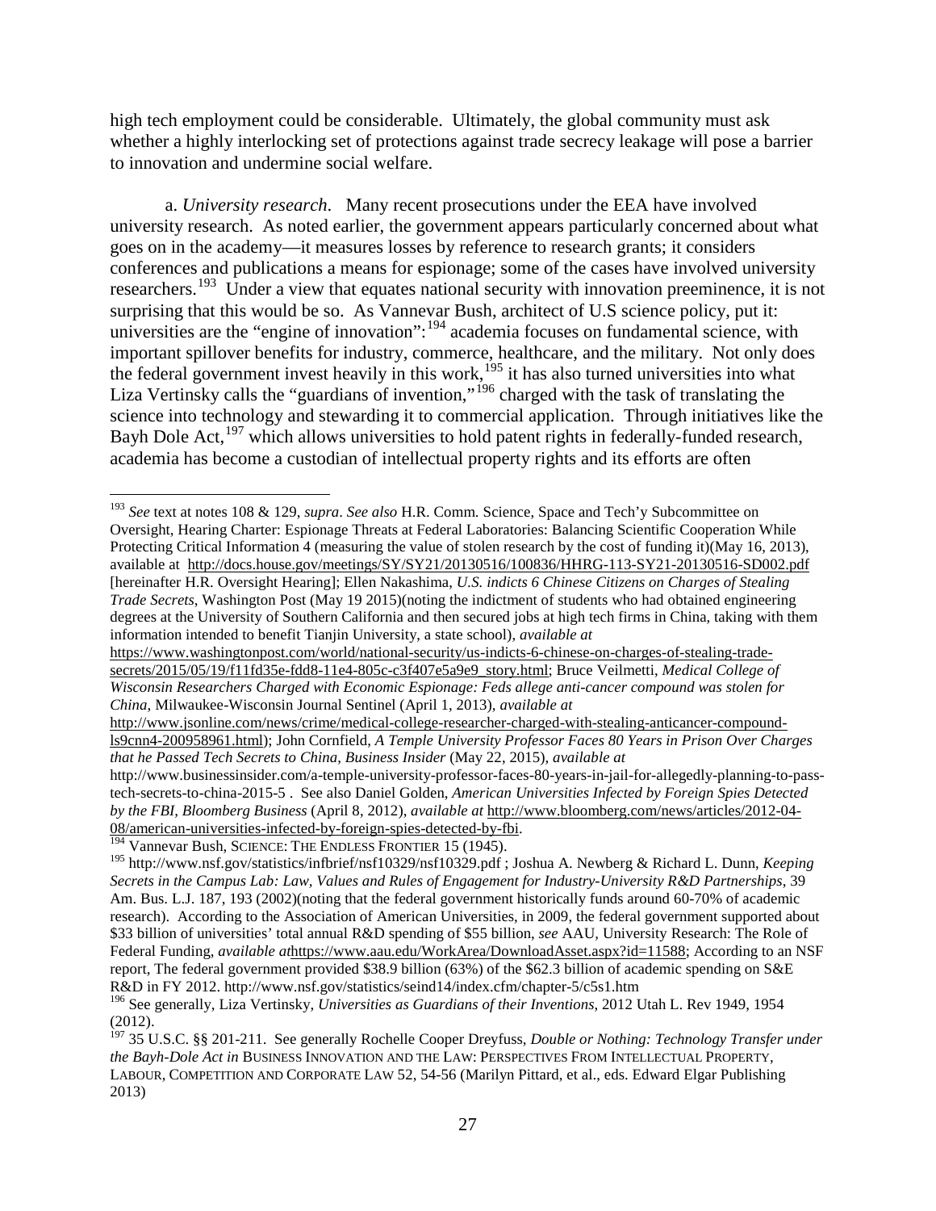high tech employment could be considerable. Ultimately, the global community must ask whether a highly interlocking set of protections against trade secrecy leakage will pose a barrier to innovation and undermine social welfare.

a. *University research*. Many recent prosecutions under the EEA have involved university research. As noted earlier, the government appears particularly concerned about what goes on in the academy—it measures losses by reference to research grants; it considers conferences and publications a means for espionage; some of the cases have involved university researchers.[193] Under a view that equates national security with innovation preeminence, it is not surprising that this would be so. As Vannevar Bush, architect of U.S science policy, put it: universities are the "engine of innovation":[194] academia focuses on fundamental science, with important spillover benefits for industry, commerce, healthcare, and the military. Not only does the federal government invest heavily in this work,[195] it has also turned universities into what Liza Vertinsky calls the "guardians of invention,"[196] charged with the task of translating the science into technology and stewarding it to commercial application. Through initiatives like the Bayh Dole Act,[197] which allows universities to hold patent rights in federally-funded research, academia has become a custodian of intellectual property rights and its efforts are often

---

[193] *See* text at notes 108 & 129, *supra*. *See also* H.R. Comm. Science, Space and Tech'y Subcommittee on Oversight, Hearing Charter: Espionage Threats at Federal Laboratories: Balancing Scientific Cooperation While Protecting Critical Information 4 (measuring the value of stolen research by the cost of funding it)(May 16, 2013), available at http://docs.house.gov/meetings/SY/SY21/20130516/100836/HHRG-113-SY21-20130516-SD002.pdf [hereinafter H.R. Oversight Hearing]; Ellen Nakashima, *U.S. indicts 6 Chinese Citizens on Charges of Stealing Trade Secrets*, Washington Post (May 19 2015)(noting the indictment of students who had obtained engineering degrees at the University of Southern California and then secured jobs at high tech firms in China, taking with them information intended to benefit Tianjin University, a state school), *available at* https://www.washingtonpost.com/world/national-security/us-indicts-6-chinese-on-charges-of-stealing-trade-secrets/2015/05/19/f11fd35e-fdd8-11e4-805c-c3f407e5a9e9_story.html; Bruce Veilmetti, *Medical College of Wisconsin Researchers Charged with Economic Espionage: Feds allege anti-cancer compound was stolen for China*, Milwaukee-Wisconsin Journal Sentinel (April 1, 2013), *available at* http://www.jsonline.com/news/crime/medical-college-researcher-charged-with-stealing-anticancer-compound-ls9cnn4-200958961.html); John Cornfield, *A Temple University Professor Faces 80 Years in Prison Over Charges that he Passed Tech Secrets to China, Business Insider* (May 22, 2015), *available at* http://www.businessinsider.com/a-temple-university-professor-faces-80-years-in-jail-for-allegedly-planning-to-pass-tech-secrets-to-china-2015-5 . See also Daniel Golden, *American Universities Infected by Foreign Spies Detected by the FBI, Bloomberg Business* (April 8, 2012), *available at* http://www.bloomberg.com/news/articles/2012-04-08/american-universities-infected-by-foreign-spies-detected-by-fbi.

[194] Vannevar Bush, SCIENCE: THE ENDLESS FRONTIER 15 (1945).

[195] http://www.nsf.gov/statistics/infbrief/nsf10329/nsf10329.pdf ; Joshua A. Newberg & Richard L. Dunn, *Keeping Secrets in the Campus Lab: Law, Values and Rules of Engagement for Industry-University R&D Partnerships*, 39 Am. Bus. L.J. 187, 193 (2002)(noting that the federal government historically funds around 60-70% of academic research). According to the Association of American Universities, in 2009, the federal government supported about $33 billion of universities' total annual R&D spending of $55 billion, *see* AAU, University Research: The Role of Federal Funding, *available at*https://www.aau.edu/WorkArea/DownloadAsset.aspx?id=11588; According to an NSF report, The federal government provided $38.9 billion (63%) of the $62.3 billion of academic spending on S&E R&D in FY 2012. http://www.nsf.gov/statistics/seind14/index.cfm/chapter-5/c5s1.htm

[196] See generally, Liza Vertinsky, *Universities as Guardians of their Inventions*, 2012 Utah L. Rev 1949, 1954 (2012).

[197] 35 U.S.C. §§ 201-211. See generally Rochelle Cooper Dreyfuss, *Double or Nothing: Technology Transfer under the Bayh-Dole Act in* BUSINESS INNOVATION AND THE LAW: PERSPECTIVES FROM INTELLECTUAL PROPERTY, LABOUR, COMPETITION AND CORPORATE LAW 52, 54-56 (Marilyn Pittard, et al., eds. Edward Elgar Publishing 2013)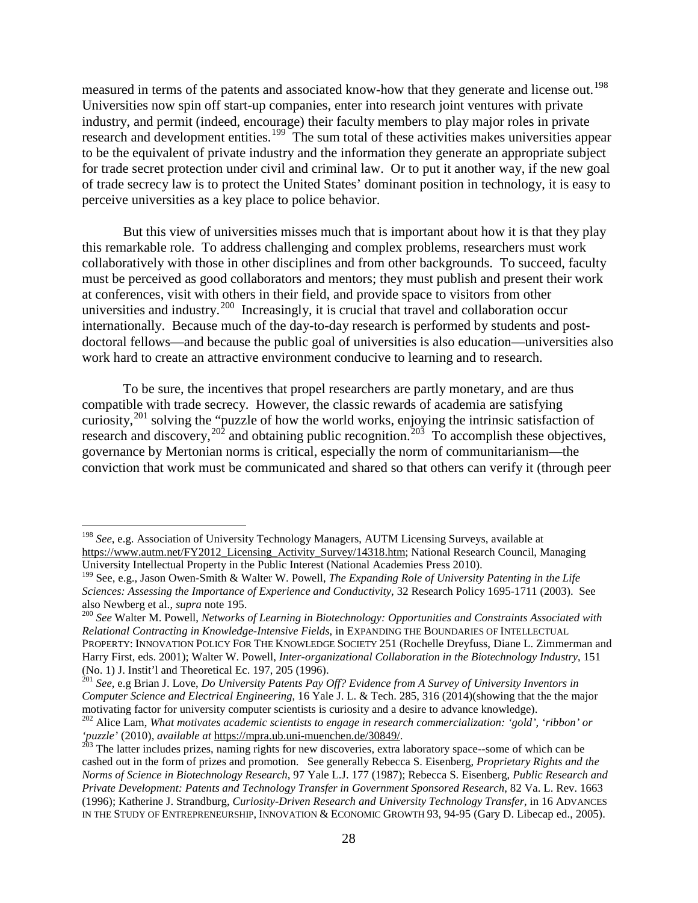measured in terms of the patents and associated know-how that they generate and license out.[198] Universities now spin off start-up companies, enter into research joint ventures with private industry, and permit (indeed, encourage) their faculty members to play major roles in private research and development entities.[199] The sum total of these activities makes universities appear to be the equivalent of private industry and the information they generate an appropriate subject for trade secret protection under civil and criminal law. Or to put it another way, if the new goal of trade secrecy law is to protect the United States' dominant position in technology, it is easy to perceive universities as a key place to police behavior.

But this view of universities misses much that is important about how it is that they play this remarkable role. To address challenging and complex problems, researchers must work collaboratively with those in other disciplines and from other backgrounds. To succeed, faculty must be perceived as good collaborators and mentors; they must publish and present their work at conferences, visit with others in their field, and provide space to visitors from other universities and industry.[200] Increasingly, it is crucial that travel and collaboration occur internationally. Because much of the day-to-day research is performed by students and post-doctoral fellows—and because the public goal of universities is also education—universities also work hard to create an attractive environment conducive to learning and to research.

To be sure, the incentives that propel researchers are partly monetary, and are thus compatible with trade secrecy. However, the classic rewards of academia are satisfying curiosity,[201] solving the "puzzle of how the world works, enjoying the intrinsic satisfaction of research and discovery,[202] and obtaining public recognition.[203] To accomplish these objectives, governance by Mertonian norms is critical, especially the norm of communitarianism—the conviction that work must be communicated and shared so that others can verify it (through peer

---

[198] *See*, e.g. Association of University Technology Managers, AUTM Licensing Surveys, available at https://www.autm.net/FY2012_Licensing_Activity_Survey/14318.htm; National Research Council, Managing University Intellectual Property in the Public Interest (National Academies Press 2010).

[199] See, e.g., Jason Owen-Smith & Walter W. Powell, *The Expanding Role of University Patenting in the Life Sciences: Assessing the Importance of Experience and Conductivity*, 32 Research Policy 1695-1711 (2003). See also Newberg et al., *supra* note 195.

[200] *See* Walter M. Powell, *Networks of Learning in Biotechnology: Opportunities and Constraints Associated with Relational Contracting in Knowledge-Intensive Fields*, in EXPANDING THE BOUNDARIES OF INTELLECTUAL PROPERTY: INNOVATION POLICY FOR THE KNOWLEDGE SOCIETY 251 (Rochelle Dreyfuss, Diane L. Zimmerman and Harry First, eds. 2001); Walter W. Powell, *Inter-organizational Collaboration in the Biotechnology Industry*, 151 (No. 1) J. Instit'l and Theoretical Ec. 197, 205 (1996).

[201] *See*, e.g Brian J. Love, *Do University Patents Pay Off? Evidence from A Survey of University Inventors in Computer Science and Electrical Engineering*, 16 Yale J. L. & Tech. 285, 316 (2014)(showing that the the major motivating factor for university computer scientists is curiosity and a desire to advance knowledge).

[202] Alice Lam, *What motivates academic scientists to engage in research commercialization: 'gold', 'ribbon' or 'puzzle'* (2010), *available at* https://mpra.ub.uni-muenchen.de/30849/.

[203] The latter includes prizes, naming rights for new discoveries, extra laboratory space--some of which can be cashed out in the form of prizes and promotion. See generally Rebecca S. Eisenberg, *Proprietary Rights and the Norms of Science in Biotechnology Research*, 97 Yale L.J. 177 (1987); Rebecca S. Eisenberg, *Public Research and Private Development: Patents and Technology Transfer in Government Sponsored Research*, 82 Va. L. Rev. 1663 (1996); Katherine J. Strandburg, *Curiosity-Driven Research and University Technology Transfer*, in 16 ADVANCES IN THE STUDY OF ENTREPRENEURSHIP, INNOVATION & ECONOMIC GROWTH 93, 94-95 (Gary D. Libecap ed., 2005).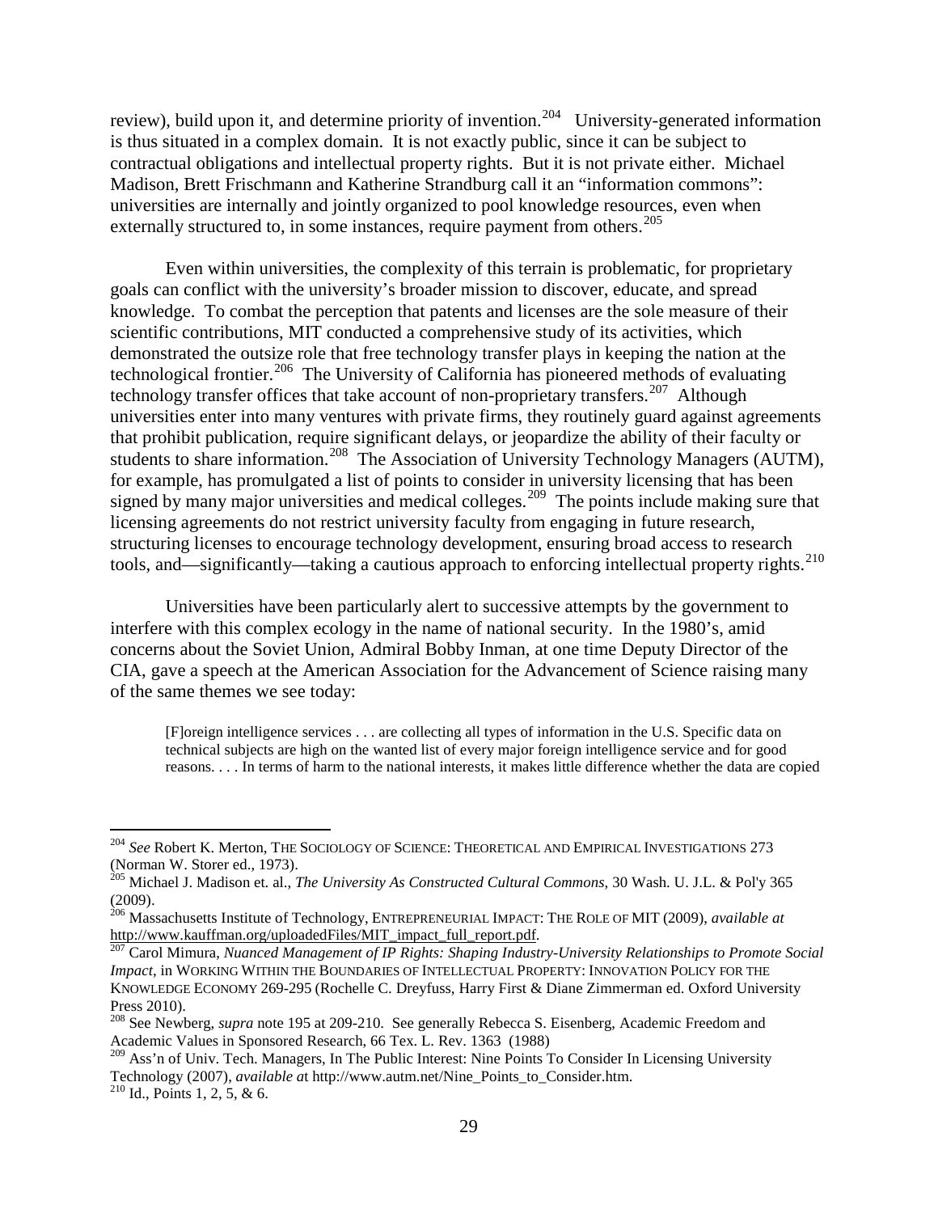review), build upon it, and determine priority of invention.[204] University-generated information is thus situated in a complex domain. It is not exactly public, since it can be subject to contractual obligations and intellectual property rights. But it is not private either. Michael Madison, Brett Frischmann and Katherine Strandburg call it an "information commons": universities are internally and jointly organized to pool knowledge resources, even when externally structured to, in some instances, require payment from others.[205]

Even within universities, the complexity of this terrain is problematic, for proprietary goals can conflict with the university's broader mission to discover, educate, and spread knowledge. To combat the perception that patents and licenses are the sole measure of their scientific contributions, MIT conducted a comprehensive study of its activities, which demonstrated the outsize role that free technology transfer plays in keeping the nation at the technological frontier.[206] The University of California has pioneered methods of evaluating technology transfer offices that take account of non-proprietary transfers.[207] Although universities enter into many ventures with private firms, they routinely guard against agreements that prohibit publication, require significant delays, or jeopardize the ability of their faculty or students to share information.[208] The Association of University Technology Managers (AUTM), for example, has promulgated a list of points to consider in university licensing that has been signed by many major universities and medical colleges.[209] The points include making sure that licensing agreements do not restrict university faculty from engaging in future research, structuring licenses to encourage technology development, ensuring broad access to research tools, and—significantly—taking a cautious approach to enforcing intellectual property rights.[210]

Universities have been particularly alert to successive attempts by the government to interfere with this complex ecology in the name of national security. In the 1980's, amid concerns about the Soviet Union, Admiral Bobby Inman, at one time Deputy Director of the CIA, gave a speech at the American Association for the Advancement of Science raising many of the same themes we see today:

> [F]oreign intelligence services . . . are collecting all types of information in the U.S. Specific data on technical subjects are high on the wanted list of every major foreign intelligence service and for good reasons. . . . In terms of harm to the national interests, it makes little difference whether the data are copied

---

[204] *See* Robert K. Merton, THE SOCIOLOGY OF SCIENCE: THEORETICAL AND EMPIRICAL INVESTIGATIONS 273 (Norman W. Storer ed., 1973).

[205] Michael J. Madison et. al., *The University As Constructed Cultural Commons*, 30 Wash. U. J.L. & Pol'y 365 (2009).

[206] Massachusetts Institute of Technology, ENTREPRENEURIAL IMPACT: THE ROLE OF MIT (2009), *available at* http://www.kauffman.org/uploadedFiles/MIT_impact_full_report.pdf.

[207] Carol Mimura, *Nuanced Management of IP Rights: Shaping Industry-University Relationships to Promote Social Impact*, in WORKING WITHIN THE BOUNDARIES OF INTELLECTUAL PROPERTY: INNOVATION POLICY FOR THE KNOWLEDGE ECONOMY 269-295 (Rochelle C. Dreyfuss, Harry First & Diane Zimmerman ed. Oxford University Press 2010).

[208] See Newberg, *supra* note 195 at 209-210. See generally Rebecca S. Eisenberg, Academic Freedom and Academic Values in Sponsored Research, 66 Tex. L. Rev. 1363 (1988)

[209] Ass'n of Univ. Tech. Managers, In The Public Interest: Nine Points To Consider In Licensing University Technology (2007), *available a*t http://www.autm.net/Nine_Points_to_Consider.htm.

[210] Id., Points 1, 2, 5, & 6.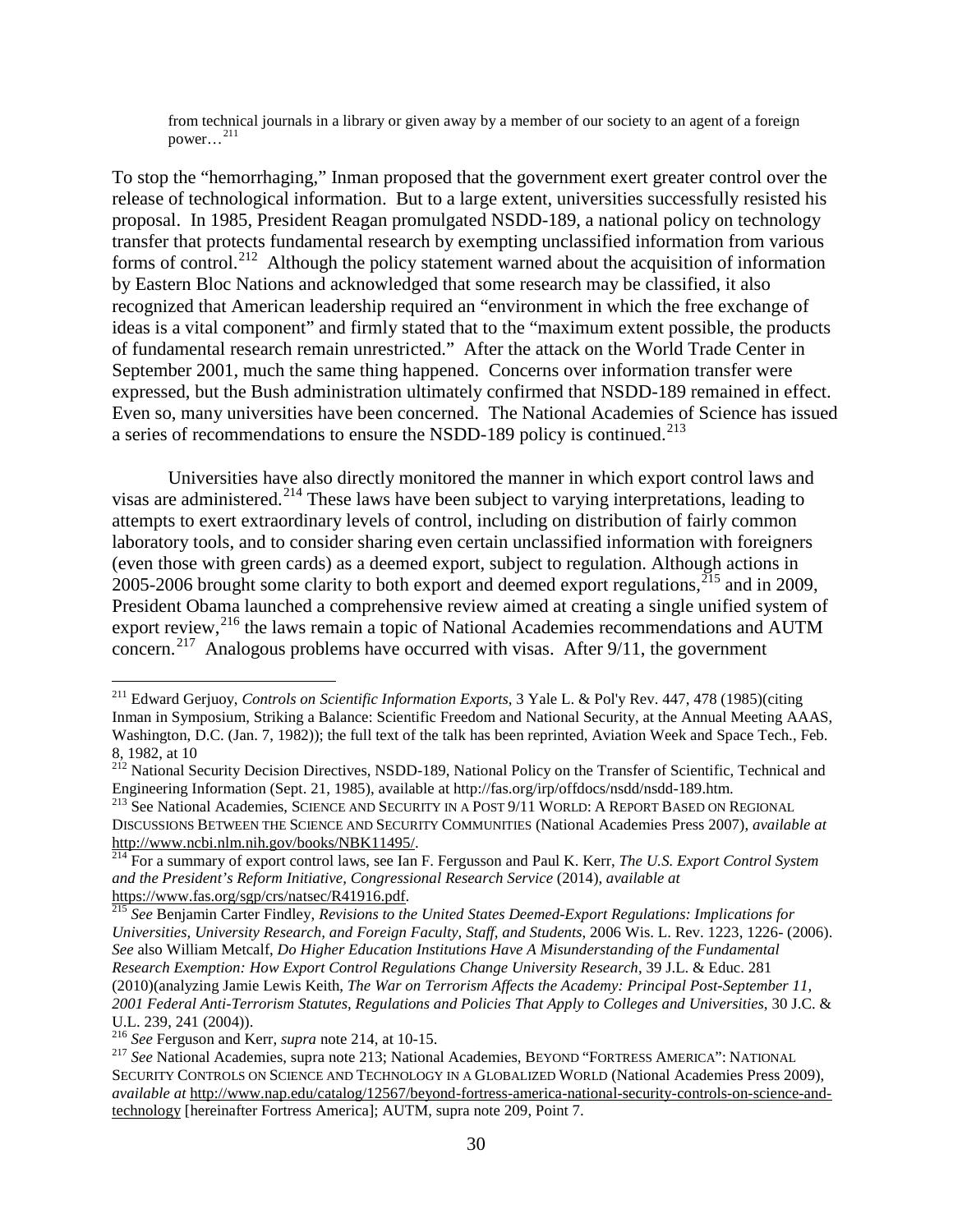> from technical journals in a library or given away by a member of our society to an agent of a foreign power…[211]

To stop the "hemorrhaging," Inman proposed that the government exert greater control over the release of technological information. But to a large extent, universities successfully resisted his proposal. In 1985, President Reagan promulgated NSDD-189, a national policy on technology transfer that protects fundamental research by exempting unclassified information from various forms of control.[212] Although the policy statement warned about the acquisition of information by Eastern Bloc Nations and acknowledged that some research may be classified, it also recognized that American leadership required an "environment in which the free exchange of ideas is a vital component" and firmly stated that to the "maximum extent possible, the products of fundamental research remain unrestricted." After the attack on the World Trade Center in September 2001, much the same thing happened. Concerns over information transfer were expressed, but the Bush administration ultimately confirmed that NSDD-189 remained in effect. Even so, many universities have been concerned. The National Academies of Science has issued a series of recommendations to ensure the NSDD-189 policy is continued.[213]

Universities have also directly monitored the manner in which export control laws and visas are administered.[214] These laws have been subject to varying interpretations, leading to attempts to exert extraordinary levels of control, including on distribution of fairly common laboratory tools, and to consider sharing even certain unclassified information with foreigners (even those with green cards) as a deemed export, subject to regulation. Although actions in 2005-2006 brought some clarity to both export and deemed export regulations,[215] and in 2009, President Obama launched a comprehensive review aimed at creating a single unified system of export review,[216] the laws remain a topic of National Academies recommendations and AUTM concern.[217] Analogous problems have occurred with visas. After 9/11, the government

---

[211] Edward Gerjuoy, *Controls on Scientific Information Exports,* 3 Yale L. & Pol'y Rev. 447, 478 (1985)(citing Inman in Symposium, Striking a Balance: Scientific Freedom and National Security, at the Annual Meeting AAAS, Washington, D.C. (Jan. 7, 1982)); the full text of the talk has been reprinted, Aviation Week and Space Tech., Feb. 8, 1982, at 10

[212] National Security Decision Directives, NSDD-189, National Policy on the Transfer of Scientific, Technical and Engineering Information (Sept. 21, 1985), available at http://fas.org/irp/offdocs/nsdd/nsdd-189.htm.

[213] See National Academies, SCIENCE AND SECURITY IN A POST 9/11 WORLD: A REPORT BASED ON REGIONAL DISCUSSIONS BETWEEN THE SCIENCE AND SECURITY COMMUNITIES (National Academies Press 2007), *available at* http://www.ncbi.nlm.nih.gov/books/NBK11495/.

[214] For a summary of export control laws, see Ian F. Fergusson and Paul K. Kerr, *The U.S. Export Control System and the President's Reform Initiative, Congressional Research Service* (2014), *available at* https://www.fas.org/sgp/crs/natsec/R41916.pdf.

[215] *See* Benjamin Carter Findley, *Revisions to the United States Deemed-Export Regulations: Implications for Universities, University Research, and Foreign Faculty, Staff, and Students*, 2006 Wis. L. Rev. 1223, 1226- (2006). *See* also William Metcalf, *Do Higher Education Institutions Have A Misunderstanding of the Fundamental Research Exemption: How Export Control Regulations Change University Research*, 39 J.L. & Educ. 281 (2010)(analyzing Jamie Lewis Keith, *The War on Terrorism Affects the Academy: Principal Post-September 11, 2001 Federal Anti-Terrorism Statutes, Regulations and Policies That Apply to Colleges and Universities*, 30 J.C. & U.L. 239, 241 (2004)).

[216] *See* Ferguson and Kerr, *supra* note 214, at 10-15.

[217] *See* National Academies, supra note 213; National Academies, BEYOND "FORTRESS AMERICA": NATIONAL SECURITY CONTROLS ON SCIENCE AND TECHNOLOGY IN A GLOBALIZED WORLD (National Academies Press 2009), *available at* http://www.nap.edu/catalog/12567/beyond-fortress-america-national-security-controls-on-science-and-technology [hereinafter Fortress America]; AUTM, supra note 209, Point 7.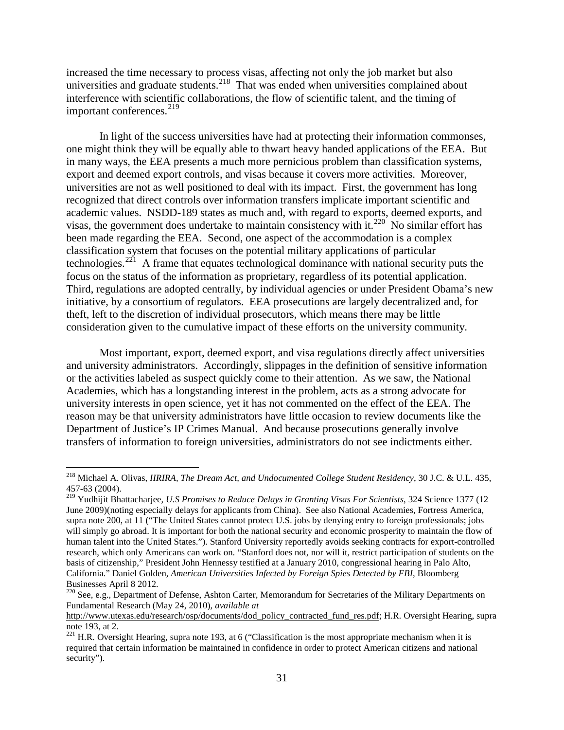increased the time necessary to process visas, affecting not only the job market but also universities and graduate students.[218] That was ended when universities complained about interference with scientific collaborations, the flow of scientific talent, and the timing of important conferences.[219]

In light of the success universities have had at protecting their information commonses, one might think they will be equally able to thwart heavy handed applications of the EEA. But in many ways, the EEA presents a much more pernicious problem than classification systems, export and deemed export controls, and visas because it covers more activities. Moreover, universities are not as well positioned to deal with its impact. First, the government has long recognized that direct controls over information transfers implicate important scientific and academic values. NSDD-189 states as much and, with regard to exports, deemed exports, and visas, the government does undertake to maintain consistency with it.[220] No similar effort has been made regarding the EEA. Second, one aspect of the accommodation is a complex classification system that focuses on the potential military applications of particular technologies.[221] A frame that equates technological dominance with national security puts the focus on the status of the information as proprietary, regardless of its potential application. Third, regulations are adopted centrally, by individual agencies or under President Obama's new initiative, by a consortium of regulators. EEA prosecutions are largely decentralized and, for theft, left to the discretion of individual prosecutors, which means there may be little consideration given to the cumulative impact of these efforts on the university community.

Most important, export, deemed export, and visa regulations directly affect universities and university administrators. Accordingly, slippages in the definition of sensitive information or the activities labeled as suspect quickly come to their attention. As we saw, the National Academies, which has a longstanding interest in the problem, acts as a strong advocate for university interests in open science, yet it has not commented on the effect of the EEA. The reason may be that university administrators have little occasion to review documents like the Department of Justice's IP Crimes Manual. And because prosecutions generally involve transfers of information to foreign universities, administrators do not see indictments either.

---

[218] Michael A. Olivas, *IIRIRA, The Dream Act, and Undocumented College Student Residency*, 30 J.C. & U.L. 435, 457-63 (2004).

[219] Yudhijit Bhattacharjee, *U.S Promises to Reduce Delays in Granting Visas For Scientists*, 324 Science 1377 (12 June 2009)(noting especially delays for applicants from China). See also National Academies, Fortress America, supra note 200, at 11 ("The United States cannot protect U.S. jobs by denying entry to foreign professionals; jobs will simply go abroad. It is important for both the national security and economic prosperity to maintain the flow of human talent into the United States."). Stanford University reportedly avoids seeking contracts for export-controlled research, which only Americans can work on. "Stanford does not, nor will it, restrict participation of students on the basis of citizenship," President John Hennessy testified at a January 2010, congressional hearing in Palo Alto, California." Daniel Golden, *American Universities Infected by Foreign Spies Detected by FBI*, Bloomberg Businesses April 8 2012.

[220] See, e.g., Department of Defense, Ashton Carter, Memorandum for Secretaries of the Military Departments on Fundamental Research (May 24, 2010), *available at* http://www.utexas.edu/research/osp/documents/dod_policy_contracted_fund_res.pdf; H.R. Oversight Hearing, supra note 193, at 2.

[221] H.R. Oversight Hearing, supra note 193, at 6 ("Classification is the most appropriate mechanism when it is required that certain information be maintained in confidence in order to protect American citizens and national security").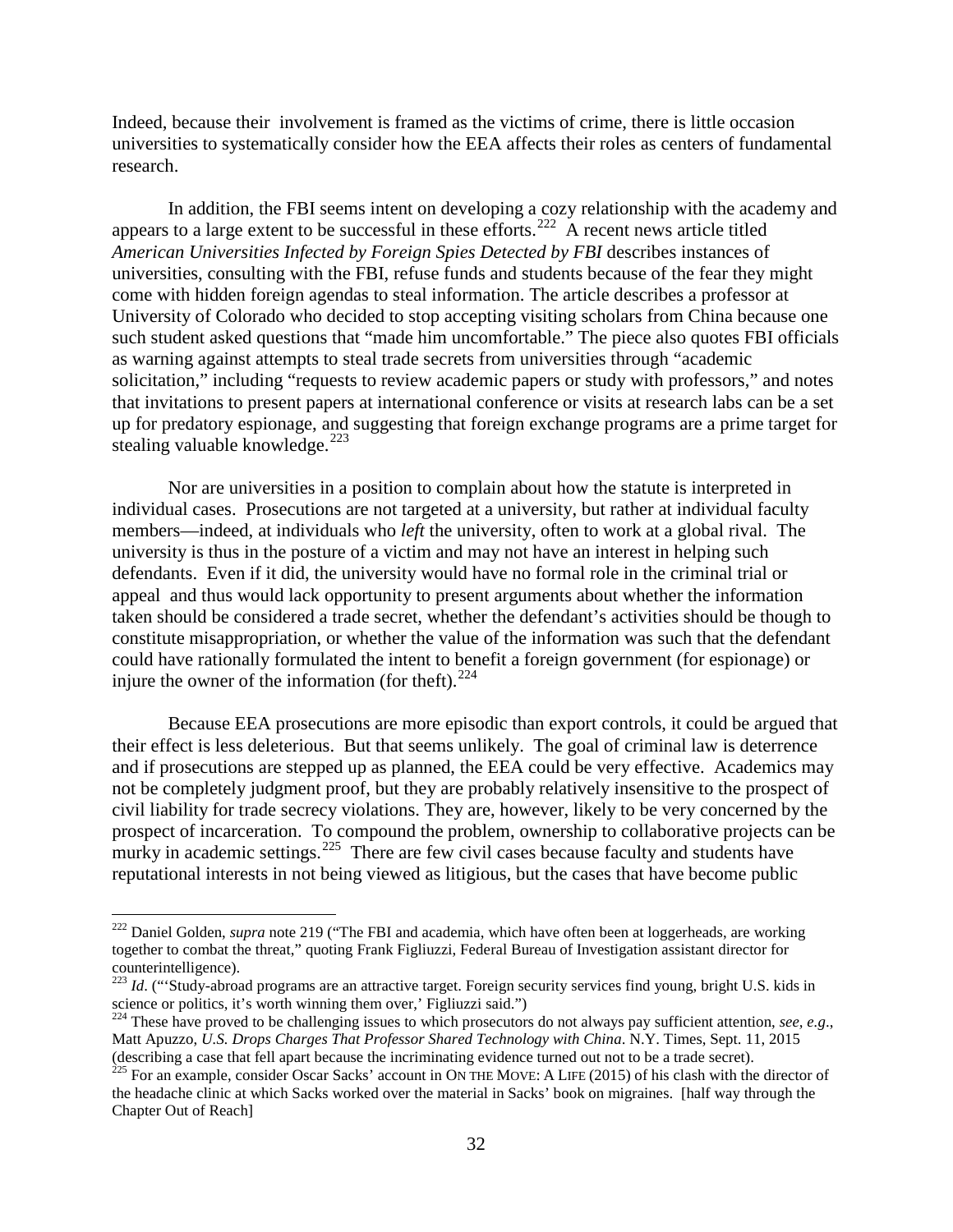Indeed, because their involvement is framed as the victims of crime, there is little occasion universities to systematically consider how the EEA affects their roles as centers of fundamental research.

In addition, the FBI seems intent on developing a cozy relationship with the academy and appears to a large extent to be successful in these efforts.[222] A recent news article titled *American Universities Infected by Foreign Spies Detected by FBI* describes instances of universities, consulting with the FBI, refuse funds and students because of the fear they might come with hidden foreign agendas to steal information. The article describes a professor at University of Colorado who decided to stop accepting visiting scholars from China because one such student asked questions that "made him uncomfortable." The piece also quotes FBI officials as warning against attempts to steal trade secrets from universities through "academic solicitation," including "requests to review academic papers or study with professors," and notes that invitations to present papers at international conference or visits at research labs can be a set up for predatory espionage, and suggesting that foreign exchange programs are a prime target for stealing valuable knowledge.[223]

Nor are universities in a position to complain about how the statute is interpreted in individual cases. Prosecutions are not targeted at a university, but rather at individual faculty members—indeed, at individuals who *left* the university, often to work at a global rival. The university is thus in the posture of a victim and may not have an interest in helping such defendants. Even if it did, the university would have no formal role in the criminal trial or appeal and thus would lack opportunity to present arguments about whether the information taken should be considered a trade secret, whether the defendant's activities should be though to constitute misappropriation, or whether the value of the information was such that the defendant could have rationally formulated the intent to benefit a foreign government (for espionage) or injure the owner of the information (for theft).[224]

Because EEA prosecutions are more episodic than export controls, it could be argued that their effect is less deleterious. But that seems unlikely. The goal of criminal law is deterrence and if prosecutions are stepped up as planned, the EEA could be very effective. Academics may not be completely judgment proof, but they are probably relatively insensitive to the prospect of civil liability for trade secrecy violations. They are, however, likely to be very concerned by the prospect of incarceration. To compound the problem, ownership to collaborative projects can be murky in academic settings.[225] There are few civil cases because faculty and students have reputational interests in not being viewed as litigious, but the cases that have become public

---

[222] Daniel Golden, *supra* note 219 ("The FBI and academia, which have often been at loggerheads, are working together to combat the threat," quoting Frank Figliuzzi, Federal Bureau of Investigation assistant director for counterintelligence).

[223] *Id*. ("'Study-abroad programs are an attractive target. Foreign security services find young, bright U.S. kids in science or politics, it's worth winning them over,' Figliuzzi said.")

[224] These have proved to be challenging issues to which prosecutors do not always pay sufficient attention, *see, e.g*., Matt Apuzzo, *U.S. Drops Charges That Professor Shared Technology with China*. N.Y. Times, Sept. 11, 2015 (describing a case that fell apart because the incriminating evidence turned out not to be a trade secret).

[225] For an example, consider Oscar Sacks' account in ON THE MOVE: A LIFE (2015) of his clash with the director of the headache clinic at which Sacks worked over the material in Sacks' book on migraines. [half way through the Chapter Out of Reach]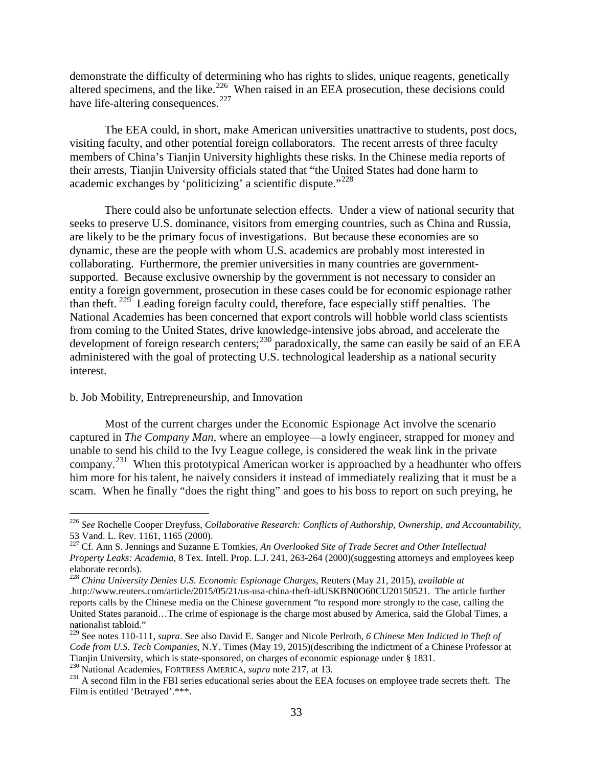demonstrate the difficulty of determining who has rights to slides, unique reagents, genetically altered specimens, and the like.[226] When raised in an EEA prosecution, these decisions could have life-altering consequences.[227]

The EEA could, in short, make American universities unattractive to students, post docs, visiting faculty, and other potential foreign collaborators. The recent arrests of three faculty members of China's Tianjin University highlights these risks. In the Chinese media reports of their arrests, Tianjin University officials stated that "the United States had done harm to academic exchanges by 'politicizing' a scientific dispute."[228]

There could also be unfortunate selection effects. Under a view of national security that seeks to preserve U.S. dominance, visitors from emerging countries, such as China and Russia, are likely to be the primary focus of investigations. But because these economies are so dynamic, these are the people with whom U.S. academics are probably most interested in collaborating. Furthermore, the premier universities in many countries are government-supported. Because exclusive ownership by the government is not necessary to consider an entity a foreign government, prosecution in these cases could be for economic espionage rather than theft.[229] Leading foreign faculty could, therefore, face especially stiff penalties. The National Academies has been concerned that export controls will hobble world class scientists from coming to the United States, drive knowledge-intensive jobs abroad, and accelerate the development of foreign research centers;[230] paradoxically, the same can easily be said of an EEA administered with the goal of protecting U.S. technological leadership as a national security interest.

b. Job Mobility, Entrepreneurship, and Innovation

Most of the current charges under the Economic Espionage Act involve the scenario captured in *The Company Man*, where an employee—a lowly engineer, strapped for money and unable to send his child to the Ivy League college, is considered the weak link in the private company.[231] When this prototypical American worker is approached by a headhunter who offers him more for his talent, he naively considers it instead of immediately realizing that it must be a scam. When he finally "does the right thing" and goes to his boss to report on such preying, he

---

[226] *See* Rochelle Cooper Dreyfuss, *Collaborative Research: Conflicts of Authorship, Ownership, and Accountability*, 53 Vand. L. Rev. 1161, 1165 (2000).

[227] Cf. Ann S. Jennings and Suzanne E Tomkies, *An Overlooked Site of Trade Secret and Other Intellectual Property Leaks: Academia*, 8 Tex. Intell. Prop. L.J. 241, 263-264 (2000)(suggesting attorneys and employees keep elaborate records).

[228] *China University Denies U.S. Economic Espionage Charges*, Reuters (May 21, 2015), *available at* .http://www.reuters.com/article/2015/05/21/us-usa-china-theft-idUSKBN0O60CU20150521. The article further reports calls by the Chinese media on the Chinese government "to respond more strongly to the case, calling the United States paranoid…The crime of espionage is the charge most abused by America, said the Global Times, a nationalist tabloid."

[229] See notes 110-111, *supra*. See also David E. Sanger and Nicole Perlroth, *6 Chinese Men Indicted in Theft of Code from U.S. Tech Companies*, N.Y. Times (May 19, 2015)(describing the indictment of a Chinese Professor at Tianjin University, which is state-sponsored, on charges of economic espionage under § 1831.

[230] National Academies, FORTRESS AMERICA, *supra* note 217, at 13.

[231] A second film in the FBI series educational series about the EEA focuses on employee trade secrets theft. The Film is entitled 'Betrayed'.***.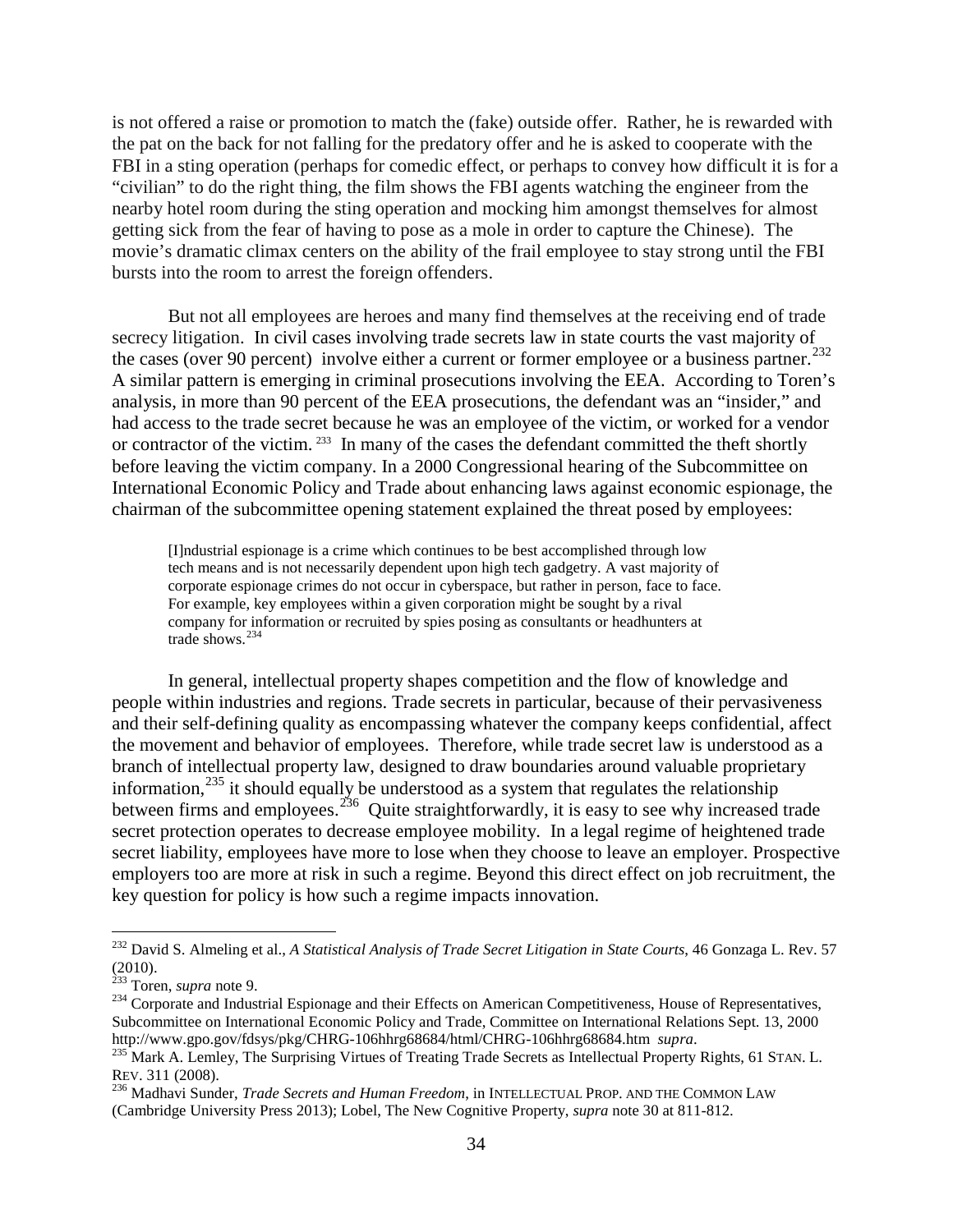is not offered a raise or promotion to match the (fake) outside offer. Rather, he is rewarded with the pat on the back for not falling for the predatory offer and he is asked to cooperate with the FBI in a sting operation (perhaps for comedic effect, or perhaps to convey how difficult it is for a "civilian" to do the right thing, the film shows the FBI agents watching the engineer from the nearby hotel room during the sting operation and mocking him amongst themselves for almost getting sick from the fear of having to pose as a mole in order to capture the Chinese). The movie's dramatic climax centers on the ability of the frail employee to stay strong until the FBI bursts into the room to arrest the foreign offenders.

But not all employees are heroes and many find themselves at the receiving end of trade secrecy litigation. In civil cases involving trade secrets law in state courts the vast majority of the cases (over 90 percent) involve either a current or former employee or a business partner.[232] A similar pattern is emerging in criminal prosecutions involving the EEA. According to Toren's analysis, in more than 90 percent of the EEA prosecutions, the defendant was an "insider," and had access to the trade secret because he was an employee of the victim, or worked for a vendor or contractor of the victim.[233] In many of the cases the defendant committed the theft shortly before leaving the victim company. In a 2000 Congressional hearing of the Subcommittee on International Economic Policy and Trade about enhancing laws against economic espionage, the chairman of the subcommittee opening statement explained the threat posed by employees:

> [I]ndustrial espionage is a crime which continues to be best accomplished through low tech means and is not necessarily dependent upon high tech gadgetry. A vast majority of corporate espionage crimes do not occur in cyberspace, but rather in person, face to face. For example, key employees within a given corporation might be sought by a rival company for information or recruited by spies posing as consultants or headhunters at trade shows.[234]

In general, intellectual property shapes competition and the flow of knowledge and people within industries and regions. Trade secrets in particular, because of their pervasiveness and their self-defining quality as encompassing whatever the company keeps confidential, affect the movement and behavior of employees. Therefore, while trade secret law is understood as a branch of intellectual property law, designed to draw boundaries around valuable proprietary information,[235] it should equally be understood as a system that regulates the relationship between firms and employees.[236] Quite straightforwardly, it is easy to see why increased trade secret protection operates to decrease employee mobility. In a legal regime of heightened trade secret liability, employees have more to lose when they choose to leave an employer. Prospective employers too are more at risk in such a regime. Beyond this direct effect on job recruitment, the key question for policy is how such a regime impacts innovation.

---

[232] David S. Almeling et al., *A Statistical Analysis of Trade Secret Litigation in State Courts*, 46 Gonzaga L. Rev. 57 (2010).

[233] Toren, *supra* note 9.

[234] Corporate and Industrial Espionage and their Effects on American Competitiveness, House of Representatives, Subcommittee on International Economic Policy and Trade, Committee on International Relations Sept. 13, 2000 http://www.gpo.gov/fdsys/pkg/CHRG-106hhrg68684/html/CHRG-106hhrg68684.htm *supra*.

[235] Mark A. Lemley, The Surprising Virtues of Treating Trade Secrets as Intellectual Property Rights, 61 STAN. L. REV. 311 (2008).

[236] Madhavi Sunder, *Trade Secrets and Human Freedom*, in INTELLECTUAL PROP. AND THE COMMON LAW (Cambridge University Press 2013); Lobel, The New Cognitive Property, *supra* note 30 at 811-812.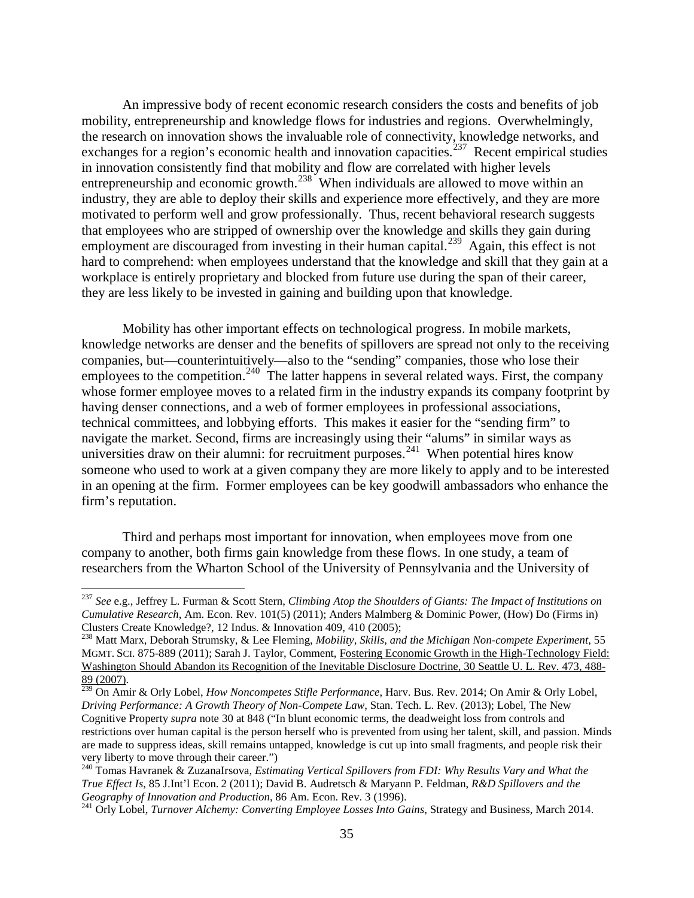An impressive body of recent economic research considers the costs and benefits of job mobility, entrepreneurship and knowledge flows for industries and regions. Overwhelmingly, the research on innovation shows the invaluable role of connectivity, knowledge networks, and exchanges for a region's economic health and innovation capacities.[237] Recent empirical studies in innovation consistently find that mobility and flow are correlated with higher levels entrepreneurship and economic growth.[238] When individuals are allowed to move within an industry, they are able to deploy their skills and experience more effectively, and they are more motivated to perform well and grow professionally. Thus, recent behavioral research suggests that employees who are stripped of ownership over the knowledge and skills they gain during employment are discouraged from investing in their human capital.[239] Again, this effect is not hard to comprehend: when employees understand that the knowledge and skill that they gain at a workplace is entirely proprietary and blocked from future use during the span of their career, they are less likely to be invested in gaining and building upon that knowledge.

Mobility has other important effects on technological progress. In mobile markets, knowledge networks are denser and the benefits of spillovers are spread not only to the receiving companies, but—counterintuitively—also to the "sending" companies, those who lose their employees to the competition.[240] The latter happens in several related ways. First, the company whose former employee moves to a related firm in the industry expands its company footprint by having denser connections, and a web of former employees in professional associations, technical committees, and lobbying efforts. This makes it easier for the "sending firm" to navigate the market. Second, firms are increasingly using their "alums" in similar ways as universities draw on their alumni: for recruitment purposes.[241] When potential hires know someone who used to work at a given company they are more likely to apply and to be interested in an opening at the firm. Former employees can be key goodwill ambassadors who enhance the firm's reputation.

Third and perhaps most important for innovation, when employees move from one company to another, both firms gain knowledge from these flows. In one study, a team of researchers from the Wharton School of the University of Pennsylvania and the University of

---

[237] *See* e.g., Jeffrey L. Furman & Scott Stern, *Climbing Atop the Shoulders of Giants: The Impact of Institutions on Cumulative Research*, Am. Econ. Rev. 101(5) (2011); Anders Malmberg & Dominic Power, (How) Do (Firms in) Clusters Create Knowledge?, 12 Indus. & Innovation 409, 410 (2005);

[238] Matt Marx, Deborah Strumsky, & Lee Fleming, *Mobility, Skills, and the Michigan Non-compete Experiment*, 55 MGMT. SCI. 875-889 (2011); Sarah J. Taylor, Comment, Fostering Economic Growth in the High-Technology Field: Washington Should Abandon its Recognition of the Inevitable Disclosure Doctrine, 30 Seattle U. L. Rev. 473, 488-89 (2007).

[239] On Amir & Orly Lobel, *How Noncompetes Stifle Performance*, Harv. Bus. Rev. 2014; On Amir & Orly Lobel, *Driving Performance: A Growth Theory of Non-Compete Law*, Stan. Tech. L. Rev. (2013); Lobel, The New Cognitive Property *supra* note 30 at 848 ("In blunt economic terms, the deadweight loss from controls and restrictions over human capital is the person herself who is prevented from using her talent, skill, and passion. Minds are made to suppress ideas, skill remains untapped, knowledge is cut up into small fragments, and people risk their very liberty to move through their career.")

[240] Tomas Havranek & ZuzanaIrsova, *Estimating Vertical Spillovers from FDI: Why Results Vary and What the True Effect Is*, 85 J.Int'l Econ. 2 (2011); David B. Audretsch & Maryann P. Feldman, *R&D Spillovers and the Geography of Innovation and Production*, 86 Am. Econ. Rev. 3 (1996).

[241] Orly Lobel, *Turnover Alchemy: Converting Employee Losses Into Gains*, Strategy and Business, March 2014.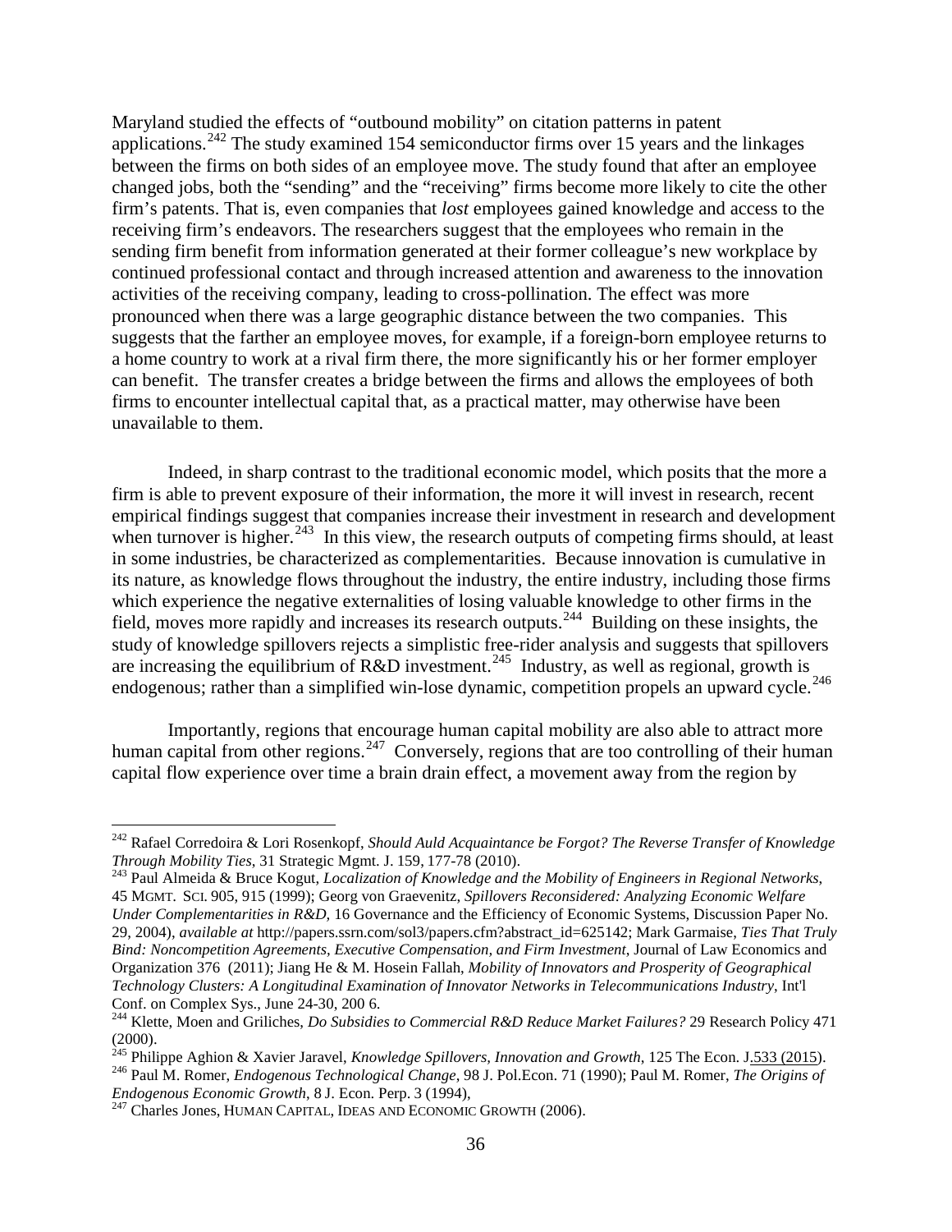Maryland studied the effects of "outbound mobility" on citation patterns in patent applications.[242] The study examined 154 semiconductor firms over 15 years and the linkages between the firms on both sides of an employee move. The study found that after an employee changed jobs, both the "sending" and the "receiving" firms become more likely to cite the other firm's patents. That is, even companies that *lost* employees gained knowledge and access to the receiving firm's endeavors. The researchers suggest that the employees who remain in the sending firm benefit from information generated at their former colleague's new workplace by continued professional contact and through increased attention and awareness to the innovation activities of the receiving company, leading to cross-pollination. The effect was more pronounced when there was a large geographic distance between the two companies. This suggests that the farther an employee moves, for example, if a foreign-born employee returns to a home country to work at a rival firm there, the more significantly his or her former employer can benefit. The transfer creates a bridge between the firms and allows the employees of both firms to encounter intellectual capital that, as a practical matter, may otherwise have been unavailable to them.

Indeed, in sharp contrast to the traditional economic model, which posits that the more a firm is able to prevent exposure of their information, the more it will invest in research, recent empirical findings suggest that companies increase their investment in research and development when turnover is higher.[243] In this view, the research outputs of competing firms should, at least in some industries, be characterized as complementarities. Because innovation is cumulative in its nature, as knowledge flows throughout the industry, the entire industry, including those firms which experience the negative externalities of losing valuable knowledge to other firms in the field, moves more rapidly and increases its research outputs.[244] Building on these insights, the study of knowledge spillovers rejects a simplistic free-rider analysis and suggests that spillovers are increasing the equilibrium of R&D investment.[245] Industry, as well as regional, growth is endogenous; rather than a simplified win-lose dynamic, competition propels an upward cycle.[246]

Importantly, regions that encourage human capital mobility are also able to attract more human capital from other regions.[247] Conversely, regions that are too controlling of their human capital flow experience over time a brain drain effect, a movement away from the region by

---

[242] Rafael Corredoira & Lori Rosenkopf, *Should Auld Acquaintance be Forgot? The Reverse Transfer of Knowledge Through Mobility Ties*, 31 Strategic Mgmt. J. 159, 177-78 (2010).

[243] Paul Almeida & Bruce Kogut, *Localization of Knowledge and the Mobility of Engineers in Regional Networks*, 45 MGMT. SCI. 905, 915 (1999); Georg von Graevenitz, *Spillovers Reconsidered: Analyzing Economic Welfare Under Complementarities in R&D*, 16 Governance and the Efficiency of Economic Systems, Discussion Paper No. 29, 2004), *available at* http://papers.ssrn.com/sol3/papers.cfm?abstract_id=625142; Mark Garmaise, *Ties That Truly Bind: Noncompetition Agreements, Executive Compensation, and Firm Investment*, Journal of Law Economics and Organization 376 (2011); Jiang He & M. Hosein Fallah, *Mobility of Innovators and Prosperity of Geographical Technology Clusters: A Longitudinal Examination of Innovator Networks in Telecommunications Industry*, Int'l Conf. on Complex Sys., June 24-30, 200 6.

[244] Klette, Moen and Griliches, *Do Subsidies to Commercial R&D Reduce Market Failures?* 29 Research Policy 471 (2000).

[245] Philippe Aghion & Xavier Jaravel, *Knowledge Spillovers, Innovation and Growth*, 125 The Econ. J.533 (2015).

[246] Paul M. Romer, *Endogenous Technological Change*, 98 J. Pol.Econ. 71 (1990); Paul M. Romer, *The Origins of Endogenous Economic Growth*, 8 J. Econ. Perp. 3 (1994),

[247] Charles Jones, HUMAN CAPITAL, IDEAS AND ECONOMIC GROWTH (2006).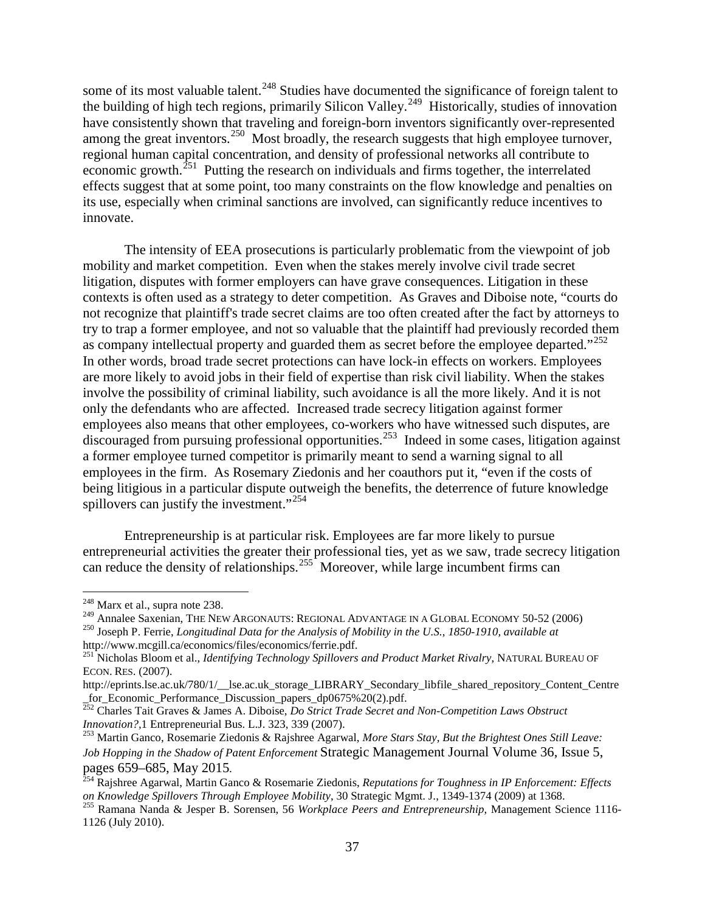some of its most valuable talent.[248] Studies have documented the significance of foreign talent to the building of high tech regions, primarily Silicon Valley.[249] Historically, studies of innovation have consistently shown that traveling and foreign-born inventors significantly over-represented among the great inventors.[250] Most broadly, the research suggests that high employee turnover, regional human capital concentration, and density of professional networks all contribute to economic growth.[251] Putting the research on individuals and firms together, the interrelated effects suggest that at some point, too many constraints on the flow knowledge and penalties on its use, especially when criminal sanctions are involved, can significantly reduce incentives to innovate.

The intensity of EEA prosecutions is particularly problematic from the viewpoint of job mobility and market competition. Even when the stakes merely involve civil trade secret litigation, disputes with former employers can have grave consequences. Litigation in these contexts is often used as a strategy to deter competition. As Graves and Diboise note, "courts do not recognize that plaintiff's trade secret claims are too often created after the fact by attorneys to try to trap a former employee, and not so valuable that the plaintiff had previously recorded them as company intellectual property and guarded them as secret before the employee departed."[252] In other words, broad trade secret protections can have lock-in effects on workers. Employees are more likely to avoid jobs in their field of expertise than risk civil liability. When the stakes involve the possibility of criminal liability, such avoidance is all the more likely. And it is not only the defendants who are affected. Increased trade secrecy litigation against former employees also means that other employees, co-workers who have witnessed such disputes, are discouraged from pursuing professional opportunities.[253] Indeed in some cases, litigation against a former employee turned competitor is primarily meant to send a warning signal to all employees in the firm. As Rosemary Ziedonis and her coauthors put it, "even if the costs of being litigious in a particular dispute outweigh the benefits, the deterrence of future knowledge spillovers can justify the investment."[254]

Entrepreneurship is at particular risk. Employees are far more likely to pursue entrepreneurial activities the greater their professional ties, yet as we saw, trade secrecy litigation can reduce the density of relationships.[255] Moreover, while large incumbent firms can

---

[248] Marx et al., supra note 238.

[249] Annalee Saxenian, THE NEW ARGONAUTS: REGIONAL ADVANTAGE IN A GLOBAL ECONOMY 50-52 (2006)

[250] Joseph P. Ferrie, *Longitudinal Data for the Analysis of Mobility in the U.S., 1850-1910, available at* http://www.mcgill.ca/economics/files/economics/ferrie.pdf.

[251] Nicholas Bloom et al., *Identifying Technology Spillovers and Product Market Rivalry*, NATURAL BUREAU OF ECON. RES. (2007). http://eprints.lse.ac.uk/780/1/__lse.ac.uk_storage_LIBRARY_Secondary_libfile_shared_repository_Content_Centre_for_Economic_Performance_Discussion_papers_dp0675%20(2).pdf.

[252] Charles Tait Graves & James A. Diboise, *Do Strict Trade Secret and Non-Competition Laws Obstruct Innovation?*,1 Entrepreneurial Bus. L.J. 323, 339 (2007).

[253] Martin Ganco, Rosemarie Ziedonis & Rajshree Agarwal, *More Stars Stay, But the Brightest Ones Still Leave: Job Hopping in the Shadow of Patent Enforcement* Strategic Management Journal Volume 36, Issue 5, pages 659–685, May 2015.

[254] Rajshree Agarwal, Martin Ganco & Rosemarie Ziedonis, *Reputations for Toughness in IP Enforcement: Effects on Knowledge Spillovers Through Employee Mobility*, 30 Strategic Mgmt. J., 1349-1374 (2009) at 1368.

[255] Ramana Nanda & Jesper B. Sorensen, 56 *Workplace Peers and Entrepreneurship*, Management Science 1116-1126 (July 2010).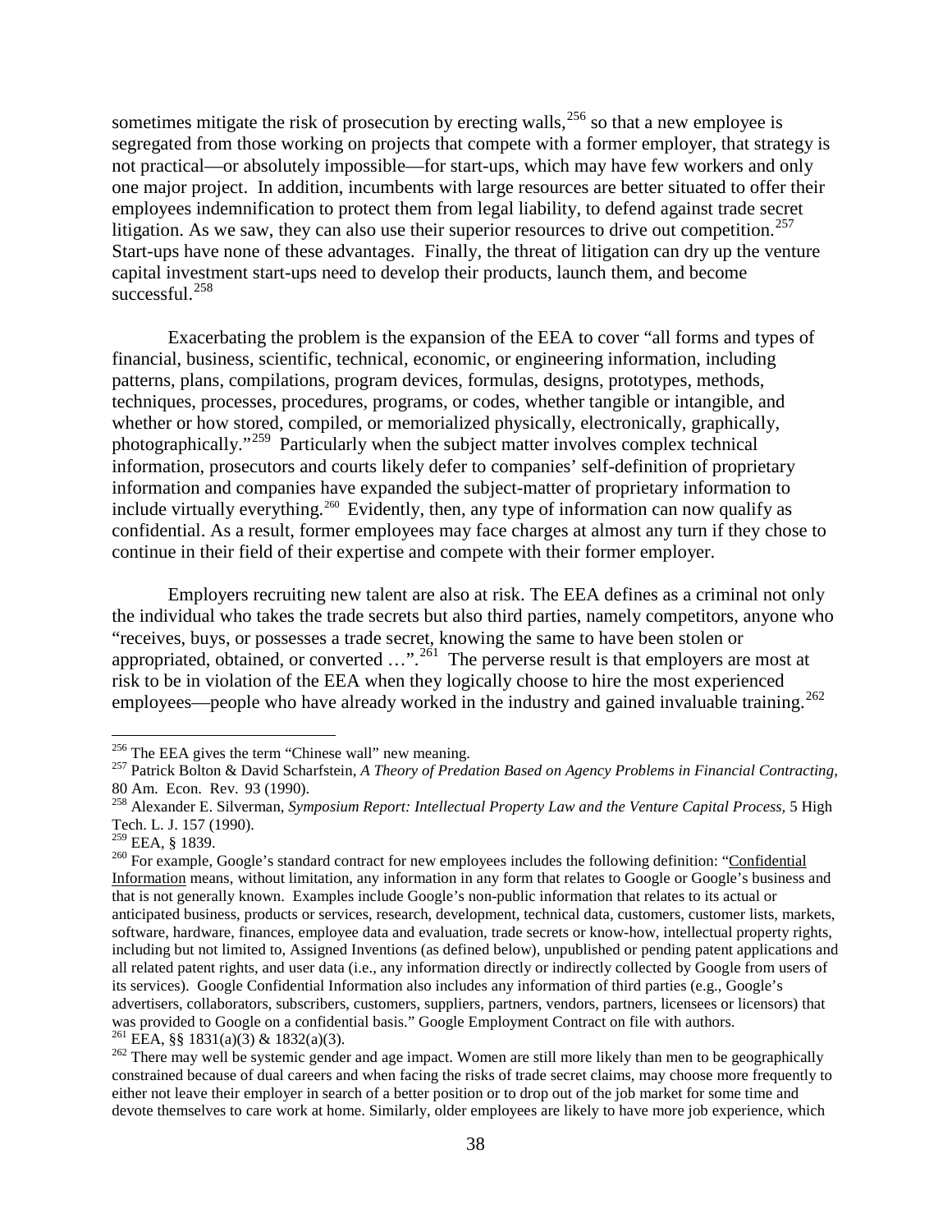sometimes mitigate the risk of prosecution by erecting walls,[256] so that a new employee is segregated from those working on projects that compete with a former employer, that strategy is not practical—or absolutely impossible—for start-ups, which may have few workers and only one major project. In addition, incumbents with large resources are better situated to offer their employees indemnification to protect them from legal liability, to defend against trade secret litigation. As we saw, they can also use their superior resources to drive out competition.[257] Start-ups have none of these advantages. Finally, the threat of litigation can dry up the venture capital investment start-ups need to develop their products, launch them, and become successful.[258]

Exacerbating the problem is the expansion of the EEA to cover "all forms and types of financial, business, scientific, technical, economic, or engineering information, including patterns, plans, compilations, program devices, formulas, designs, prototypes, methods, techniques, processes, procedures, programs, or codes, whether tangible or intangible, and whether or how stored, compiled, or memorialized physically, electronically, graphically, photographically."[259] Particularly when the subject matter involves complex technical information, prosecutors and courts likely defer to companies' self-definition of proprietary information and companies have expanded the subject-matter of proprietary information to include virtually everything.[260] Evidently, then, any type of information can now qualify as confidential. As a result, former employees may face charges at almost any turn if they chose to continue in their field of their expertise and compete with their former employer.

Employers recruiting new talent are also at risk. The EEA defines as a criminal not only the individual who takes the trade secrets but also third parties, namely competitors, anyone who "receives, buys, or possesses a trade secret, knowing the same to have been stolen or appropriated, obtained, or converted …".[261] The perverse result is that employers are most at risk to be in violation of the EEA when they logically choose to hire the most experienced employees—people who have already worked in the industry and gained invaluable training.[262]

---

[256] The EEA gives the term "Chinese wall" new meaning.

[257] Patrick Bolton & David Scharfstein, *A Theory of Predation Based on Agency Problems in Financial Contracting*, 80 Am. Econ. Rev. 93 (1990).

[258] Alexander E. Silverman, *Symposium Report: Intellectual Property Law and the Venture Capital Process,* 5 High Tech. L. J. 157 (1990).

[259] EEA, § 1839.

[260] For example, Google's standard contract for new employees includes the following definition: "Confidential Information means, without limitation, any information in any form that relates to Google or Google's business and that is not generally known. Examples include Google's non-public information that relates to its actual or anticipated business, products or services, research, development, technical data, customers, customer lists, markets, software, hardware, finances, employee data and evaluation, trade secrets or know-how, intellectual property rights, including but not limited to, Assigned Inventions (as defined below), unpublished or pending patent applications and all related patent rights, and user data (i.e., any information directly or indirectly collected by Google from users of its services). Google Confidential Information also includes any information of third parties (e.g., Google's advertisers, collaborators, subscribers, customers, suppliers, partners, vendors, partners, licensees or licensors) that was provided to Google on a confidential basis." Google Employment Contract on file with authors.

[261] EEA, §§ 1831(a)(3) & 1832(a)(3).

[262] There may well be systemic gender and age impact. Women are still more likely than men to be geographically constrained because of dual careers and when facing the risks of trade secret claims, may choose more frequently to either not leave their employer in search of a better position or to drop out of the job market for some time and devote themselves to care work at home. Similarly, older employees are likely to have more job experience, which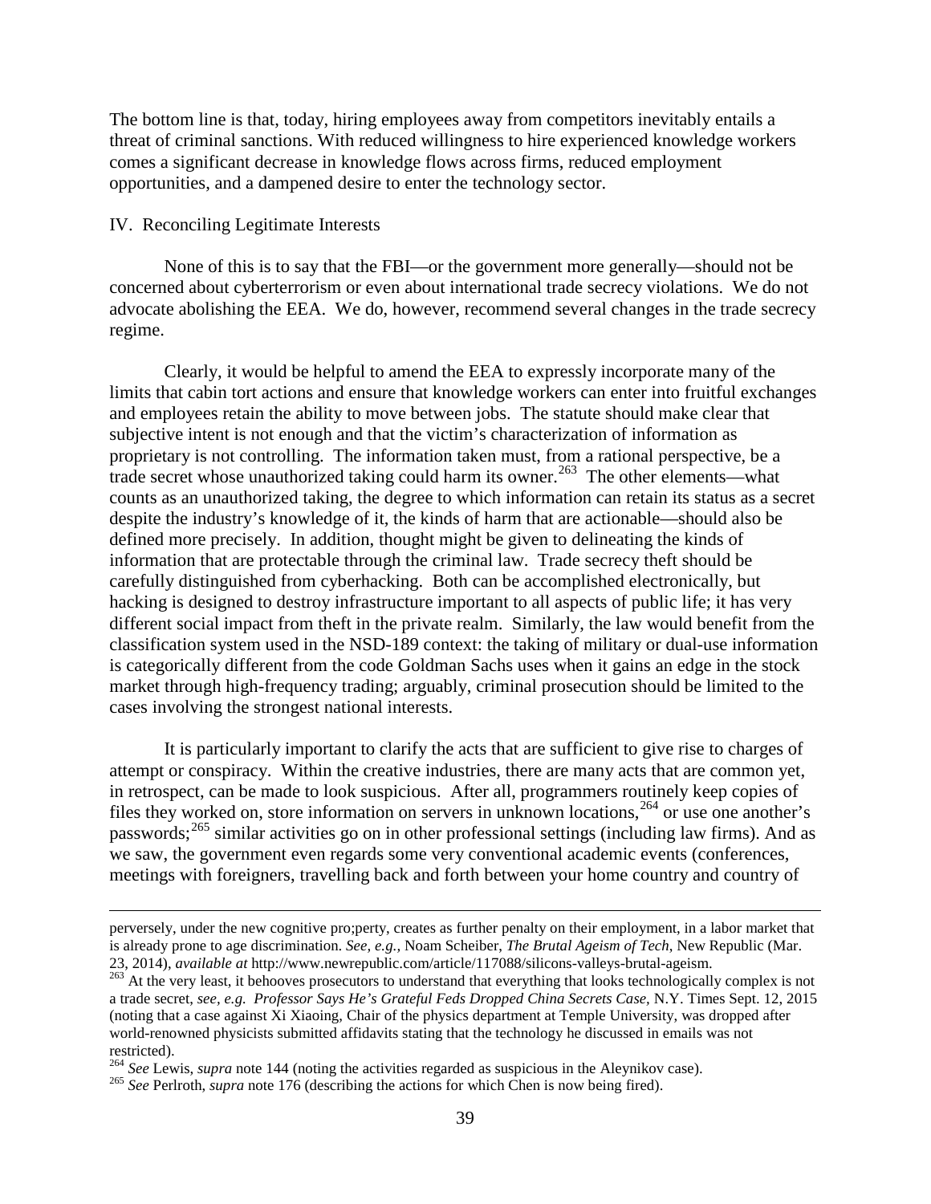The bottom line is that, today, hiring employees away from competitors inevitably entails a threat of criminal sanctions. With reduced willingness to hire experienced knowledge workers comes a significant decrease in knowledge flows across firms, reduced employment opportunities, and a dampened desire to enter the technology sector.

## IV. Reconciling Legitimate Interests

None of this is to say that the FBI—or the government more generally—should not be concerned about cyberterrorism or even about international trade secrecy violations. We do not advocate abolishing the EEA. We do, however, recommend several changes in the trade secrecy regime.

Clearly, it would be helpful to amend the EEA to expressly incorporate many of the limits that cabin tort actions and ensure that knowledge workers can enter into fruitful exchanges and employees retain the ability to move between jobs. The statute should make clear that subjective intent is not enough and that the victim's characterization of information as proprietary is not controlling. The information taken must, from a rational perspective, be a trade secret whose unauthorized taking could harm its owner.[263] The other elements—what counts as an unauthorized taking, the degree to which information can retain its status as a secret despite the industry's knowledge of it, the kinds of harm that are actionable—should also be defined more precisely. In addition, thought might be given to delineating the kinds of information that are protectable through the criminal law. Trade secrecy theft should be carefully distinguished from cyberhacking. Both can be accomplished electronically, but hacking is designed to destroy infrastructure important to all aspects of public life; it has very different social impact from theft in the private realm. Similarly, the law would benefit from the classification system used in the NSD-189 context: the taking of military or dual-use information is categorically different from the code Goldman Sachs uses when it gains an edge in the stock market through high-frequency trading; arguably, criminal prosecution should be limited to the cases involving the strongest national interests.

It is particularly important to clarify the acts that are sufficient to give rise to charges of attempt or conspiracy. Within the creative industries, there are many acts that are common yet, in retrospect, can be made to look suspicious. After all, programmers routinely keep copies of files they worked on, store information on servers in unknown locations,[264] or use one another's passwords;[265] similar activities go on in other professional settings (including law firms). And as we saw, the government even regards some very conventional academic events (conferences, meetings with foreigners, travelling back and forth between your home country and country of

---

perversely, under the new cognitive pro;perty, creates as further penalty on their employment, in a labor market that is already prone to age discrimination. *See, e.g.,* Noam Scheiber, *The Brutal Ageism of Tech*, New Republic (Mar. 23, 2014), *available at* http://www.newrepublic.com/article/117088/silicons-valleys-brutal-ageism.

[263] At the very least, it behooves prosecutors to understand that everything that looks technologically complex is not a trade secret, *see, e.g. Professor Says He's Grateful Feds Dropped China Secrets Case,* N.Y. Times Sept. 12, 2015 (noting that a case against Xi Xiaoing, Chair of the physics department at Temple University, was dropped after world-renowned physicists submitted affidavits stating that the technology he discussed in emails was not restricted).

[264] *See* Lewis, *supra* note 144 (noting the activities regarded as suspicious in the Aleynikov case).

[265] *See* Perlroth, *supra* note 176 (describing the actions for which Chen is now being fired).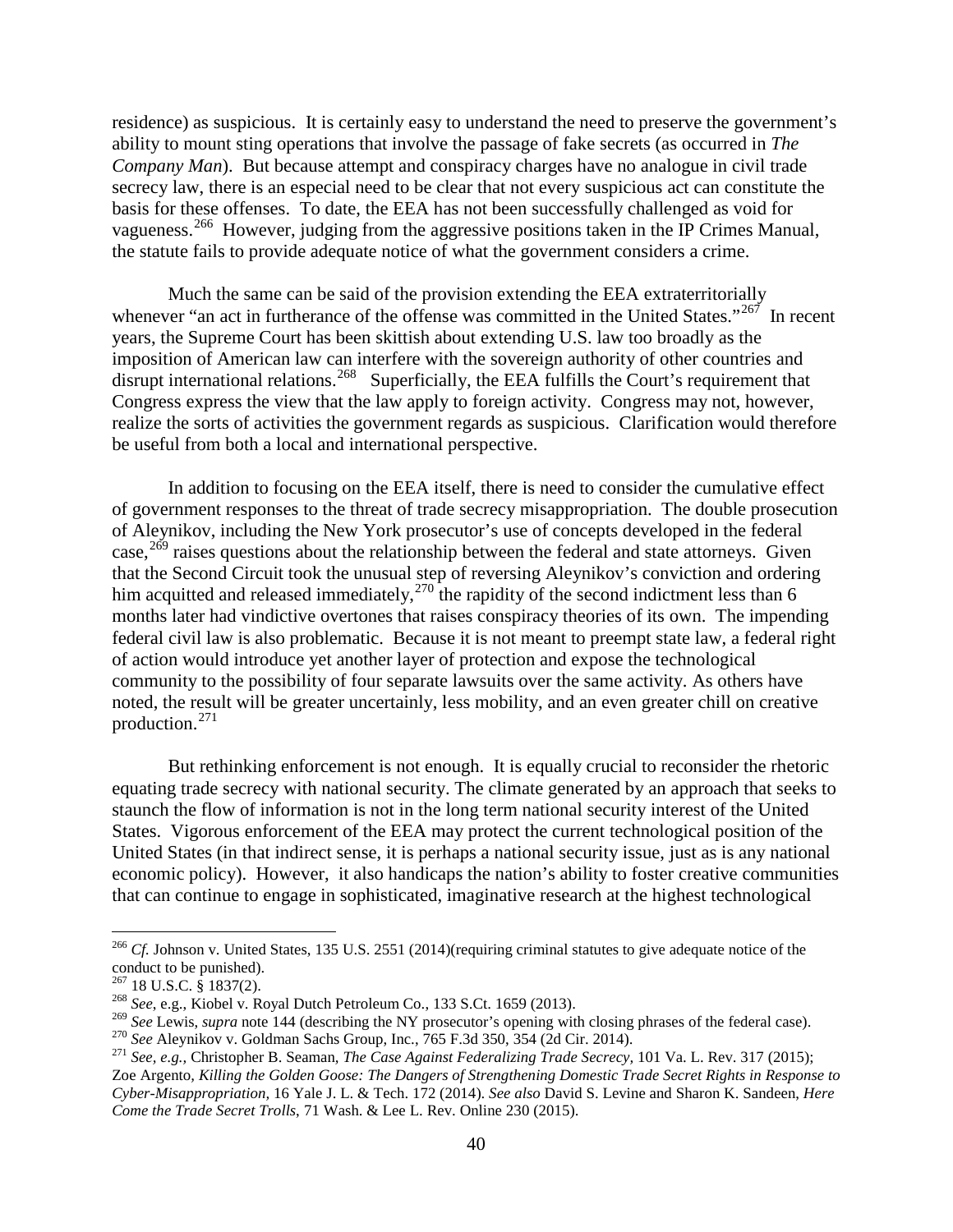residence) as suspicious. It is certainly easy to understand the need to preserve the government's ability to mount sting operations that involve the passage of fake secrets (as occurred in *The Company Man*). But because attempt and conspiracy charges have no analogue in civil trade secrecy law, there is an especial need to be clear that not every suspicious act can constitute the basis for these offenses. To date, the EEA has not been successfully challenged as void for vagueness.[266] However, judging from the aggressive positions taken in the IP Crimes Manual, the statute fails to provide adequate notice of what the government considers a crime.

Much the same can be said of the provision extending the EEA extraterritorially whenever "an act in furtherance of the offense was committed in the United States."[267] In recent years, the Supreme Court has been skittish about extending U.S. law too broadly as the imposition of American law can interfere with the sovereign authority of other countries and disrupt international relations.[268] Superficially, the EEA fulfills the Court's requirement that Congress express the view that the law apply to foreign activity. Congress may not, however, realize the sorts of activities the government regards as suspicious. Clarification would therefore be useful from both a local and international perspective.

In addition to focusing on the EEA itself, there is need to consider the cumulative effect of government responses to the threat of trade secrecy misappropriation. The double prosecution of Aleynikov, including the New York prosecutor's use of concepts developed in the federal case,[269] raises questions about the relationship between the federal and state attorneys. Given that the Second Circuit took the unusual step of reversing Aleynikov's conviction and ordering him acquitted and released immediately,[270] the rapidity of the second indictment less than 6 months later had vindictive overtones that raises conspiracy theories of its own. The impending federal civil law is also problematic. Because it is not meant to preempt state law, a federal right of action would introduce yet another layer of protection and expose the technological community to the possibility of four separate lawsuits over the same activity. As others have noted, the result will be greater uncertainly, less mobility, and an even greater chill on creative production.[271]

But rethinking enforcement is not enough. It is equally crucial to reconsider the rhetoric equating trade secrecy with national security. The climate generated by an approach that seeks to staunch the flow of information is not in the long term national security interest of the United States. Vigorous enforcement of the EEA may protect the current technological position of the United States (in that indirect sense, it is perhaps a national security issue, just as is any national economic policy). However, it also handicaps the nation's ability to foster creative communities that can continue to engage in sophisticated, imaginative research at the highest technological

---

[266] *Cf.* Johnson v. United States, 135 U.S. 2551 (2014)(requiring criminal statutes to give adequate notice of the conduct to be punished).

[267] 18 U.S.C. § 1837(2).

[268] *See*, e.g., Kiobel v. Royal Dutch Petroleum Co., 133 S.Ct. 1659 (2013).

[269] *See* Lewis, *supra* note 144 (describing the NY prosecutor's opening with closing phrases of the federal case).

[270] *See* Aleynikov v. Goldman Sachs Group, Inc., 765 F.3d 350, 354 (2d Cir. 2014).

[271] *See, e.g.,* Christopher B. Seaman, *The Case Against Federalizing Trade Secrecy,* 101 Va. L. Rev. 317 (2015); Zoe Argento, *Killing the Golden Goose: The Dangers of Strengthening Domestic Trade Secret Rights in Response to Cyber-Misappropriation,* 16 Yale J. L. & Tech. 172 (2014). *See also* David S. Levine and Sharon K. Sandeen, *Here Come the Trade Secret Trolls*, 71 Wash. & Lee L. Rev. Online 230 (2015).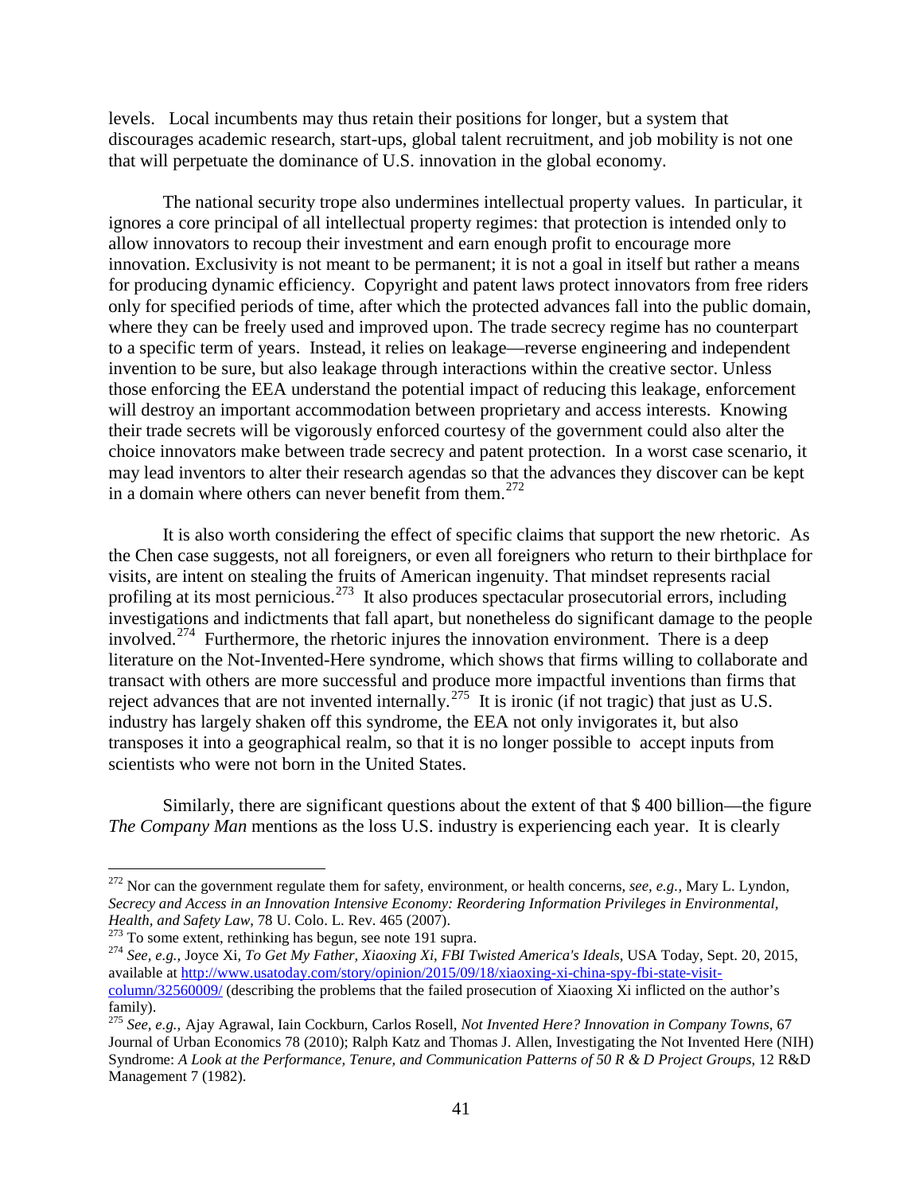levels. Local incumbents may thus retain their positions for longer, but a system that discourages academic research, start-ups, global talent recruitment, and job mobility is not one that will perpetuate the dominance of U.S. innovation in the global economy.

The national security trope also undermines intellectual property values. In particular, it ignores a core principal of all intellectual property regimes: that protection is intended only to allow innovators to recoup their investment and earn enough profit to encourage more innovation. Exclusivity is not meant to be permanent; it is not a goal in itself but rather a means for producing dynamic efficiency. Copyright and patent laws protect innovators from free riders only for specified periods of time, after which the protected advances fall into the public domain, where they can be freely used and improved upon. The trade secrecy regime has no counterpart to a specific term of years. Instead, it relies on leakage—reverse engineering and independent invention to be sure, but also leakage through interactions within the creative sector. Unless those enforcing the EEA understand the potential impact of reducing this leakage, enforcement will destroy an important accommodation between proprietary and access interests. Knowing their trade secrets will be vigorously enforced courtesy of the government could also alter the choice innovators make between trade secrecy and patent protection. In a worst case scenario, it may lead inventors to alter their research agendas so that the advances they discover can be kept in a domain where others can never benefit from them.[272]

It is also worth considering the effect of specific claims that support the new rhetoric. As the Chen case suggests, not all foreigners, or even all foreigners who return to their birthplace for visits, are intent on stealing the fruits of American ingenuity. That mindset represents racial profiling at its most pernicious.[273] It also produces spectacular prosecutorial errors, including investigations and indictments that fall apart, but nonetheless do significant damage to the people involved.[274] Furthermore, the rhetoric injures the innovation environment. There is a deep literature on the Not-Invented-Here syndrome, which shows that firms willing to collaborate and transact with others are more successful and produce more impactful inventions than firms that reject advances that are not invented internally.[275] It is ironic (if not tragic) that just as U.S. industry has largely shaken off this syndrome, the EEA not only invigorates it, but also transposes it into a geographical realm, so that it is no longer possible to accept inputs from scientists who were not born in the United States.

Similarly, there are significant questions about the extent of that \$ 400 billion—the figure *The Company Man* mentions as the loss U.S. industry is experiencing each year. It is clearly

---

[272] Nor can the government regulate them for safety, environment, or health concerns, *see, e.g.*, Mary L. Lyndon, *Secrecy and Access in an Innovation Intensive Economy: Reordering Information Privileges in Environmental, Health, and Safety Law*, 78 U. Colo. L. Rev. 465 (2007).

[273] To some extent, rethinking has begun, see note 191 supra.

[274] *See, e.g.*, Joyce Xi, *To Get My Father, Xiaoxing Xi, FBI Twisted America's Ideals*, USA Today, Sept. 20, 2015, available at http://www.usatoday.com/story/opinion/2015/09/18/xiaoxing-xi-china-spy-fbi-state-visit-column/32560009/ (describing the problems that the failed prosecution of Xiaoxing Xi inflicted on the author's family).

[275] *See, e.g.*, Ajay Agrawal, Iain Cockburn, Carlos Rosell, *Not Invented Here? Innovation in Company Towns*, 67 Journal of Urban Economics 78 (2010); Ralph Katz and Thomas J. Allen, Investigating the Not Invented Here (NIH) Syndrome: *A Look at the Performance, Tenure, and Communication Patterns of 50 R & D Project Groups*, 12 R&D Management 7 (1982).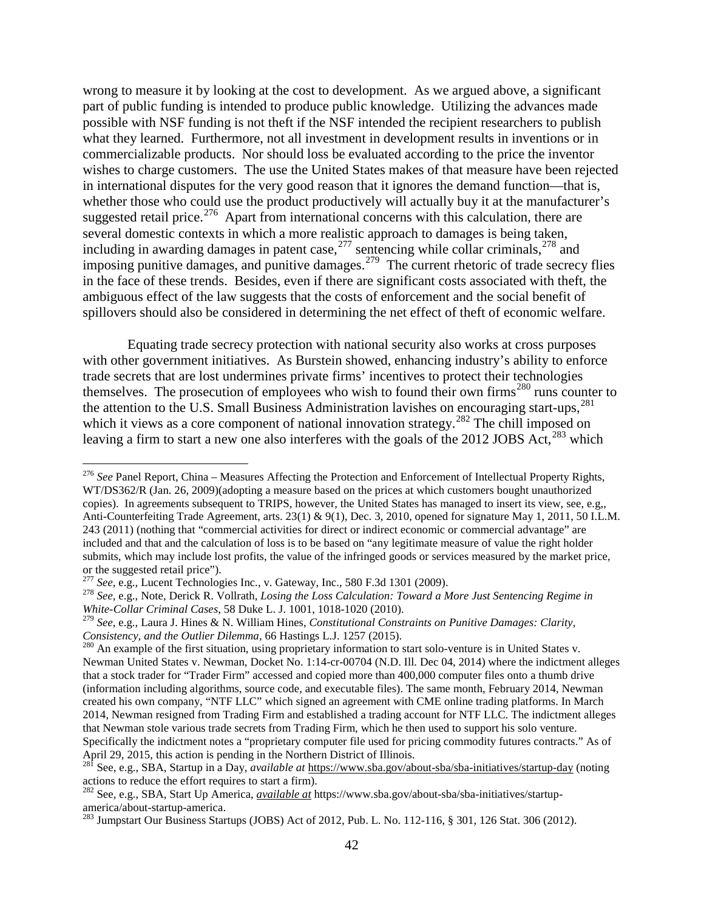wrong to measure it by looking at the cost to development. As we argued above, a significant part of public funding is intended to produce public knowledge. Utilizing the advances made possible with NSF funding is not theft if the NSF intended the recipient researchers to publish what they learned. Furthermore, not all investment in development results in inventions or in commercializable products. Nor should loss be evaluated according to the price the inventor wishes to charge customers. The use the United States makes of that measure have been rejected in international disputes for the very good reason that it ignores the demand function—that is, whether those who could use the product productively will actually buy it at the manufacturer's suggested retail price.[276] Apart from international concerns with this calculation, there are several domestic contexts in which a more realistic approach to damages is being taken, including in awarding damages in patent case,[277] sentencing while collar criminals,[278] and imposing punitive damages, and punitive damages.[279] The current rhetoric of trade secrecy flies in the face of these trends. Besides, even if there are significant costs associated with theft, the ambiguous effect of the law suggests that the costs of enforcement and the social benefit of spillovers should also be considered in determining the net effect of theft of economic welfare.

Equating trade secrecy protection with national security also works at cross purposes with other government initiatives. As Burstein showed, enhancing industry's ability to enforce trade secrets that are lost undermines private firms' incentives to protect their technologies themselves. The prosecution of employees who wish to found their own firms[280] runs counter to the attention to the U.S. Small Business Administration lavishes on encouraging start-ups,[281] which it views as a core component of national innovation strategy.[282] The chill imposed on leaving a firm to start a new one also interferes with the goals of the 2012 JOBS Act,[283] which

---

[276] *See* Panel Report, China – Measures Affecting the Protection and Enforcement of Intellectual Property Rights, WT/DS362/R (Jan. 26, 2009)(adopting a measure based on the prices at which customers bought unauthorized copies). In agreements subsequent to TRIPS, however, the United States has managed to insert its view, see, e.g,, Anti-Counterfeiting Trade Agreement, arts. 23(1) & 9(1), Dec. 3, 2010, opened for signature May 1, 2011, 50 I.L.M. 243 (2011) (nothing that "commercial activities for direct or indirect economic or commercial advantage" are included and that and the calculation of loss is to be based on "any legitimate measure of value the right holder submits, which may include lost profits, the value of the infringed goods or services measured by the market price, or the suggested retail price").

[277] *See*, e.g., Lucent Technologies Inc., v. Gateway, Inc., 580 F.3d 1301 (2009).

[278] *See*, e.g., Note, Derick R. Vollrath, *Losing the Loss Calculation: Toward a More Just Sentencing Regime in White-Collar Criminal Cases*, 58 Duke L. J. 1001, 1018-1020 (2010).

[279] *See*, e.g., Laura J. Hines & N. William Hines, *Constitutional Constraints on Punitive Damages: Clarity, Consistency, and the Outlier Dilemma*, 66 Hastings L.J. 1257 (2015).

[280] An example of the first situation, using proprietary information to start solo-venture is in United States v. Newman United States v. Newman, Docket No. 1:14-cr-00704 (N.D. Ill. Dec 04, 2014) where the indictment alleges that a stock trader for "Trader Firm" accessed and copied more than 400,000 computer files onto a thumb drive (information including algorithms, source code, and executable files). The same month, February 2014, Newman created his own company, "NTF LLC" which signed an agreement with CME online trading platforms. In March 2014, Newman resigned from Trading Firm and established a trading account for NTF LLC. The indictment alleges that Newman stole various trade secrets from Trading Firm, which he then used to support his solo venture. Specifically the indictment notes a "proprietary computer file used for pricing commodity futures contracts." As of April 29, 2015, this action is pending in the Northern District of Illinois.

[281] See, e.g., SBA, Startup in a Day, *available at* https://www.sba.gov/about-sba/sba-initiatives/startup-day (noting actions to reduce the effort requires to start a firm).

[282] See, e.g., SBA, Start Up America, *available at* https://www.sba.gov/about-sba/sba-initiatives/startup-america/about-startup-america.

[283] Jumpstart Our Business Startups (JOBS) Act of 2012, Pub. L. No. 112-116, § 301, 126 Stat. 306 (2012).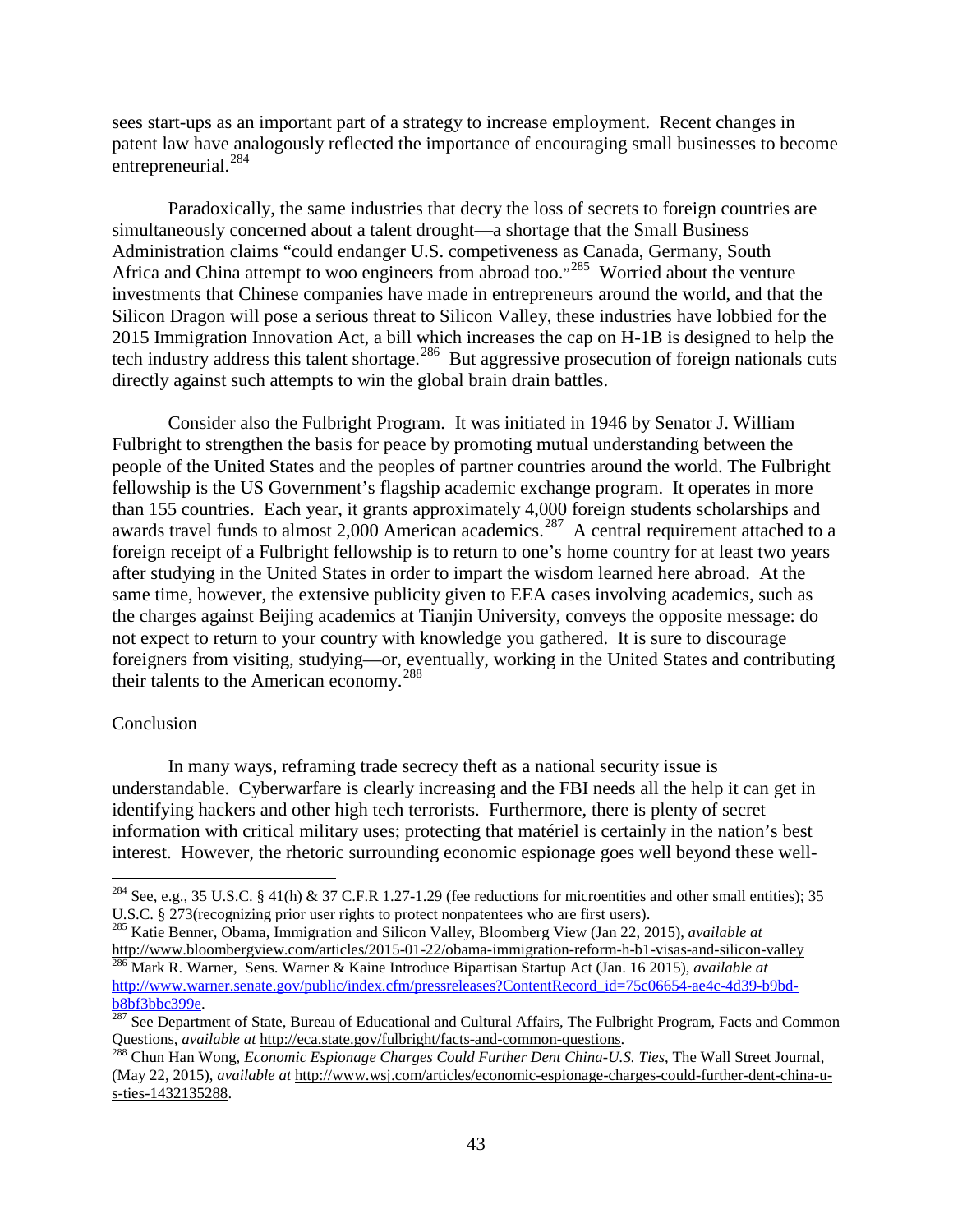sees start-ups as an important part of a strategy to increase employment. Recent changes in patent law have analogously reflected the importance of encouraging small businesses to become entrepreneurial.[284]

Paradoxically, the same industries that decry the loss of secrets to foreign countries are simultaneously concerned about a talent drought—a shortage that the Small Business Administration claims "could endanger U.S. competiveness as Canada, Germany, South Africa and China attempt to woo engineers from abroad too."[285] Worried about the venture investments that Chinese companies have made in entrepreneurs around the world, and that the Silicon Dragon will pose a serious threat to Silicon Valley, these industries have lobbied for the 2015 Immigration Innovation Act, a bill which increases the cap on H-1B is designed to help the tech industry address this talent shortage.[286] But aggressive prosecution of foreign nationals cuts directly against such attempts to win the global brain drain battles.

Consider also the Fulbright Program. It was initiated in 1946 by Senator J. William Fulbright to strengthen the basis for peace by promoting mutual understanding between the people of the United States and the peoples of partner countries around the world. The Fulbright fellowship is the US Government's flagship academic exchange program. It operates in more than 155 countries. Each year, it grants approximately 4,000 foreign students scholarships and awards travel funds to almost 2,000 American academics.[287] A central requirement attached to a foreign receipt of a Fulbright fellowship is to return to one's home country for at least two years after studying in the United States in order to impart the wisdom learned here abroad. At the same time, however, the extensive publicity given to EEA cases involving academics, such as the charges against Beijing academics at Tianjin University, conveys the opposite message: do not expect to return to your country with knowledge you gathered. It is sure to discourage foreigners from visiting, studying—or, eventually, working in the United States and contributing their talents to the American economy.[288]

## Conclusion

In many ways, reframing trade secrecy theft as a national security issue is understandable. Cyberwarfare is clearly increasing and the FBI needs all the help it can get in identifying hackers and other high tech terrorists. Furthermore, there is plenty of secret information with critical military uses; protecting that matériel is certainly in the nation's best interest. However, the rhetoric surrounding economic espionage goes well beyond these well-

---

[284] See, e.g., 35 U.S.C. § 41(h) & 37 C.F.R 1.27-1.29 (fee reductions for microentities and other small entities); 35 U.S.C. § 273(recognizing prior user rights to protect nonpatentees who are first users).

[285] Katie Benner, Obama, Immigration and Silicon Valley, Bloomberg View (Jan 22, 2015), *available at* http://www.bloombergview.com/articles/2015-01-22/obama-immigration-reform-h-b1-visas-and-silicon-valley

[286] Mark R. Warner, Sens. Warner & Kaine Introduce Bipartisan Startup Act (Jan. 16 2015), *available at* http://www.warner.senate.gov/public/index.cfm/pressreleases?ContentRecord_id=75c06654-ae4c-4d39-b9bd-b8bf3bbc399e.

[287] See Department of State, Bureau of Educational and Cultural Affairs, The Fulbright Program, Facts and Common Questions, *available at* http://eca.state.gov/fulbright/facts-and-common-questions.

[288] Chun Han Wong, *Economic Espionage Charges Could Further Dent China-U.S. Ties*, The Wall Street Journal, (May 22, 2015), *available at* http://www.wsj.com/articles/economic-espionage-charges-could-further-dent-china-u-s-ties-1432135288.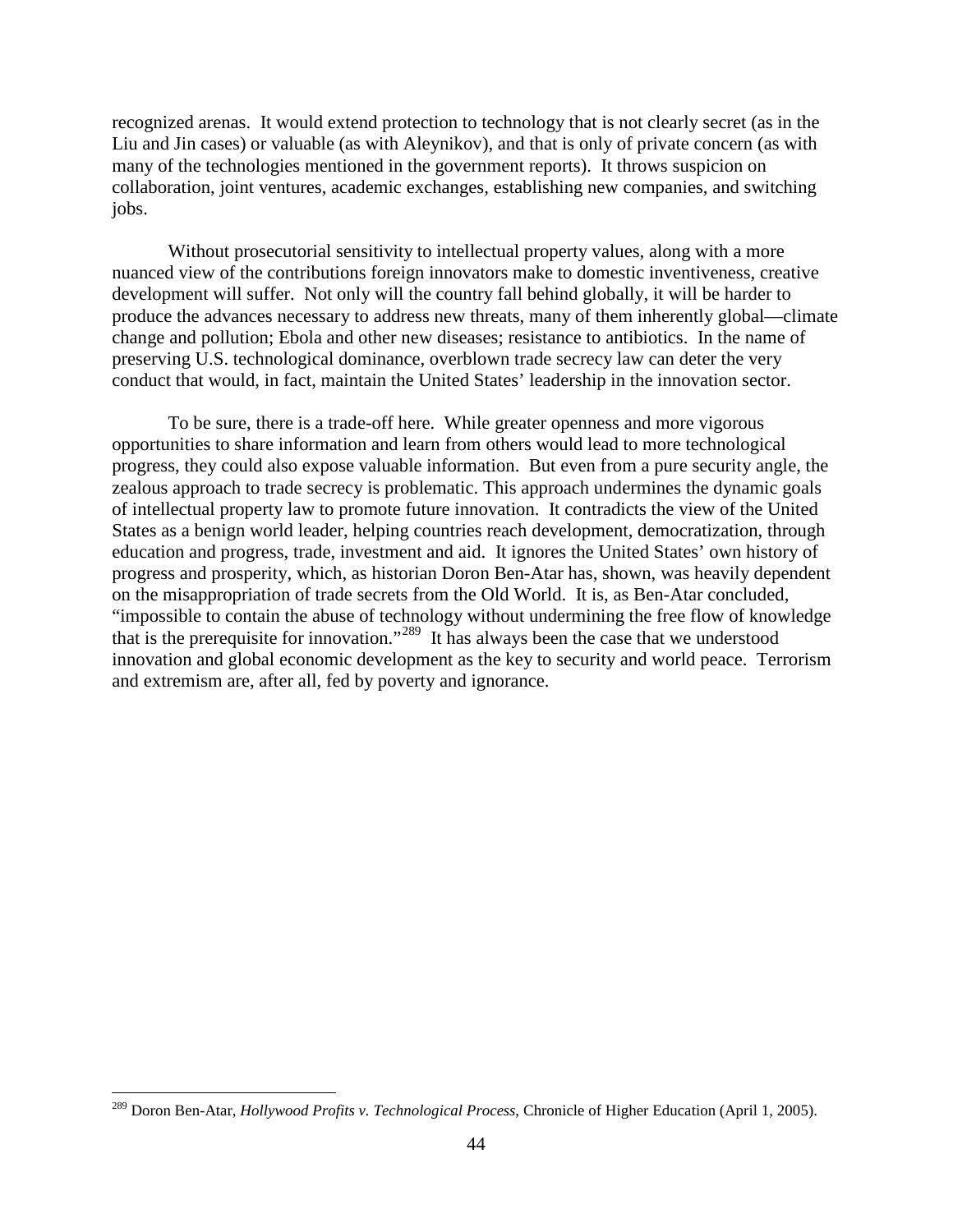recognized arenas. It would extend protection to technology that is not clearly secret (as in the Liu and Jin cases) or valuable (as with Aleynikov), and that is only of private concern (as with many of the technologies mentioned in the government reports). It throws suspicion on collaboration, joint ventures, academic exchanges, establishing new companies, and switching jobs.

Without prosecutorial sensitivity to intellectual property values, along with a more nuanced view of the contributions foreign innovators make to domestic inventiveness, creative development will suffer. Not only will the country fall behind globally, it will be harder to produce the advances necessary to address new threats, many of them inherently global—climate change and pollution; Ebola and other new diseases; resistance to antibiotics. In the name of preserving U.S. technological dominance, overblown trade secrecy law can deter the very conduct that would, in fact, maintain the United States' leadership in the innovation sector.

To be sure, there is a trade-off here. While greater openness and more vigorous opportunities to share information and learn from others would lead to more technological progress, they could also expose valuable information. But even from a pure security angle, the zealous approach to trade secrecy is problematic. This approach undermines the dynamic goals of intellectual property law to promote future innovation. It contradicts the view of the United States as a benign world leader, helping countries reach development, democratization, through education and progress, trade, investment and aid. It ignores the United States' own history of progress and prosperity, which, as historian Doron Ben-Atar has, shown, was heavily dependent on the misappropriation of trade secrets from the Old World. It is, as Ben-Atar concluded, "impossible to contain the abuse of technology without undermining the free flow of knowledge that is the prerequisite for innovation."[289] It has always been the case that we understood innovation and global economic development as the key to security and world peace. Terrorism and extremism are, after all, fed by poverty and ignorance.

---

[289] Doron Ben-Atar, *Hollywood Profits v. Technological Process*, Chronicle of Higher Education (April 1, 2005).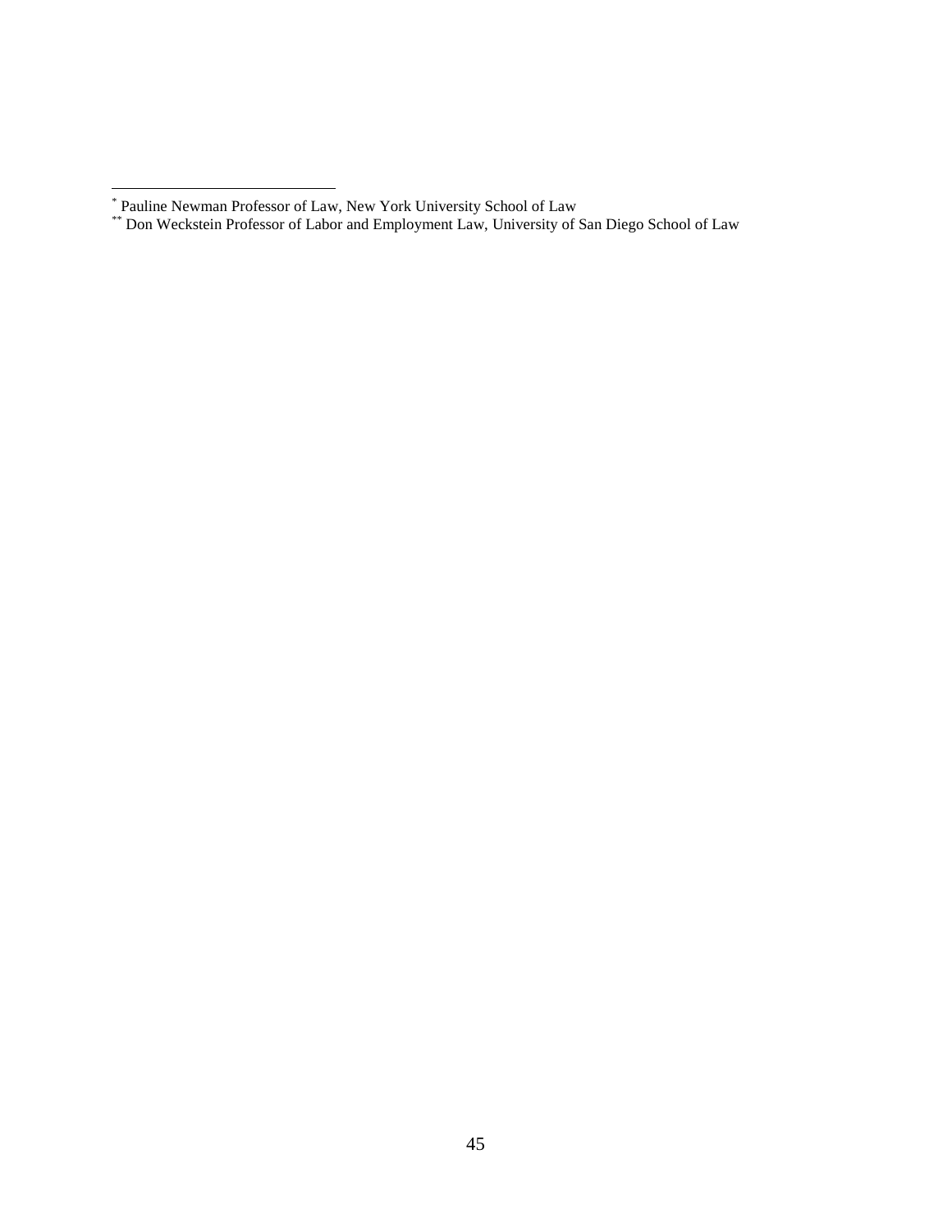[*] Pauline Newman Professor of Law, New York University School of Law

[**] Don Weckstein Professor of Labor and Employment Law, University of San Diego School of Law